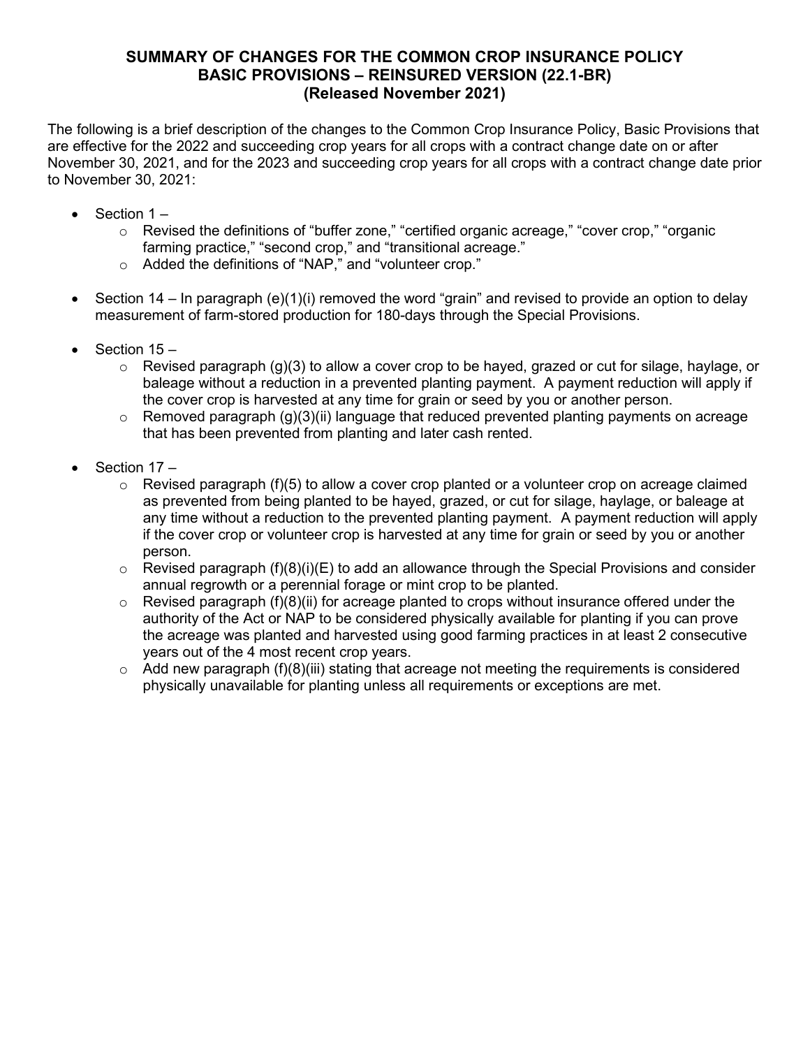# SUMMARY OF CHANGES FOR THE COMMON CROP INSURANCE POLICY BASIC PROVISIONS – REINSURED VERSION (22.1-BR)
## (Released November 2021)

The following is a brief description of the changes to the Common Crop Insurance Policy, Basic Provisions that are effective for the 2022 and succeeding crop years for all crops with a contract change date on or after November 30, 2021, and for the 2023 and succeeding crop years for all crops with a contract change date prior to November 30, 2021:

- Section 1 –
  - Revised the definitions of "buffer zone," "certified organic acreage," "cover crop," "organic farming practice," "second crop," and "transitional acreage."
  - Added the definitions of "NAP," and "volunteer crop."

- Section 14 – In paragraph (e)(1)(i) removed the word "grain" and revised to provide an option to delay measurement of farm-stored production for 180-days through the Special Provisions.

- Section 15 –
  - Revised paragraph (g)(3) to allow a cover crop to be hayed, grazed or cut for silage, haylage, or baleage without a reduction in a prevented planting payment. A payment reduction will apply if the cover crop is harvested at any time for grain or seed by you or another person.
  - Removed paragraph (g)(3)(ii) language that reduced prevented planting payments on acreage that has been prevented from planting and later cash rented.

- Section 17 –
  - Revised paragraph (f)(5) to allow a cover crop planted or a volunteer crop on acreage claimed as prevented from being planted to be hayed, grazed, or cut for silage, haylage, or baleage at any time without a reduction to the prevented planting payment. A payment reduction will apply if the cover crop or volunteer crop is harvested at any time for grain or seed by you or another person.
  - Revised paragraph (f)(8)(i)(E) to add an allowance through the Special Provisions and consider annual regrowth or a perennial forage or mint crop to be planted.
  - Revised paragraph (f)(8)(ii) for acreage planted to crops without insurance offered under the authority of the Act or NAP to be considered physically available for planting if you can prove the acreage was planted and harvested using good farming practices in at least 2 consecutive years out of the 4 most recent crop years.
  - Add new paragraph (f)(8)(iii) stating that acreage not meeting the requirements is considered physically unavailable for planting unless all requirements or exceptions are met.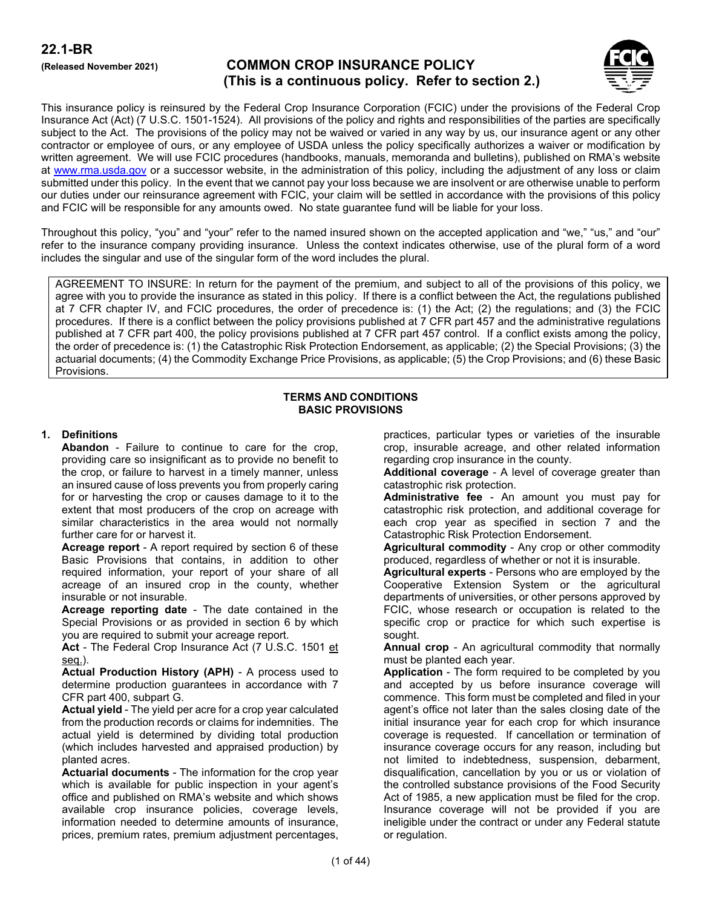**22.1-BR**

**(Released November 2021)**

# COMMON CROP INSURANCE POLICY
## (This is a continuous policy. Refer to section 2.)

This insurance policy is reinsured by the Federal Crop Insurance Corporation (FCIC) under the provisions of the Federal Crop Insurance Act (Act) (7 U.S.C. 1501-1524). All provisions of the policy and rights and responsibilities of the parties are specifically subject to the Act. The provisions of the policy may not be waived or varied in any way by us, our insurance agent or any other contractor or employee of ours, or any employee of USDA unless the policy specifically authorizes a waiver or modification by written agreement. We will use FCIC procedures (handbooks, manuals, memoranda and bulletins), published on RMA's website at www.rma.usda.gov or a successor website, in the administration of this policy, including the adjustment of any loss or claim submitted under this policy. In the event that we cannot pay your loss because we are insolvent or are otherwise unable to perform our duties under our reinsurance agreement with FCIC, your claim will be settled in accordance with the provisions of this policy and FCIC will be responsible for any amounts owed. No state guarantee fund will be liable for your loss.

Throughout this policy, "you" and "your" refer to the named insured shown on the accepted application and "we," "us," and "our" refer to the insurance company providing insurance. Unless the context indicates otherwise, use of the plural form of a word includes the singular and use of the singular form of the word includes the plural.

AGREEMENT TO INSURE: In return for the payment of the premium, and subject to all of the provisions of this policy, we agree with you to provide the insurance as stated in this policy. If there is a conflict between the Act, the regulations published at 7 CFR chapter IV, and FCIC procedures, the order of precedence is: (1) the Act; (2) the regulations; and (3) the FCIC procedures. If there is a conflict between the policy provisions published at 7 CFR part 457 and the administrative regulations published at 7 CFR part 400, the policy provisions published at 7 CFR part 457 control. If a conflict exists among the policy, the order of precedence is: (1) the Catastrophic Risk Protection Endorsement, as applicable; (2) the Special Provisions; (3) the actuarial documents; (4) the Commodity Exchange Price Provisions, as applicable; (5) the Crop Provisions; and (6) these Basic Provisions.

## TERMS AND CONDITIONS
## BASIC PROVISIONS

**1. Definitions**

**Abandon** - Failure to continue to care for the crop, providing care so insignificant as to provide no benefit to the crop, or failure to harvest in a timely manner, unless an insured cause of loss prevents you from properly caring for or harvesting the crop or causes damage to it to the extent that most producers of the crop on acreage with similar characteristics in the area would not normally further care for or harvest it.

**Acreage report** - A report required by section 6 of these Basic Provisions that contains, in addition to other required information, your report of your share of all acreage of an insured crop in the county, whether insurable or not insurable.

**Acreage reporting date** - The date contained in the Special Provisions or as provided in section 6 by which you are required to submit your acreage report.

**Act** - The Federal Crop Insurance Act (7 U.S.C. 1501 et seq.).

**Actual Production History (APH)** - A process used to determine production guarantees in accordance with 7 CFR part 400, subpart G.

**Actual yield** - The yield per acre for a crop year calculated from the production records or claims for indemnities. The actual yield is determined by dividing total production (which includes harvested and appraised production) by planted acres.

**Actuarial documents** - The information for the crop year which is available for public inspection in your agent's office and published on RMA's website and which shows available crop insurance policies, coverage levels, information needed to determine amounts of insurance, prices, premium rates, premium adjustment percentages, practices, particular types or varieties of the insurable crop, insurable acreage, and other related information regarding crop insurance in the county.

**Additional coverage** - A level of coverage greater than catastrophic risk protection.

**Administrative fee** - An amount you must pay for catastrophic risk protection, and additional coverage for each crop year as specified in section 7 and the Catastrophic Risk Protection Endorsement.

**Agricultural commodity** - Any crop or other commodity produced, regardless of whether or not it is insurable.

**Agricultural experts** - Persons who are employed by the Cooperative Extension System or the agricultural departments of universities, or other persons approved by FCIC, whose research or occupation is related to the specific crop or practice for which such expertise is sought.

**Annual crop** - An agricultural commodity that normally must be planted each year.

**Application** - The form required to be completed by you and accepted by us before insurance coverage will commence. This form must be completed and filed in your agent's office not later than the sales closing date of the initial insurance year for each crop for which insurance coverage is requested. If cancellation or termination of insurance coverage occurs for any reason, including but not limited to indebtedness, suspension, debarment, disqualification, cancellation by you or us or violation of the controlled substance provisions of the Food Security Act of 1985, a new application must be filed for the crop. Insurance coverage will not be provided if you are ineligible under the contract or under any Federal statute or regulation.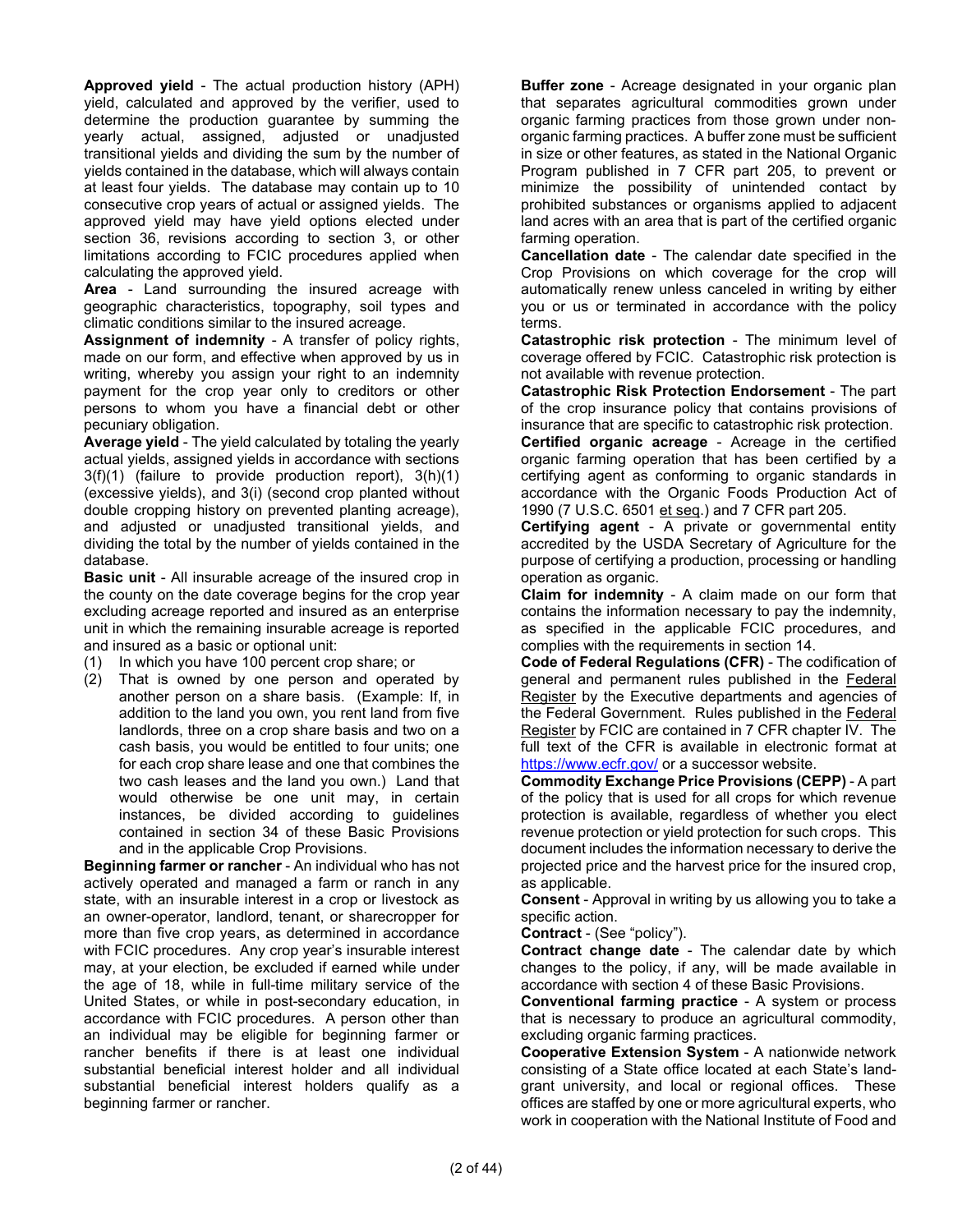**Approved yield** - The actual production history (APH) yield, calculated and approved by the verifier, used to determine the production guarantee by summing the yearly actual, assigned, adjusted or unadjusted transitional yields and dividing the sum by the number of yields contained in the database, which will always contain at least four yields. The database may contain up to 10 consecutive crop years of actual or assigned yields. The approved yield may have yield options elected under section 36, revisions according to section 3, or other limitations according to FCIC procedures applied when calculating the approved yield.

**Area** - Land surrounding the insured acreage with geographic characteristics, topography, soil types and climatic conditions similar to the insured acreage.

**Assignment of indemnity** - A transfer of policy rights, made on our form, and effective when approved by us in writing, whereby you assign your right to an indemnity payment for the crop year only to creditors or other persons to whom you have a financial debt or other pecuniary obligation.

**Average yield** - The yield calculated by totaling the yearly actual yields, assigned yields in accordance with sections 3(f)(1) (failure to provide production report), 3(h)(1) (excessive yields), and 3(i) (second crop planted without double cropping history on prevented planting acreage), and adjusted or unadjusted transitional yields, and dividing the total by the number of yields contained in the database.

**Basic unit** - All insurable acreage of the insured crop in the county on the date coverage begins for the crop year excluding acreage reported and insured as an enterprise unit in which the remaining insurable acreage is reported and insured as a basic or optional unit:

(1) In which you have 100 percent crop share; or
(2) That is owned by one person and operated by another person on a share basis. (Example: If, in addition to the land you own, you rent land from five landlords, three on a crop share basis and two on a cash basis, you would be entitled to four units; one for each crop share lease and one that combines the two cash leases and the land you own.) Land that would otherwise be one unit may, in certain instances, be divided according to guidelines contained in section 34 of these Basic Provisions and in the applicable Crop Provisions.

**Beginning farmer or rancher** - An individual who has not actively operated and managed a farm or ranch in any state, with an insurable interest in a crop or livestock as an owner-operator, landlord, tenant, or sharecropper for more than five crop years, as determined in accordance with FCIC procedures. Any crop year's insurable interest may, at your election, be excluded if earned while under the age of 18, while in full-time military service of the United States, or while in post-secondary education, in accordance with FCIC procedures. A person other than an individual may be eligible for beginning farmer or rancher benefits if there is at least one individual substantial beneficial interest holder and all individual substantial beneficial interest holders qualify as a beginning farmer or rancher.

**Buffer zone** - Acreage designated in your organic plan that separates agricultural commodities grown under organic farming practices from those grown under non-organic farming practices. A buffer zone must be sufficient in size or other features, as stated in the National Organic Program published in 7 CFR part 205, to prevent or minimize the possibility of unintended contact by prohibited substances or organisms applied to adjacent land acres with an area that is part of the certified organic farming operation.

**Cancellation date** - The calendar date specified in the Crop Provisions on which coverage for the crop will automatically renew unless canceled in writing by either you or us or terminated in accordance with the policy terms.

**Catastrophic risk protection** - The minimum level of coverage offered by FCIC. Catastrophic risk protection is not available with revenue protection.

**Catastrophic Risk Protection Endorsement** - The part of the crop insurance policy that contains provisions of insurance that are specific to catastrophic risk protection.

**Certified organic acreage** - Acreage in the certified organic farming operation that has been certified by a certifying agent as conforming to organic standards in accordance with the Organic Foods Production Act of 1990 (7 U.S.C. 6501 et seq.) and 7 CFR part 205.

**Certifying agent** - A private or governmental entity accredited by the USDA Secretary of Agriculture for the purpose of certifying a production, processing or handling operation as organic.

**Claim for indemnity** - A claim made on our form that contains the information necessary to pay the indemnity, as specified in the applicable FCIC procedures, and complies with the requirements in section 14.

**Code of Federal Regulations (CFR)** - The codification of general and permanent rules published in the Federal Register by the Executive departments and agencies of the Federal Government. Rules published in the Federal Register by FCIC are contained in 7 CFR chapter IV. The full text of the CFR is available in electronic format at https://www.ecfr.gov/ or a successor website.

**Commodity Exchange Price Provisions (CEPP)** - A part of the policy that is used for all crops for which revenue protection is available, regardless of whether you elect revenue protection or yield protection for such crops. This document includes the information necessary to derive the projected price and the harvest price for the insured crop, as applicable.

**Consent** - Approval in writing by us allowing you to take a specific action.

**Contract** - (See "policy").

**Contract change date** - The calendar date by which changes to the policy, if any, will be made available in accordance with section 4 of these Basic Provisions.

**Conventional farming practice** - A system or process that is necessary to produce an agricultural commodity, excluding organic farming practices.

**Cooperative Extension System** - A nationwide network consisting of a State office located at each State's land-grant university, and local or regional offices. These offices are staffed by one or more agricultural experts, who work in cooperation with the National Institute of Food and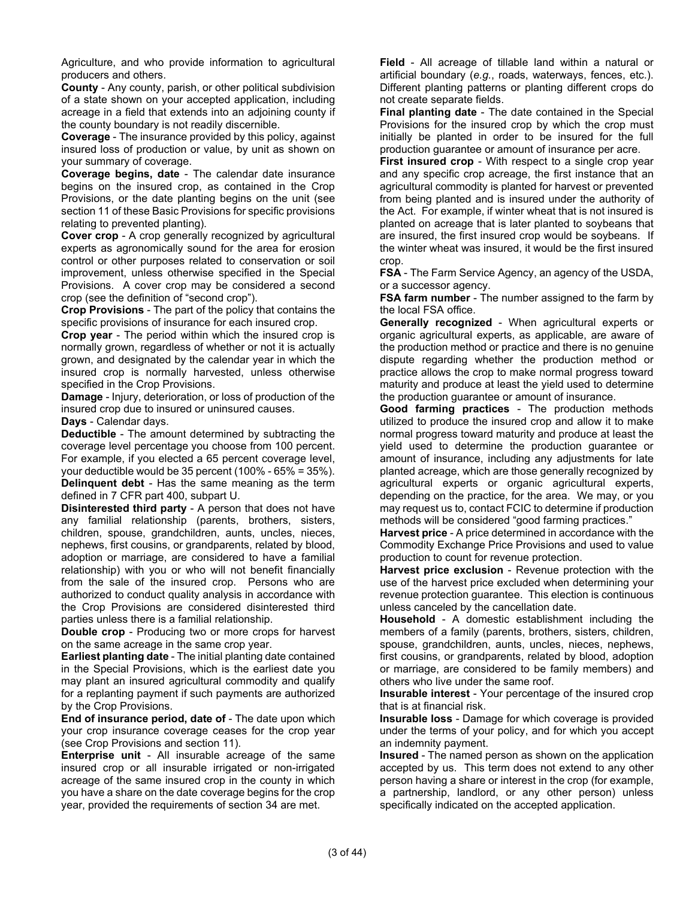Agriculture, and who provide information to agricultural producers and others.

**County** - Any county, parish, or other political subdivision of a state shown on your accepted application, including acreage in a field that extends into an adjoining county if the county boundary is not readily discernible.

**Coverage** - The insurance provided by this policy, against insured loss of production or value, by unit as shown on your summary of coverage.

**Coverage begins, date** - The calendar date insurance begins on the insured crop, as contained in the Crop Provisions, or the date planting begins on the unit (see section 11 of these Basic Provisions for specific provisions relating to prevented planting).

**Cover crop** - A crop generally recognized by agricultural experts as agronomically sound for the area for erosion control or other purposes related to conservation or soil improvement, unless otherwise specified in the Special Provisions. A cover crop may be considered a second crop (see the definition of "second crop").

**Crop Provisions** - The part of the policy that contains the specific provisions of insurance for each insured crop.

**Crop year** - The period within which the insured crop is normally grown, regardless of whether or not it is actually grown, and designated by the calendar year in which the insured crop is normally harvested, unless otherwise specified in the Crop Provisions.

**Damage** - Injury, deterioration, or loss of production of the insured crop due to insured or uninsured causes.

**Days** - Calendar days.

**Deductible** - The amount determined by subtracting the coverage level percentage you choose from 100 percent. For example, if you elected a 65 percent coverage level, your deductible would be 35 percent (100% - 65% = 35%).

**Delinquent debt** - Has the same meaning as the term defined in 7 CFR part 400, subpart U.

**Disinterested third party** - A person that does not have any familial relationship (parents, brothers, sisters, children, spouse, grandchildren, aunts, uncles, nieces, nephews, first cousins, or grandparents, related by blood, adoption or marriage, are considered to have a familial relationship) with you or who will not benefit financially from the sale of the insured crop. Persons who are authorized to conduct quality analysis in accordance with the Crop Provisions are considered disinterested third parties unless there is a familial relationship.

**Double crop** - Producing two or more crops for harvest on the same acreage in the same crop year.

**Earliest planting date** - The initial planting date contained in the Special Provisions, which is the earliest date you may plant an insured agricultural commodity and qualify for a replanting payment if such payments are authorized by the Crop Provisions.

**End of insurance period, date of** - The date upon which your crop insurance coverage ceases for the crop year (see Crop Provisions and section 11).

**Enterprise unit** - All insurable acreage of the same insured crop or all insurable irrigated or non-irrigated acreage of the same insured crop in the county in which you have a share on the date coverage begins for the crop year, provided the requirements of section 34 are met.

**Field** - All acreage of tillable land within a natural or artificial boundary (*e.g.*, roads, waterways, fences, etc.). Different planting patterns or planting different crops do not create separate fields.

**Final planting date** - The date contained in the Special Provisions for the insured crop by which the crop must initially be planted in order to be insured for the full production guarantee or amount of insurance per acre.

**First insured crop** - With respect to a single crop year and any specific crop acreage, the first instance that an agricultural commodity is planted for harvest or prevented from being planted and is insured under the authority of the Act. For example, if winter wheat that is not insured is planted on acreage that is later planted to soybeans that are insured, the first insured crop would be soybeans. If the winter wheat was insured, it would be the first insured crop.

**FSA** - The Farm Service Agency, an agency of the USDA, or a successor agency.

**FSA farm number** - The number assigned to the farm by the local FSA office.

**Generally recognized** - When agricultural experts or organic agricultural experts, as applicable, are aware of the production method or practice and there is no genuine dispute regarding whether the production method or practice allows the crop to make normal progress toward maturity and produce at least the yield used to determine the production guarantee or amount of insurance.

**Good farming practices** - The production methods utilized to produce the insured crop and allow it to make normal progress toward maturity and produce at least the yield used to determine the production guarantee or amount of insurance, including any adjustments for late planted acreage, which are those generally recognized by agricultural experts or organic agricultural experts, depending on the practice, for the area. We may, or you may request us to, contact FCIC to determine if production methods will be considered "good farming practices."

**Harvest price** - A price determined in accordance with the Commodity Exchange Price Provisions and used to value production to count for revenue protection.

**Harvest price exclusion** - Revenue protection with the use of the harvest price excluded when determining your revenue protection guarantee. This election is continuous unless canceled by the cancellation date.

**Household** - A domestic establishment including the members of a family (parents, brothers, sisters, children, spouse, grandchildren, aunts, uncles, nieces, nephews, first cousins, or grandparents, related by blood, adoption or marriage, are considered to be family members) and others who live under the same roof.

**Insurable interest** - Your percentage of the insured crop that is at financial risk.

**Insurable loss** - Damage for which coverage is provided under the terms of your policy, and for which you accept an indemnity payment.

**Insured** - The named person as shown on the application accepted by us. This term does not extend to any other person having a share or interest in the crop (for example, a partnership, landlord, or any other person) unless specifically indicated on the accepted application.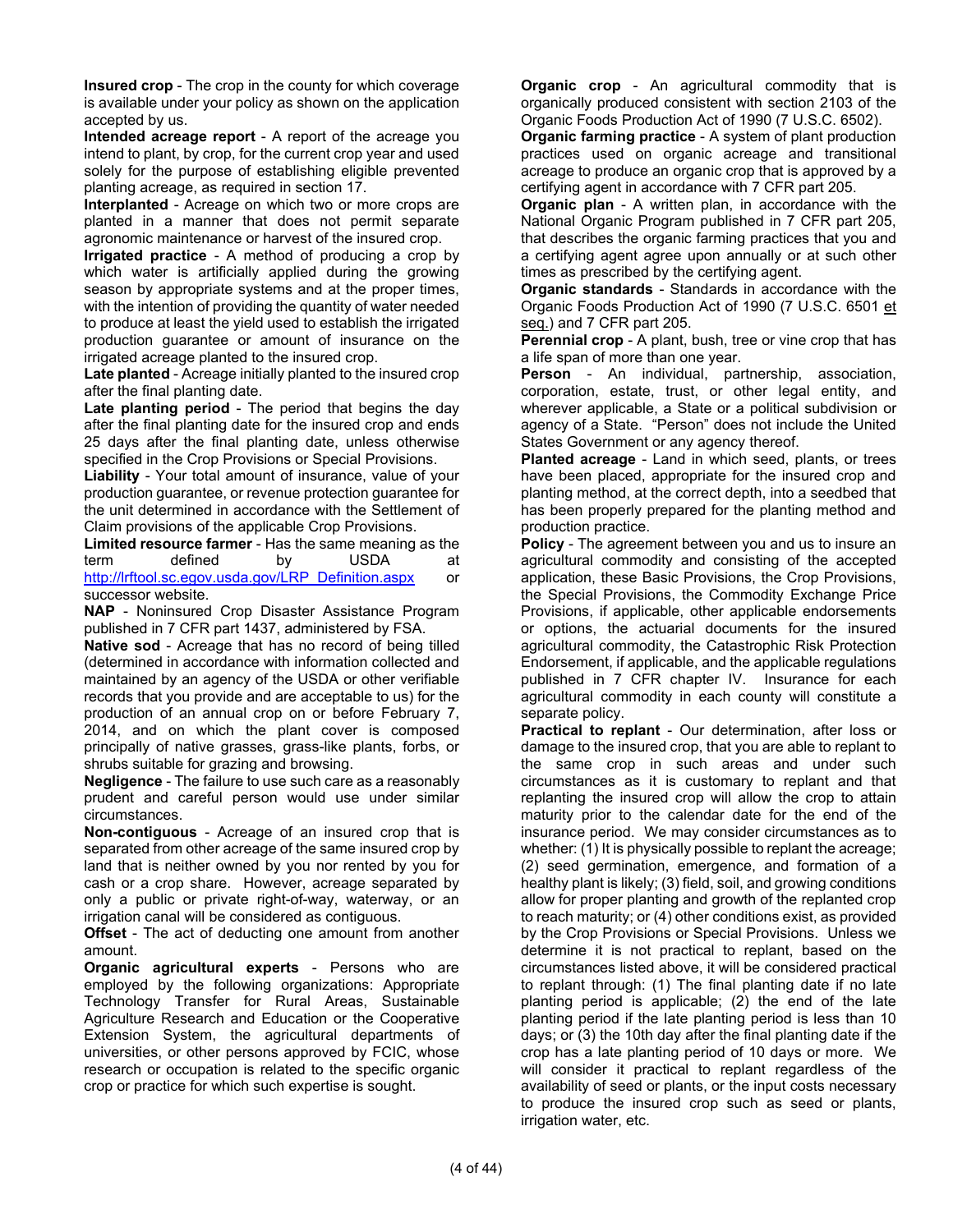**Insured crop** - The crop in the county for which coverage is available under your policy as shown on the application accepted by us.

**Intended acreage report** - A report of the acreage you intend to plant, by crop, for the current crop year and used solely for the purpose of establishing eligible prevented planting acreage, as required in section 17.

**Interplanted** - Acreage on which two or more crops are planted in a manner that does not permit separate agronomic maintenance or harvest of the insured crop.

**Irrigated practice** - A method of producing a crop by which water is artificially applied during the growing season by appropriate systems and at the proper times, with the intention of providing the quantity of water needed to produce at least the yield used to establish the irrigated production guarantee or amount of insurance on the irrigated acreage planted to the insured crop.

**Late planted** - Acreage initially planted to the insured crop after the final planting date.

**Late planting period** - The period that begins the day after the final planting date for the insured crop and ends 25 days after the final planting date, unless otherwise specified in the Crop Provisions or Special Provisions.

**Liability** - Your total amount of insurance, value of your production guarantee, or revenue protection guarantee for the unit determined in accordance with the Settlement of Claim provisions of the applicable Crop Provisions.

**Limited resource farmer** - Has the same meaning as the term defined by USDA at http://lrftool.sc.egov.usda.gov/LRP_Definition.aspx or successor website.

**NAP** - Noninsured Crop Disaster Assistance Program published in 7 CFR part 1437, administered by FSA.

**Native sod** - Acreage that has no record of being tilled (determined in accordance with information collected and maintained by an agency of the USDA or other verifiable records that you provide and are acceptable to us) for the production of an annual crop on or before February 7, 2014, and on which the plant cover is composed principally of native grasses, grass-like plants, forbs, or shrubs suitable for grazing and browsing.

**Negligence** - The failure to use such care as a reasonably prudent and careful person would use under similar circumstances.

**Non-contiguous** - Acreage of an insured crop that is separated from other acreage of the same insured crop by land that is neither owned by you nor rented by you for cash or a crop share. However, acreage separated by only a public or private right-of-way, waterway, or an irrigation canal will be considered as contiguous.

**Offset** - The act of deducting one amount from another amount.

**Organic agricultural experts** - Persons who are employed by the following organizations: Appropriate Technology Transfer for Rural Areas, Sustainable Agriculture Research and Education or the Cooperative Extension System, the agricultural departments of universities, or other persons approved by FCIC, whose research or occupation is related to the specific organic crop or practice for which such expertise is sought.

**Organic crop** - An agricultural commodity that is organically produced consistent with section 2103 of the Organic Foods Production Act of 1990 (7 U.S.C. 6502).

**Organic farming practice** - A system of plant production practices used on organic acreage and transitional acreage to produce an organic crop that is approved by a certifying agent in accordance with 7 CFR part 205.

**Organic plan** - A written plan, in accordance with the National Organic Program published in 7 CFR part 205, that describes the organic farming practices that you and a certifying agent agree upon annually or at such other times as prescribed by the certifying agent.

**Organic standards** - Standards in accordance with the Organic Foods Production Act of 1990 (7 U.S.C. 6501 et seq.) and 7 CFR part 205.

**Perennial crop** - A plant, bush, tree or vine crop that has a life span of more than one year.

**Person** - An individual, partnership, association, corporation, estate, trust, or other legal entity, and wherever applicable, a State or a political subdivision or agency of a State. "Person" does not include the United States Government or any agency thereof.

**Planted acreage** - Land in which seed, plants, or trees have been placed, appropriate for the insured crop and planting method, at the correct depth, into a seedbed that has been properly prepared for the planting method and production practice.

**Policy** - The agreement between you and us to insure an agricultural commodity and consisting of the accepted application, these Basic Provisions, the Crop Provisions, the Special Provisions, the Commodity Exchange Price Provisions, if applicable, other applicable endorsements or options, the actuarial documents for the insured agricultural commodity, the Catastrophic Risk Protection Endorsement, if applicable, and the applicable regulations published in 7 CFR chapter IV. Insurance for each agricultural commodity in each county will constitute a separate policy.

**Practical to replant** - Our determination, after loss or damage to the insured crop, that you are able to replant to the same crop in such areas and under such circumstances as it is customary to replant and that replanting the insured crop will allow the crop to attain maturity prior to the calendar date for the end of the insurance period. We may consider circumstances as to whether: (1) It is physically possible to replant the acreage; (2) seed germination, emergence, and formation of a healthy plant is likely; (3) field, soil, and growing conditions allow for proper planting and growth of the replanted crop to reach maturity; or (4) other conditions exist, as provided by the Crop Provisions or Special Provisions. Unless we determine it is not practical to replant, based on the circumstances listed above, it will be considered practical to replant through: (1) The final planting date if no late planting period is applicable; (2) the end of the late planting period if the late planting period is less than 10 days; or (3) the 10th day after the final planting date if the crop has a late planting period of 10 days or more. We will consider it practical to replant regardless of the availability of seed or plants, or the input costs necessary to produce the insured crop such as seed or plants, irrigation water, etc.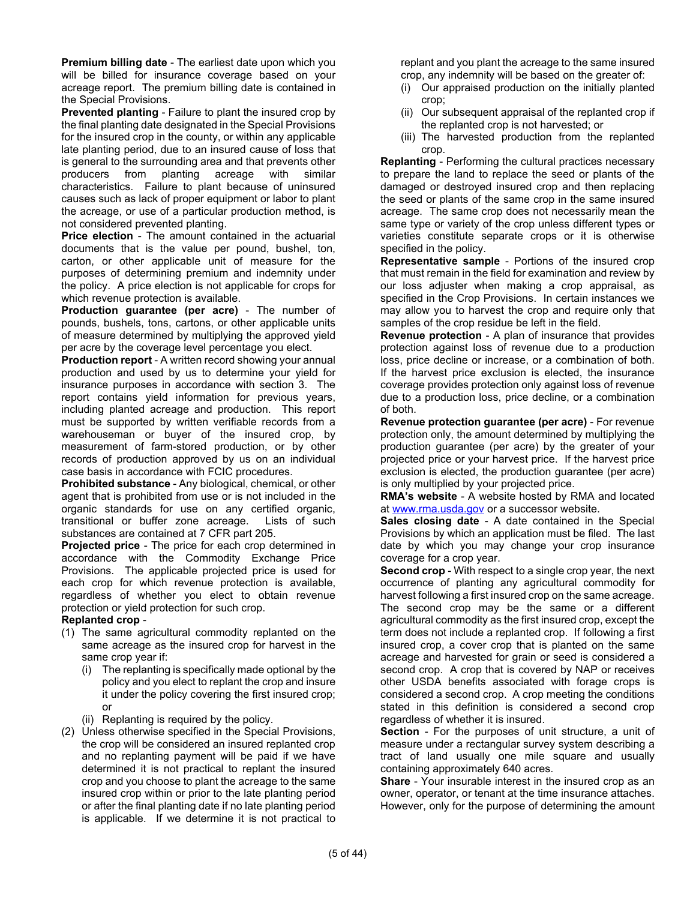**Premium billing date** - The earliest date upon which you will be billed for insurance coverage based on your acreage report. The premium billing date is contained in the Special Provisions.

**Prevented planting** - Failure to plant the insured crop by the final planting date designated in the Special Provisions for the insured crop in the county, or within any applicable late planting period, due to an insured cause of loss that is general to the surrounding area and that prevents other producers from planting acreage with similar characteristics. Failure to plant because of uninsured causes such as lack of proper equipment or labor to plant the acreage, or use of a particular production method, is not considered prevented planting.

**Price election** - The amount contained in the actuarial documents that is the value per pound, bushel, ton, carton, or other applicable unit of measure for the purposes of determining premium and indemnity under the policy. A price election is not applicable for crops for which revenue protection is available.

**Production guarantee (per acre)** - The number of pounds, bushels, tons, cartons, or other applicable units of measure determined by multiplying the approved yield per acre by the coverage level percentage you elect.

**Production report** - A written record showing your annual production and used by us to determine your yield for insurance purposes in accordance with section 3. The report contains yield information for previous years, including planted acreage and production. This report must be supported by written verifiable records from a warehouseman or buyer of the insured crop, by measurement of farm-stored production, or by other records of production approved by us on an individual case basis in accordance with FCIC procedures.

**Prohibited substance** - Any biological, chemical, or other agent that is prohibited from use or is not included in the organic standards for use on any certified organic, transitional or buffer zone acreage. Lists of such substances are contained at 7 CFR part 205.

**Projected price** - The price for each crop determined in accordance with the Commodity Exchange Price Provisions. The applicable projected price is used for each crop for which revenue protection is available, regardless of whether you elect to obtain revenue protection or yield protection for such crop.

**Replanted crop** -

(1) The same agricultural commodity replanted on the same acreage as the insured crop for harvest in the same crop year if:
   - (i) The replanting is specifically made optional by the policy and you elect to replant the crop and insure it under the policy covering the first insured crop; or
   - (ii) Replanting is required by the policy.

(2) Unless otherwise specified in the Special Provisions, the crop will be considered an insured replanted crop and no replanting payment will be paid if we have determined it is not practical to replant the insured crop and you choose to plant the acreage to the same insured crop within or prior to the late planting period or after the final planting date if no late planting period is applicable. If we determine it is not practical to replant and you plant the acreage to the same insured crop, any indemnity will be based on the greater of:
   - (i) Our appraised production on the initially planted crop;
   - (ii) Our subsequent appraisal of the replanted crop if the replanted crop is not harvested; or
   - (iii) The harvested production from the replanted crop.

**Replanting** - Performing the cultural practices necessary to prepare the land to replace the seed or plants of the damaged or destroyed insured crop and then replacing the seed or plants of the same crop in the same insured acreage. The same crop does not necessarily mean the same type or variety of the crop unless different types or varieties constitute separate crops or it is otherwise specified in the policy.

**Representative sample** - Portions of the insured crop that must remain in the field for examination and review by our loss adjuster when making a crop appraisal, as specified in the Crop Provisions. In certain instances we may allow you to harvest the crop and require only that samples of the crop residue be left in the field.

**Revenue protection** - A plan of insurance that provides protection against loss of revenue due to a production loss, price decline or increase, or a combination of both. If the harvest price exclusion is elected, the insurance coverage provides protection only against loss of revenue due to a production loss, price decline, or a combination of both.

**Revenue protection guarantee (per acre)** - For revenue protection only, the amount determined by multiplying the production guarantee (per acre) by the greater of your projected price or your harvest price. If the harvest price exclusion is elected, the production guarantee (per acre) is only multiplied by your projected price.

**RMA's website** - A website hosted by RMA and located at www.rma.usda.gov or a successor website.

**Sales closing date** - A date contained in the Special Provisions by which an application must be filed. The last date by which you may change your crop insurance coverage for a crop year.

**Second crop** - With respect to a single crop year, the next occurrence of planting any agricultural commodity for harvest following a first insured crop on the same acreage. The second crop may be the same or a different agricultural commodity as the first insured crop, except the term does not include a replanted crop. If following a first insured crop, a cover crop that is planted on the same acreage and harvested for grain or seed is considered a second crop. A crop that is covered by NAP or receives other USDA benefits associated with forage crops is considered a second crop. A crop meeting the conditions stated in this definition is considered a second crop regardless of whether it is insured.

**Section** - For the purposes of unit structure, a unit of measure under a rectangular survey system describing a tract of land usually one mile square and usually containing approximately 640 acres.

**Share** - Your insurable interest in the insured crop as an owner, operator, or tenant at the time insurance attaches. However, only for the purpose of determining the amount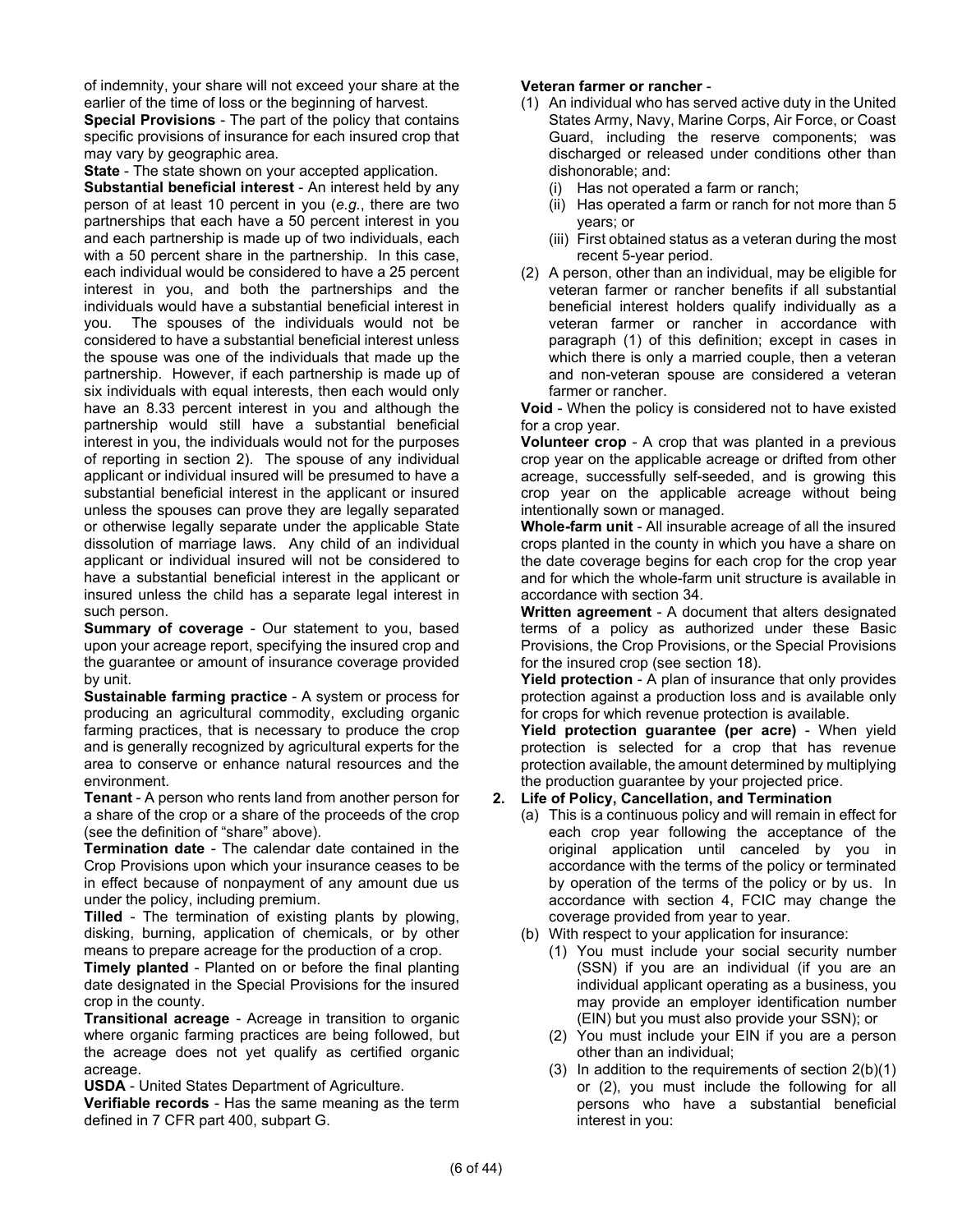of indemnity, your share will not exceed your share at the earlier of the time of loss or the beginning of harvest.

**Special Provisions** - The part of the policy that contains specific provisions of insurance for each insured crop that may vary by geographic area.

**State** - The state shown on your accepted application.

**Substantial beneficial interest** - An interest held by any person of at least 10 percent in you (*e.g.*, there are two partnerships that each have a 50 percent interest in you and each partnership is made up of two individuals, each with a 50 percent share in the partnership. In this case, each individual would be considered to have a 25 percent interest in you, and both the partnerships and the individuals would have a substantial beneficial interest in you. The spouses of the individuals would not be considered to have a substantial beneficial interest unless the spouse was one of the individuals that made up the partnership. However, if each partnership is made up of six individuals with equal interests, then each would only have an 8.33 percent interest in you and although the partnership would still have a substantial beneficial interest in you, the individuals would not for the purposes of reporting in section 2). The spouse of any individual applicant or individual insured will be presumed to have a substantial beneficial interest in the applicant or insured unless the spouses can prove they are legally separated or otherwise legally separate under the applicable State dissolution of marriage laws. Any child of an individual applicant or individual insured will not be considered to have a substantial beneficial interest in the applicant or insured unless the child has a separate legal interest in such person.

**Summary of coverage** - Our statement to you, based upon your acreage report, specifying the insured crop and the guarantee or amount of insurance coverage provided by unit.

**Sustainable farming practice** - A system or process for producing an agricultural commodity, excluding organic farming practices, that is necessary to produce the crop and is generally recognized by agricultural experts for the area to conserve or enhance natural resources and the environment.

**Tenant** - A person who rents land from another person for a share of the crop or a share of the proceeds of the crop (see the definition of "share" above).

**Termination date** - The calendar date contained in the Crop Provisions upon which your insurance ceases to be in effect because of nonpayment of any amount due us under the policy, including premium.

**Tilled** - The termination of existing plants by plowing, disking, burning, application of chemicals, or by other means to prepare acreage for the production of a crop.

**Timely planted** - Planted on or before the final planting date designated in the Special Provisions for the insured crop in the county.

**Transitional acreage** - Acreage in transition to organic where organic farming practices are being followed, but the acreage does not yet qualify as certified organic acreage.

**USDA** - United States Department of Agriculture.

**Verifiable records** - Has the same meaning as the term defined in 7 CFR part 400, subpart G.

**Veteran farmer or rancher** -

(1) An individual who has served active duty in the United States Army, Navy, Marine Corps, Air Force, or Coast Guard, including the reserve components; was discharged or released under conditions other than dishonorable; and:
   - (i) Has not operated a farm or ranch;
   - (ii) Has operated a farm or ranch for not more than 5 years; or
   - (iii) First obtained status as a veteran during the most recent 5-year period.

(2) A person, other than an individual, may be eligible for veteran farmer or rancher benefits if all substantial beneficial interest holders qualify individually as a veteran farmer or rancher in accordance with paragraph (1) of this definition; except in cases in which there is only a married couple, then a veteran and non-veteran spouse are considered a veteran farmer or rancher.

**Void** - When the policy is considered not to have existed for a crop year.

**Volunteer crop** - A crop that was planted in a previous crop year on the applicable acreage or drifted from other acreage, successfully self-seeded, and is growing this crop year on the applicable acreage without being intentionally sown or managed.

**Whole-farm unit** - All insurable acreage of all the insured crops planted in the county in which you have a share on the date coverage begins for each crop for the crop year and for which the whole-farm unit structure is available in accordance with section 34.

**Written agreement** - A document that alters designated terms of a policy as authorized under these Basic Provisions, the Crop Provisions, or the Special Provisions for the insured crop (see section 18).

**Yield protection** - A plan of insurance that only provides protection against a production loss and is available only for crops for which revenue protection is available.

**Yield protection guarantee (per acre)** - When yield protection is selected for a crop that has revenue protection available, the amount determined by multiplying the production guarantee by your projected price.

## 2. Life of Policy, Cancellation, and Termination

(a) This is a continuous policy and will remain in effect for each crop year following the acceptance of the original application until canceled by you in accordance with the terms of the policy or terminated by operation of the terms of the policy or by us. In accordance with section 4, FCIC may change the coverage provided from year to year.

(b) With respect to your application for insurance:
   - (1) You must include your social security number (SSN) if you are an individual (if you are an individual applicant operating as a business, you may provide an employer identification number (EIN) but you must also provide your SSN); or
   - (2) You must include your EIN if you are a person other than an individual;
   - (3) In addition to the requirements of section 2(b)(1) or (2), you must include the following for all persons who have a substantial beneficial interest in you: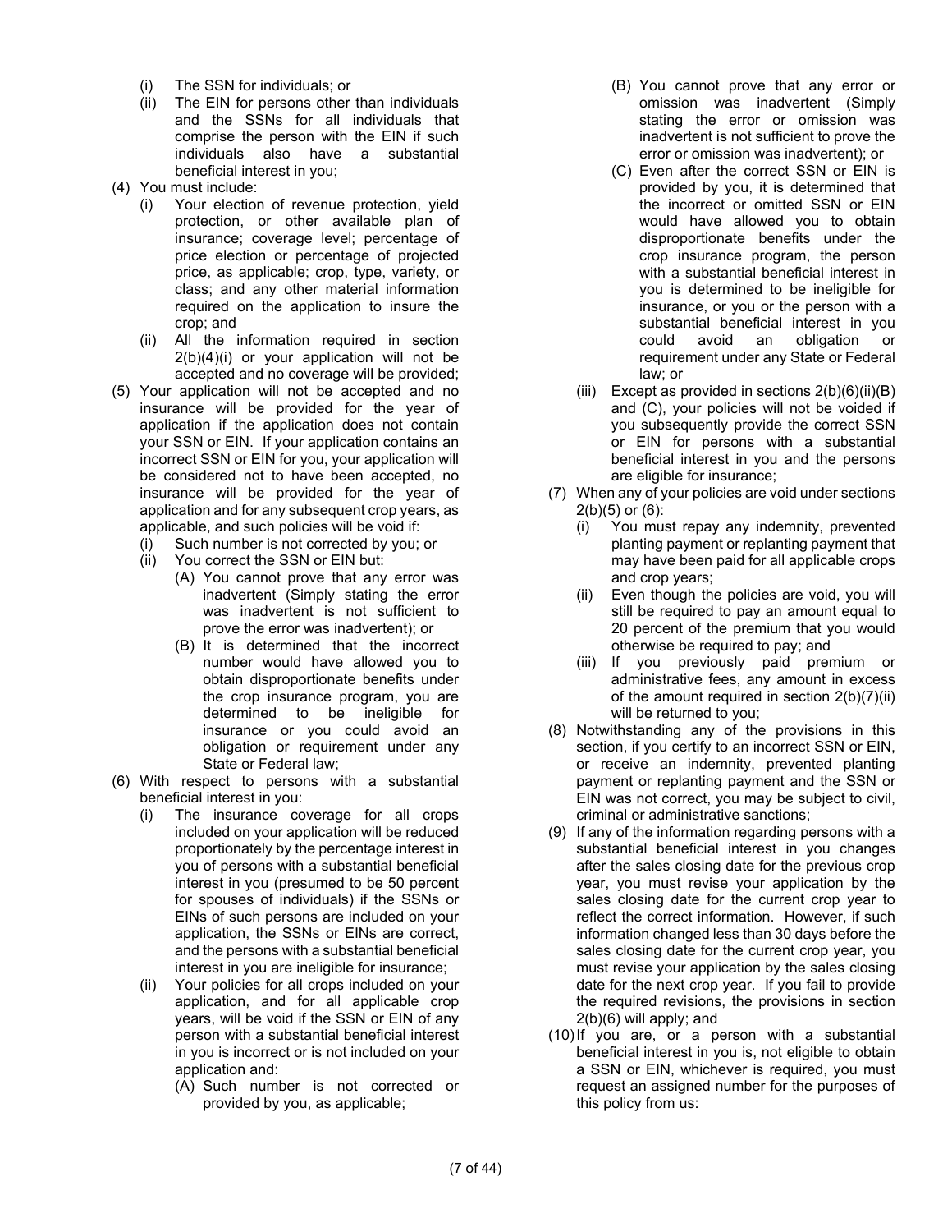- (i) The SSN for individuals; or
- (ii) The EIN for persons other than individuals and the SSNs for all individuals that comprise the person with the EIN if such individuals also have a substantial beneficial interest in you;

(4) You must include:

- (i) Your election of revenue protection, yield protection, or other available plan of insurance; coverage level; percentage of price election or percentage of projected price, as applicable; crop, type, variety, or class; and any other material information required on the application to insure the crop; and
- (ii) All the information required in section 2(b)(4)(i) or your application will not be accepted and no coverage will be provided;

(5) Your application will not be accepted and no insurance will be provided for the year of application if the application does not contain your SSN or EIN. If your application contains an incorrect SSN or EIN for you, your application will be considered not to have been accepted, no insurance will be provided for the year of application and for any subsequent crop years, as applicable, and such policies will be void if:

- (i) Such number is not corrected by you; or
- (ii) You correct the SSN or EIN but:
  - (A) You cannot prove that any error was inadvertent (Simply stating the error was inadvertent is not sufficient to prove the error was inadvertent); or
  - (B) It is determined that the incorrect number would have allowed you to obtain disproportionate benefits under the crop insurance program, you are determined to be ineligible for insurance or you could avoid an obligation or requirement under any State or Federal law;

(6) With respect to persons with a substantial beneficial interest in you:

- (i) The insurance coverage for all crops included on your application will be reduced proportionately by the percentage interest in you of persons with a substantial beneficial interest in you (presumed to be 50 percent for spouses of individuals) if the SSNs or EINs of such persons are included on your application, the SSNs or EINs are correct, and the persons with a substantial beneficial interest in you are ineligible for insurance;
- (ii) Your policies for all crops included on your application, and for all applicable crop years, will be void if the SSN or EIN of any person with a substantial beneficial interest in you is incorrect or is not included on your application and:
  - (A) Such number is not corrected or provided by you, as applicable;
  - (B) You cannot prove that any error or omission was inadvertent (Simply stating the error or omission was inadvertent is not sufficient to prove the error or omission was inadvertent); or
  - (C) Even after the correct SSN or EIN is provided by you, it is determined that the incorrect or omitted SSN or EIN would have allowed you to obtain disproportionate benefits under the crop insurance program, the person with a substantial beneficial interest in you is determined to be ineligible for insurance, or you or the person with a substantial beneficial interest in you could avoid an obligation or requirement under any State or Federal law; or
- (iii) Except as provided in sections 2(b)(6)(ii)(B) and (C), your policies will not be voided if you subsequently provide the correct SSN or EIN for persons with a substantial beneficial interest in you and the persons are eligible for insurance;

(7) When any of your policies are void under sections 2(b)(5) or (6):

- (i) You must repay any indemnity, prevented planting payment or replanting payment that may have been paid for all applicable crops and crop years;
- (ii) Even though the policies are void, you will still be required to pay an amount equal to 20 percent of the premium that you would otherwise be required to pay; and
- (iii) If you previously paid premium or administrative fees, any amount in excess of the amount required in section 2(b)(7)(ii) will be returned to you;

(8) Notwithstanding any of the provisions in this section, if you certify to an incorrect SSN or EIN, or receive an indemnity, prevented planting payment or replanting payment and the SSN or EIN was not correct, you may be subject to civil, criminal or administrative sanctions;

(9) If any of the information regarding persons with a substantial beneficial interest in you changes after the sales closing date for the previous crop year, you must revise your application by the sales closing date for the current crop year to reflect the correct information. However, if such information changed less than 30 days before the sales closing date for the current crop year, you must revise your application by the sales closing date for the next crop year. If you fail to provide the required revisions, the provisions in section 2(b)(6) will apply; and

(10) If you are, or a person with a substantial beneficial interest in you is, not eligible to obtain a SSN or EIN, whichever is required, you must request an assigned number for the purposes of this policy from us: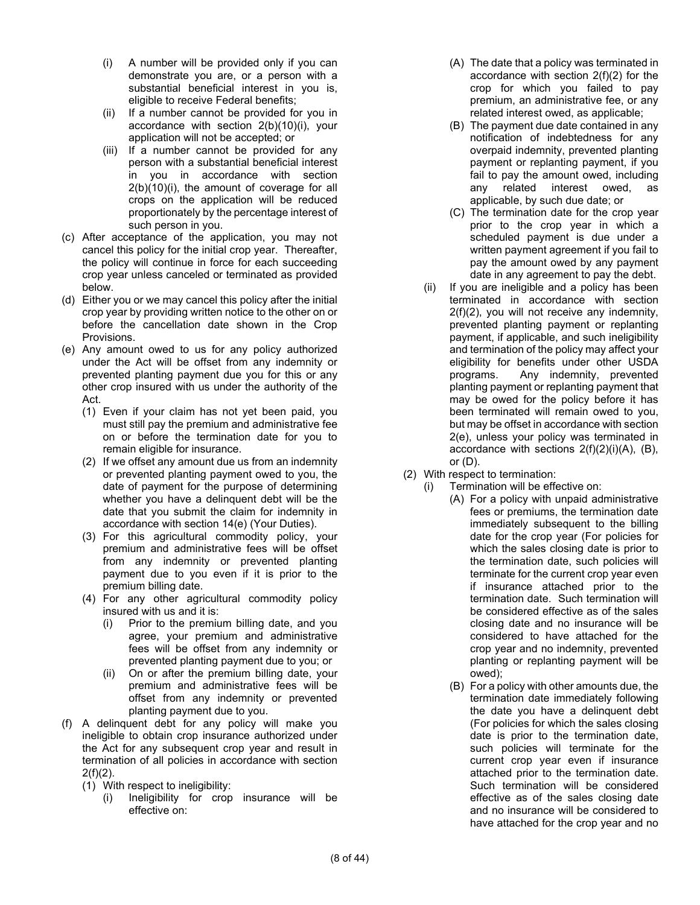- (i) A number will be provided only if you can demonstrate you are, or a person with a substantial beneficial interest in you is, eligible to receive Federal benefits;
- (ii) If a number cannot be provided for you in accordance with section 2(b)(10)(i), your application will not be accepted; or
- (iii) If a number cannot be provided for any person with a substantial beneficial interest in you in accordance with section 2(b)(10)(i), the amount of coverage for all crops on the application will be reduced proportionately by the percentage interest of such person in you.

(c) After acceptance of the application, you may not cancel this policy for the initial crop year. Thereafter, the policy will continue in force for each succeeding crop year unless canceled or terminated as provided below.

(d) Either you or we may cancel this policy after the initial crop year by providing written notice to the other on or before the cancellation date shown in the Crop Provisions.

(e) Any amount owed to us for any policy authorized under the Act will be offset from any indemnity or prevented planting payment due you for this or any other crop insured with us under the authority of the Act.

- (1) Even if your claim has not yet been paid, you must still pay the premium and administrative fee on or before the termination date for you to remain eligible for insurance.
- (2) If we offset any amount due us from an indemnity or prevented planting payment owed to you, the date of payment for the purpose of determining whether you have a delinquent debt will be the date that you submit the claim for indemnity in accordance with section 14(e) (Your Duties).
- (3) For this agricultural commodity policy, your premium and administrative fees will be offset from any indemnity or prevented planting payment due to you even if it is prior to the premium billing date.
- (4) For any other agricultural commodity policy insured with us and it is:
  - (i) Prior to the premium billing date, and you agree, your premium and administrative fees will be offset from any indemnity or prevented planting payment due to you; or
  - (ii) On or after the premium billing date, your premium and administrative fees will be offset from any indemnity or prevented planting payment due to you.

(f) A delinquent debt for any policy will make you ineligible to obtain crop insurance authorized under the Act for any subsequent crop year and result in termination of all policies in accordance with section 2(f)(2).

- (1) With respect to ineligibility:
  - (i) Ineligibility for crop insurance will be effective on:
    - (A) The date that a policy was terminated in accordance with section 2(f)(2) for the crop for which you failed to pay premium, an administrative fee, or any related interest owed, as applicable;
    - (B) The payment due date contained in any notification of indebtedness for any overpaid indemnity, prevented planting payment or replanting payment, if you fail to pay the amount owed, including any related interest owed, as applicable, by such due date; or
    - (C) The termination date for the crop year prior to the crop year in which a scheduled payment is due under a written payment agreement if you fail to pay the amount owed by any payment date in any agreement to pay the debt.
  - (ii) If you are ineligible and a policy has been terminated in accordance with section 2(f)(2), you will not receive any indemnity, prevented planting payment or replanting payment, if applicable, and such ineligibility and termination of the policy may affect your eligibility for benefits under other USDA programs. Any indemnity, prevented planting payment or replanting payment that may be owed for the policy before it has been terminated will remain owed to you, but may be offset in accordance with section 2(e), unless your policy was terminated in accordance with sections 2(f)(2)(i)(A), (B), or (D).
- (2) With respect to termination:
  - (i) Termination will be effective on:
    - (A) For a policy with unpaid administrative fees or premiums, the termination date immediately subsequent to the billing date for the crop year (For policies for which the sales closing date is prior to the termination date, such policies will terminate for the current crop year even if insurance attached prior to the termination date. Such termination will be considered effective as of the sales closing date and no insurance will be considered to have attached for the crop year and no indemnity, prevented planting or replanting payment will be owed);
    - (B) For a policy with other amounts due, the termination date immediately following the date you have a delinquent debt (For policies for which the sales closing date is prior to the termination date, such policies will terminate for the current crop year even if insurance attached prior to the termination date. Such termination will be considered effective as of the sales closing date and no insurance will be considered to have attached for the crop year and no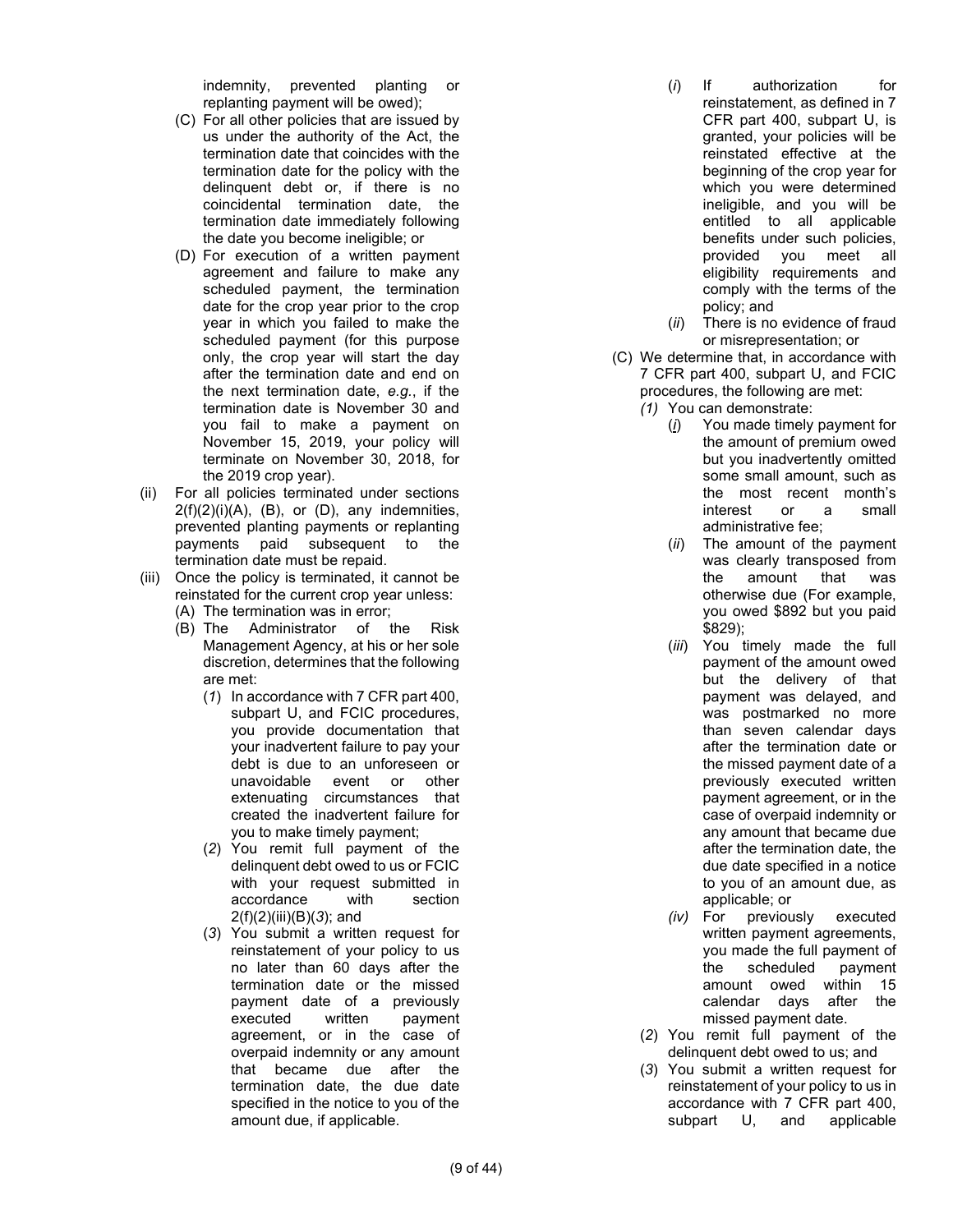indemnity, prevented planting or replanting payment will be owed);

(C) For all other policies that are issued by us under the authority of the Act, the termination date that coincides with the termination date for the policy with the delinquent debt or, if there is no coincidental termination date, the termination date immediately following the date you become ineligible; or

(D) For execution of a written payment agreement and failure to make any scheduled payment, the termination date for the crop year prior to the crop year in which you failed to make the scheduled payment (for this purpose only, the crop year will start the day after the termination date and end on the next termination date, *e.g.*, if the termination date is November 30 and you fail to make a payment on November 15, 2019, your policy will terminate on November 30, 2018, for the 2019 crop year).

(ii) For all policies terminated under sections 2(f)(2)(i)(A), (B), or (D), any indemnities, prevented planting payments or replanting payments paid subsequent to the termination date must be repaid.

(iii) Once the policy is terminated, it cannot be reinstated for the current crop year unless:

(A) The termination was in error;

(B) The Administrator of the Risk Management Agency, at his or her sole discretion, determines that the following are met:

(*1*) In accordance with 7 CFR part 400, subpart U, and FCIC procedures, you provide documentation that your inadvertent failure to pay your debt is due to an unforeseen or unavoidable event or other extenuating circumstances that created the inadvertent failure for you to make timely payment;

(*2*) You remit full payment of the delinquent debt owed to us or FCIC with your request submitted in accordance with section 2(f)(2)(iii)(B)(*3*); and

(*3*) You submit a written request for reinstatement of your policy to us no later than 60 days after the termination date or the missed payment date of a previously executed written payment agreement, or in the case of overpaid indemnity or any amount that became due after the termination date, the due date specified in the notice to you of the amount due, if applicable.

(*i*) If authorization for reinstatement, as defined in 7 CFR part 400, subpart U, is granted, your policies will be reinstated effective at the beginning of the crop year for which you were determined ineligible, and you will be entitled to all applicable benefits under such policies, provided you meet all eligibility requirements and comply with the terms of the policy; and

(*ii*) There is no evidence of fraud or misrepresentation; or

(C) We determine that, in accordance with 7 CFR part 400, subpart U, and FCIC procedures, the following are met:

*(1)* You can demonstrate:

(*i*) You made timely payment for the amount of premium owed but you inadvertently omitted some small amount, such as the most recent month's interest or a small administrative fee;

(*ii*) The amount of the payment was clearly transposed from the amount that was otherwise due (For example, you owed $892 but you paid $829);

(*iii*) You timely made the full payment of the amount owed but the delivery of that payment was delayed, and was postmarked no more than seven calendar days after the termination date or the missed payment date of a previously executed written payment agreement, or in the case of overpaid indemnity or any amount that became due after the termination date, the due date specified in a notice to you of an amount due, as applicable; or

*(iv)* For previously executed written payment agreements, you made the full payment of the scheduled payment amount owed within 15 calendar days after the missed payment date.

(*2*) You remit full payment of the delinquent debt owed to us; and

(*3*) You submit a written request for reinstatement of your policy to us in accordance with 7 CFR part 400, subpart U, and applicable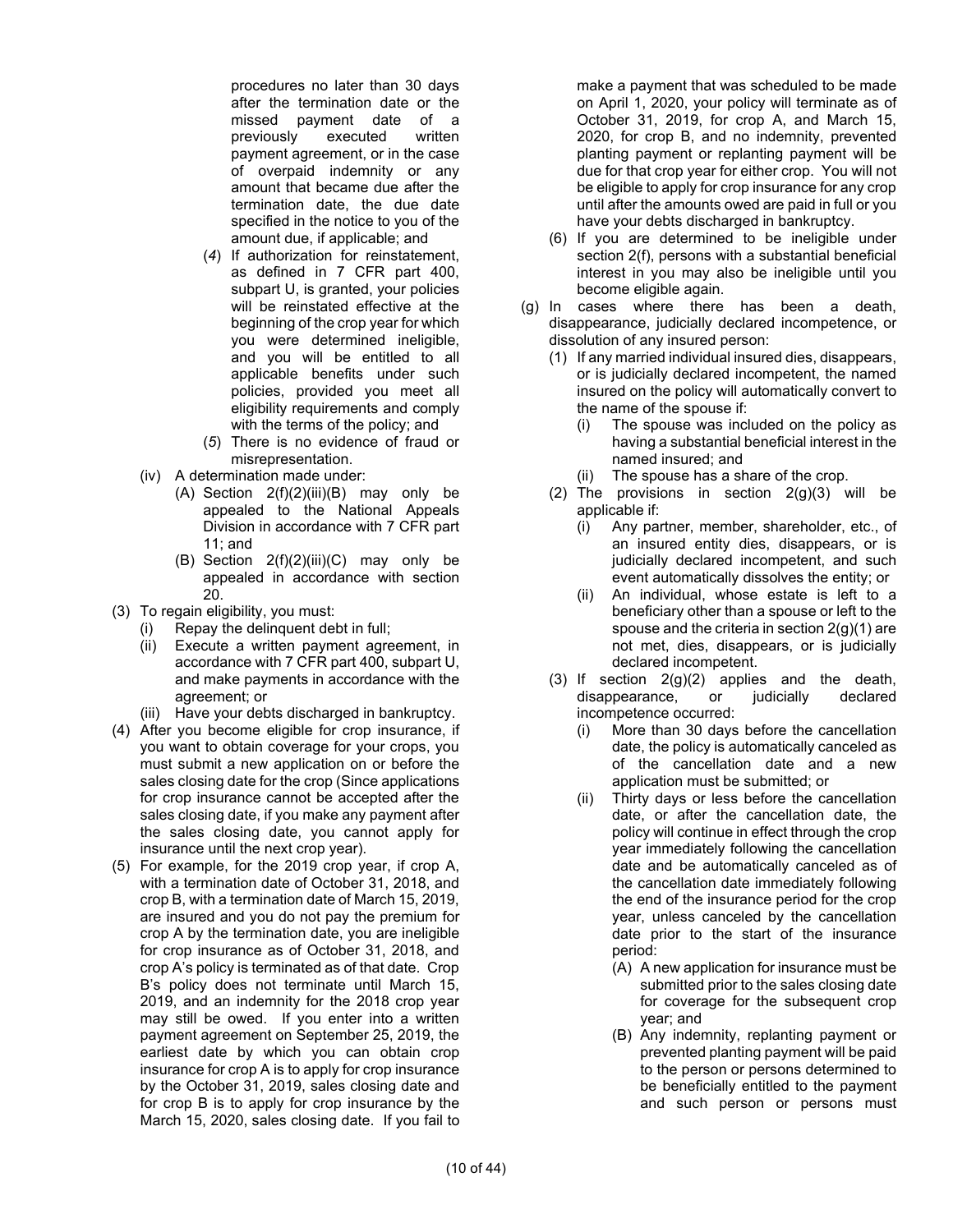procedures no later than 30 days after the termination date or the missed payment date of a previously executed written payment agreement, or in the case of overpaid indemnity or any amount that became due after the termination date, the due date specified in the notice to you of the amount due, if applicable; and

- (*4*) If authorization for reinstatement, as defined in 7 CFR part 400, subpart U, is granted, your policies will be reinstated effective at the beginning of the crop year for which you were determined ineligible, and you will be entitled to all applicable benefits under such policies, provided you meet all eligibility requirements and comply with the terms of the policy; and
- (*5*) There is no evidence of fraud or misrepresentation.

- (iv) A determination made under:
  - (A) Section 2(f)(2)(iii)(B) may only be appealed to the National Appeals Division in accordance with 7 CFR part 11; and
  - (B) Section 2(f)(2)(iii)(C) may only be appealed in accordance with section 20.

- (3) To regain eligibility, you must:
  - (i) Repay the delinquent debt in full;
  - (ii) Execute a written payment agreement, in accordance with 7 CFR part 400, subpart U, and make payments in accordance with the agreement; or
  - (iii) Have your debts discharged in bankruptcy.
- (4) After you become eligible for crop insurance, if you want to obtain coverage for your crops, you must submit a new application on or before the sales closing date for the crop (Since applications for crop insurance cannot be accepted after the sales closing date, if you make any payment after the sales closing date, you cannot apply for insurance until the next crop year).
- (5) For example, for the 2019 crop year, if crop A, with a termination date of October 31, 2018, and crop B, with a termination date of March 15, 2019, are insured and you do not pay the premium for crop A by the termination date, you are ineligible for crop insurance as of October 31, 2018, and crop A's policy is terminated as of that date. Crop B's policy does not terminate until March 15, 2019, and an indemnity for the 2018 crop year may still be owed. If you enter into a written payment agreement on September 25, 2019, the earliest date by which you can obtain crop insurance for crop A is to apply for crop insurance by the October 31, 2019, sales closing date and for crop B is to apply for crop insurance by the March 15, 2020, sales closing date. If you fail to make a payment that was scheduled to be made on April 1, 2020, your policy will terminate as of October 31, 2019, for crop A, and March 15, 2020, for crop B, and no indemnity, prevented planting payment or replanting payment will be due for that crop year for either crop. You will not be eligible to apply for crop insurance for any crop until after the amounts owed are paid in full or you have your debts discharged in bankruptcy.
- (6) If you are determined to be ineligible under section 2(f), persons with a substantial beneficial interest in you may also be ineligible until you become eligible again.

(g) In cases where there has been a death, disappearance, judicially declared incompetence, or dissolution of any insured person:

- (1) If any married individual insured dies, disappears, or is judicially declared incompetent, the named insured on the policy will automatically convert to the name of the spouse if:
  - (i) The spouse was included on the policy as having a substantial beneficial interest in the named insured; and
  - (ii) The spouse has a share of the crop.
- (2) The provisions in section 2(g)(3) will be applicable if:
  - (i) Any partner, member, shareholder, etc., of an insured entity dies, disappears, or is judicially declared incompetent, and such event automatically dissolves the entity; or
  - (ii) An individual, whose estate is left to a beneficiary other than a spouse or left to the spouse and the criteria in section 2(g)(1) are not met, dies, disappears, or is judicially declared incompetent.
- (3) If section 2(g)(2) applies and the death, disappearance, or judicially declared incompetence occurred:
  - (i) More than 30 days before the cancellation date, the policy is automatically canceled as of the cancellation date and a new application must be submitted; or
  - (ii) Thirty days or less before the cancellation date, or after the cancellation date, the policy will continue in effect through the crop year immediately following the cancellation date and be automatically canceled as of the cancellation date immediately following the end of the insurance period for the crop year, unless canceled by the cancellation date prior to the start of the insurance period:
    - (A) A new application for insurance must be submitted prior to the sales closing date for coverage for the subsequent crop year; and
    - (B) Any indemnity, replanting payment or prevented planting payment will be paid to the person or persons determined to be beneficially entitled to the payment and such person or persons must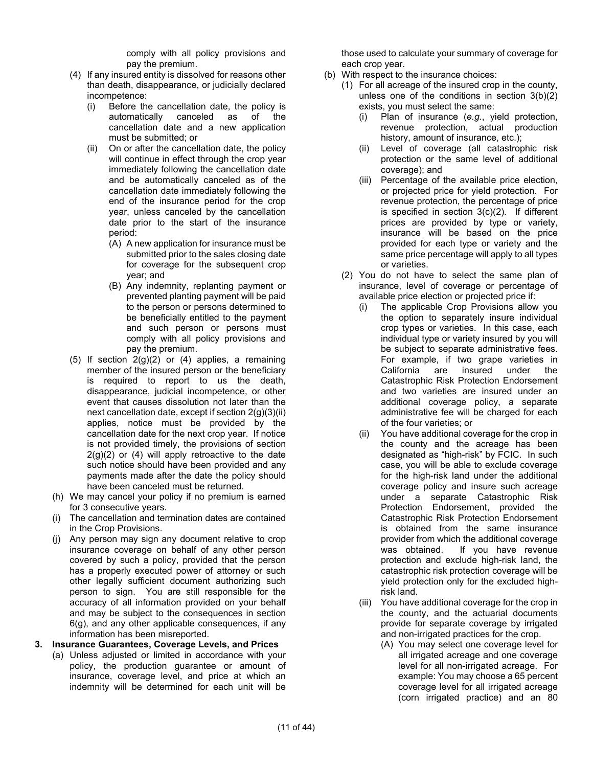comply with all policy provisions and pay the premium.

(4) If any insured entity is dissolved for reasons other than death, disappearance, or judicially declared incompetence:

  (i) Before the cancellation date, the policy is automatically canceled as of the cancellation date and a new application must be submitted; or

  (ii) On or after the cancellation date, the policy will continue in effect through the crop year immediately following the cancellation date and be automatically canceled as of the cancellation date immediately following the end of the insurance period for the crop year, unless canceled by the cancellation date prior to the start of the insurance period:

    (A) A new application for insurance must be submitted prior to the sales closing date for coverage for the subsequent crop year; and

    (B) Any indemnity, replanting payment or prevented planting payment will be paid to the person or persons determined to be beneficially entitled to the payment and such person or persons must comply with all policy provisions and pay the premium.

(5) If section 2(g)(2) or (4) applies, a remaining member of the insured person or the beneficiary is required to report to us the death, disappearance, judicial incompetence, or other event that causes dissolution not later than the next cancellation date, except if section 2(g)(3)(ii) applies, notice must be provided by the cancellation date for the next crop year. If notice is not provided timely, the provisions of section 2(g)(2) or (4) will apply retroactive to the date such notice should have been provided and any payments made after the date the policy should have been canceled must be returned.

(h) We may cancel your policy if no premium is earned for 3 consecutive years.

(i) The cancellation and termination dates are contained in the Crop Provisions.

(j) Any person may sign any document relative to crop insurance coverage on behalf of any other person covered by such a policy, provided that the person has a properly executed power of attorney or such other legally sufficient document authorizing such person to sign. You are still responsible for the accuracy of all information provided on your behalf and may be subject to the consequences in section 6(g), and any other applicable consequences, if any information has been misreported.

**3. Insurance Guarantees, Coverage Levels, and Prices**

(a) Unless adjusted or limited in accordance with your policy, the production guarantee or amount of insurance, coverage level, and price at which an indemnity will be determined for each unit will be those used to calculate your summary of coverage for each crop year.

(b) With respect to the insurance choices:

(1) For all acreage of the insured crop in the county, unless one of the conditions in section 3(b)(2) exists, you must select the same:

  (i) Plan of insurance (*e.g.*, yield protection, revenue protection, actual production history, amount of insurance, etc.);

  (ii) Level of coverage (all catastrophic risk protection or the same level of additional coverage); and

  (iii) Percentage of the available price election, or projected price for yield protection. For revenue protection, the percentage of price is specified in section 3(c)(2). If different prices are provided by type or variety, insurance will be based on the price provided for each type or variety and the same price percentage will apply to all types or varieties.

(2) You do not have to select the same plan of insurance, level of coverage or percentage of available price election or projected price if:

  (i) The applicable Crop Provisions allow you the option to separately insure individual crop types or varieties. In this case, each individual type or variety insured by you will be subject to separate administrative fees. For example, if two grape varieties in California are insured under the Catastrophic Risk Protection Endorsement and two varieties are insured under an additional coverage policy, a separate administrative fee will be charged for each of the four varieties; or

  (ii) You have additional coverage for the crop in the county and the acreage has been designated as "high-risk" by FCIC. In such case, you will be able to exclude coverage for the high-risk land under the additional coverage policy and insure such acreage under a separate Catastrophic Risk Protection Endorsement, provided the Catastrophic Risk Protection Endorsement is obtained from the same insurance provider from which the additional coverage was obtained. If you have revenue protection and exclude high-risk land, the catastrophic risk protection coverage will be yield protection only for the excluded high-risk land.

  (iii) You have additional coverage for the crop in the county, and the actuarial documents provide for separate coverage by irrigated and non-irrigated practices for the crop.

    (A) You may select one coverage level for all irrigated acreage and one coverage level for all non-irrigated acreage. For example: You may choose a 65 percent coverage level for all irrigated acreage (corn irrigated practice) and an 80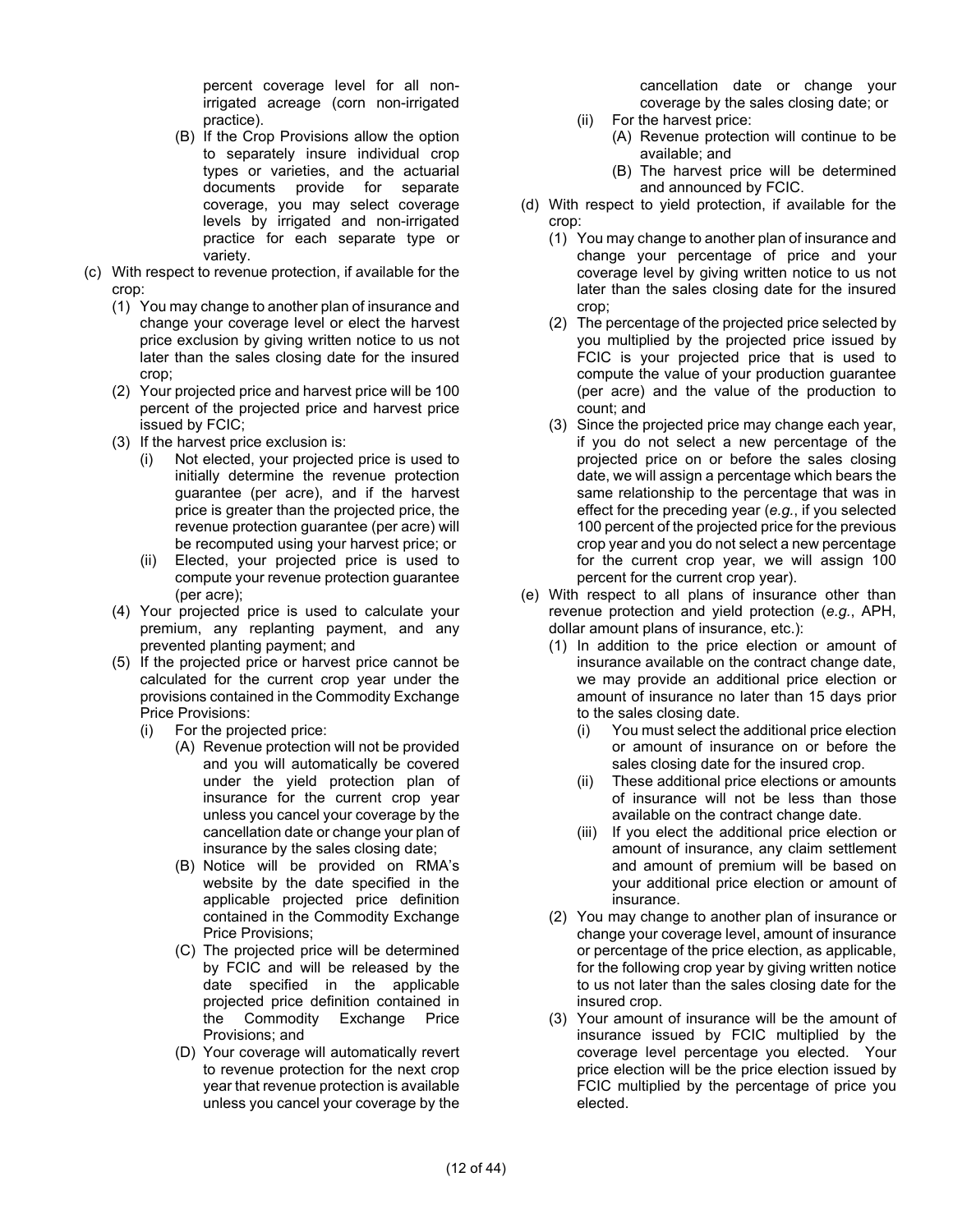percent coverage level for all non-irrigated acreage (corn non-irrigated practice).

(B) If the Crop Provisions allow the option to separately insure individual crop types or varieties, and the actuarial documents provide for separate coverage, you may select coverage levels by irrigated and non-irrigated practice for each separate type or variety.

(c) With respect to revenue protection, if available for the crop:

(1) You may change to another plan of insurance and change your coverage level or elect the harvest price exclusion by giving written notice to us not later than the sales closing date for the insured crop;

(2) Your projected price and harvest price will be 100 percent of the projected price and harvest price issued by FCIC;

(3) If the harvest price exclusion is:

(i) Not elected, your projected price is used to initially determine the revenue protection guarantee (per acre), and if the harvest price is greater than the projected price, the revenue protection guarantee (per acre) will be recomputed using your harvest price; or

(ii) Elected, your projected price is used to compute your revenue protection guarantee (per acre);

(4) Your projected price is used to calculate your premium, any replanting payment, and any prevented planting payment; and

(5) If the projected price or harvest price cannot be calculated for the current crop year under the provisions contained in the Commodity Exchange Price Provisions:

(i) For the projected price:

(A) Revenue protection will not be provided and you will automatically be covered under the yield protection plan of insurance for the current crop year unless you cancel your coverage by the cancellation date or change your plan of insurance by the sales closing date;

(B) Notice will be provided on RMA's website by the date specified in the applicable projected price definition contained in the Commodity Exchange Price Provisions;

(C) The projected price will be determined by FCIC and will be released by the date specified in the applicable projected price definition contained in the Commodity Exchange Price Provisions; and

(D) Your coverage will automatically revert to revenue protection for the next crop year that revenue protection is available unless you cancel your coverage by the cancellation date or change your coverage by the sales closing date; or

(ii) For the harvest price:

(A) Revenue protection will continue to be available; and

(B) The harvest price will be determined and announced by FCIC.

(d) With respect to yield protection, if available for the crop:

(1) You may change to another plan of insurance and change your percentage of price and your coverage level by giving written notice to us not later than the sales closing date for the insured crop;

(2) The percentage of the projected price selected by you multiplied by the projected price issued by FCIC is your projected price that is used to compute the value of your production guarantee (per acre) and the value of the production to count; and

(3) Since the projected price may change each year, if you do not select a new percentage of the projected price on or before the sales closing date, we will assign a percentage which bears the same relationship to the percentage that was in effect for the preceding year (*e.g.*, if you selected 100 percent of the projected price for the previous crop year and you do not select a new percentage for the current crop year, we will assign 100 percent for the current crop year).

(e) With respect to all plans of insurance other than revenue protection and yield protection (*e.g.*, APH, dollar amount plans of insurance, etc.):

(1) In addition to the price election or amount of insurance available on the contract change date, we may provide an additional price election or amount of insurance no later than 15 days prior to the sales closing date.

(i) You must select the additional price election or amount of insurance on or before the sales closing date for the insured crop.

(ii) These additional price elections or amounts of insurance will not be less than those available on the contract change date.

(iii) If you elect the additional price election or amount of insurance, any claim settlement and amount of premium will be based on your additional price election or amount of insurance.

(2) You may change to another plan of insurance or change your coverage level, amount of insurance or percentage of the price election, as applicable, for the following crop year by giving written notice to us not later than the sales closing date for the insured crop.

(3) Your amount of insurance will be the amount of insurance issued by FCIC multiplied by the coverage level percentage you elected. Your price election will be the price election issued by FCIC multiplied by the percentage of price you elected.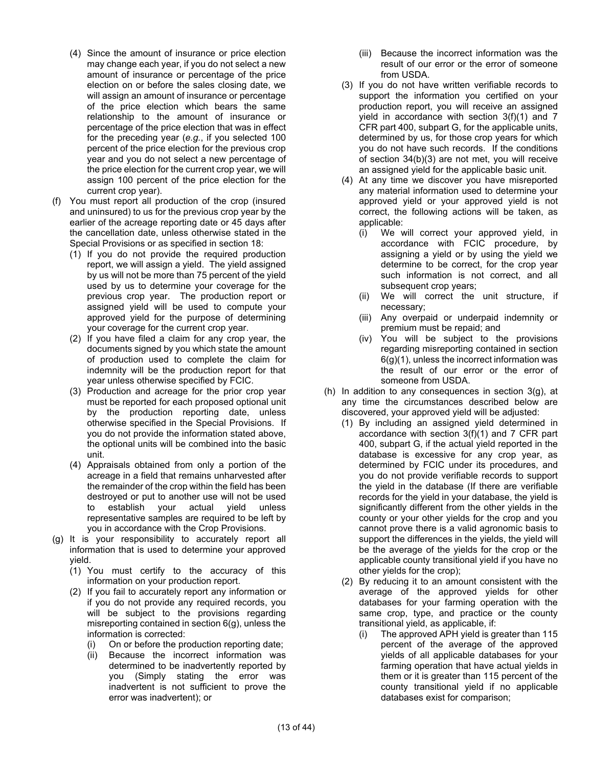(4) Since the amount of insurance or price election may change each year, if you do not select a new amount of insurance or percentage of the price election on or before the sales closing date, we will assign an amount of insurance or percentage of the price election which bears the same relationship to the amount of insurance or percentage of the price election that was in effect for the preceding year (*e.g.*, if you selected 100 percent of the price election for the previous crop year and you do not select a new percentage of the price election for the current crop year, we will assign 100 percent of the price election for the current crop year).

(f) You must report all production of the crop (insured and uninsured) to us for the previous crop year by the earlier of the acreage reporting date or 45 days after the cancellation date, unless otherwise stated in the Special Provisions or as specified in section 18:

(1) If you do not provide the required production report, we will assign a yield. The yield assigned by us will not be more than 75 percent of the yield used by us to determine your coverage for the previous crop year. The production report or assigned yield will be used to compute your approved yield for the purpose of determining your coverage for the current crop year.

(2) If you have filed a claim for any crop year, the documents signed by you which state the amount of production used to complete the claim for indemnity will be the production report for that year unless otherwise specified by FCIC.

(3) Production and acreage for the prior crop year must be reported for each proposed optional unit by the production reporting date, unless otherwise specified in the Special Provisions. If you do not provide the information stated above, the optional units will be combined into the basic unit.

(4) Appraisals obtained from only a portion of the acreage in a field that remains unharvested after the remainder of the crop within the field has been destroyed or put to another use will not be used to establish your actual yield unless representative samples are required to be left by you in accordance with the Crop Provisions.

(g) It is your responsibility to accurately report all information that is used to determine your approved yield.

(1) You must certify to the accuracy of this information on your production report.

(2) If you fail to accurately report any information or if you do not provide any required records, you will be subject to the provisions regarding misreporting contained in section 6(g), unless the information is corrected:

(i) On or before the production reporting date;

(ii) Because the incorrect information was determined to be inadvertently reported by you (Simply stating the error was inadvertent is not sufficient to prove the error was inadvertent); or

(iii) Because the incorrect information was the result of our error or the error of someone from USDA.

(3) If you do not have written verifiable records to support the information you certified on your production report, you will receive an assigned yield in accordance with section 3(f)(1) and 7 CFR part 400, subpart G, for the applicable units, determined by us, for those crop years for which you do not have such records. If the conditions of section 34(b)(3) are not met, you will receive an assigned yield for the applicable basic unit.

(4) At any time we discover you have misreported any material information used to determine your approved yield or your approved yield is not correct, the following actions will be taken, as applicable:

(i) We will correct your approved yield, in accordance with FCIC procedure, by assigning a yield or by using the yield we determine to be correct, for the crop year such information is not correct, and all subsequent crop years;

(ii) We will correct the unit structure, if necessary;

(iii) Any overpaid or underpaid indemnity or premium must be repaid; and

(iv) You will be subject to the provisions regarding misreporting contained in section 6(g)(1), unless the incorrect information was the result of our error or the error of someone from USDA.

(h) In addition to any consequences in section 3(g), at any time the circumstances described below are discovered, your approved yield will be adjusted:

(1) By including an assigned yield determined in accordance with section 3(f)(1) and 7 CFR part 400, subpart G, if the actual yield reported in the database is excessive for any crop year, as determined by FCIC under its procedures, and you do not provide verifiable records to support the yield in the database (If there are verifiable records for the yield in your database, the yield is significantly different from the other yields in the county or your other yields for the crop and you cannot prove there is a valid agronomic basis to support the differences in the yields, the yield will be the average of the yields for the crop or the applicable county transitional yield if you have no other yields for the crop);

(2) By reducing it to an amount consistent with the average of the approved yields for other databases for your farming operation with the same crop, type, and practice or the county transitional yield, as applicable, if:

(i) The approved APH yield is greater than 115 percent of the average of the approved yields of all applicable databases for your farming operation that have actual yields in them or it is greater than 115 percent of the county transitional yield if no applicable databases exist for comparison;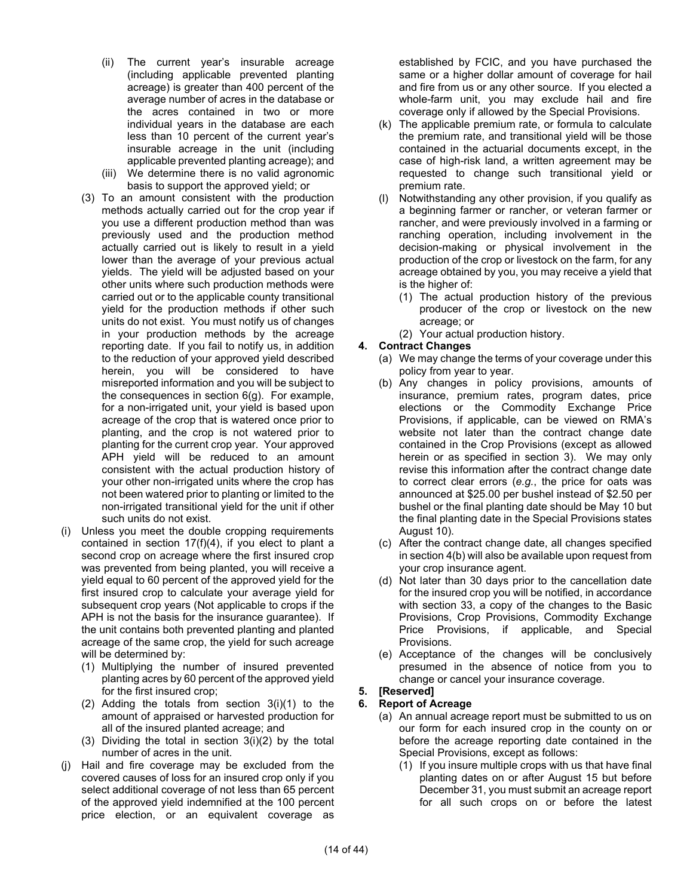(ii) The current year's insurable acreage (including applicable prevented planting acreage) is greater than 400 percent of the average number of acres in the database or the acres contained in two or more individual years in the database are each less than 10 percent of the current year's insurable acreage in the unit (including applicable prevented planting acreage); and

(iii) We determine there is no valid agronomic basis to support the approved yield; or

(3) To an amount consistent with the production methods actually carried out for the crop year if you use a different production method than was previously used and the production method actually carried out is likely to result in a yield lower than the average of your previous actual yields. The yield will be adjusted based on your other units where such production methods were carried out or to the applicable county transitional yield for the production methods if other such units do not exist. You must notify us of changes in your production methods by the acreage reporting date. If you fail to notify us, in addition to the reduction of your approved yield described herein, you will be considered to have misreported information and you will be subject to the consequences in section 6(g). For example, for a non-irrigated unit, your yield is based upon acreage of the crop that is watered once prior to planting, and the crop is not watered prior to planting for the current crop year. Your approved APH yield will be reduced to an amount consistent with the actual production history of your other non-irrigated units where the crop has not been watered prior to planting or limited to the non-irrigated transitional yield for the unit if other such units do not exist.

(i) Unless you meet the double cropping requirements contained in section 17(f)(4), if you elect to plant a second crop on acreage where the first insured crop was prevented from being planted, you will receive a yield equal to 60 percent of the approved yield for the first insured crop to calculate your average yield for subsequent crop years (Not applicable to crops if the APH is not the basis for the insurance guarantee). If the unit contains both prevented planting and planted acreage of the same crop, the yield for such acreage will be determined by:

(1) Multiplying the number of insured prevented planting acres by 60 percent of the approved yield for the first insured crop;

(2) Adding the totals from section 3(i)(1) to the amount of appraised or harvested production for all of the insured planted acreage; and

(3) Dividing the total in section 3(i)(2) by the total number of acres in the unit.

(j) Hail and fire coverage may be excluded from the covered causes of loss for an insured crop only if you select additional coverage of not less than 65 percent of the approved yield indemnified at the 100 percent price election, or an equivalent coverage as established by FCIC, and you have purchased the same or a higher dollar amount of coverage for hail and fire from us or any other source. If you elected a whole-farm unit, you may exclude hail and fire coverage only if allowed by the Special Provisions.

(k) The applicable premium rate, or formula to calculate the premium rate, and transitional yield will be those contained in the actuarial documents except, in the case of high-risk land, a written agreement may be requested to change such transitional yield or premium rate.

(l) Notwithstanding any other provision, if you qualify as a beginning farmer or rancher, or veteran farmer or rancher, and were previously involved in a farming or ranching operation, including involvement in the decision-making or physical involvement in the production of the crop or livestock on the farm, for any acreage obtained by you, you may receive a yield that is the higher of:

(1) The actual production history of the previous producer of the crop or livestock on the new acreage; or

(2) Your actual production history.

**4. Contract Changes**

(a) We may change the terms of your coverage under this policy from year to year.

(b) Any changes in policy provisions, amounts of insurance, premium rates, program dates, price elections or the Commodity Exchange Price Provisions, if applicable, can be viewed on RMA's website not later than the contract change date contained in the Crop Provisions (except as allowed herein or as specified in section 3). We may only revise this information after the contract change date to correct clear errors (*e.g.*, the price for oats was announced at $25.00 per bushel instead of $2.50 per bushel or the final planting date should be May 10 but the final planting date in the Special Provisions states August 10).

(c) After the contract change date, all changes specified in section 4(b) will also be available upon request from your crop insurance agent.

(d) Not later than 30 days prior to the cancellation date for the insured crop you will be notified, in accordance with section 33, a copy of the changes to the Basic Provisions, Crop Provisions, Commodity Exchange Price Provisions, if applicable, and Special Provisions.

(e) Acceptance of the changes will be conclusively presumed in the absence of notice from you to change or cancel your insurance coverage.

**5. [Reserved]**

**6. Report of Acreage**

(a) An annual acreage report must be submitted to us on our form for each insured crop in the county on or before the acreage reporting date contained in the Special Provisions, except as follows:

(1) If you insure multiple crops with us that have final planting dates on or after August 15 but before December 31, you must submit an acreage report for all such crops on or before the latest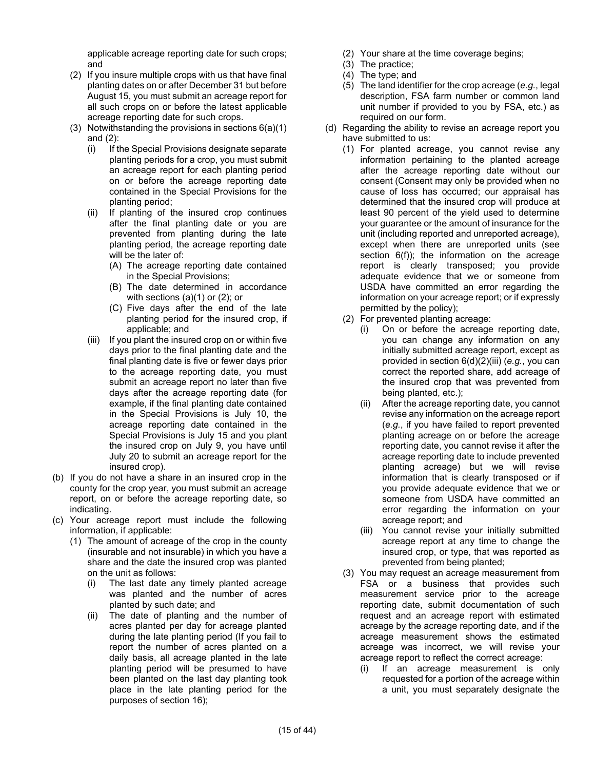applicable acreage reporting date for such crops; and

(2) If you insure multiple crops with us that have final planting dates on or after December 31 but before August 15, you must submit an acreage report for all such crops on or before the latest applicable acreage reporting date for such crops.

(3) Notwithstanding the provisions in sections 6(a)(1) and (2):

   (i) If the Special Provisions designate separate planting periods for a crop, you must submit an acreage report for each planting period on or before the acreage reporting date contained in the Special Provisions for the planting period;

   (ii) If planting of the insured crop continues after the final planting date or you are prevented from planting during the late planting period, the acreage reporting date will be the later of:

      (A) The acreage reporting date contained in the Special Provisions;

      (B) The date determined in accordance with sections (a)(1) or (2); or

      (C) Five days after the end of the late planting period for the insured crop, if applicable; and

   (iii) If you plant the insured crop on or within five days prior to the final planting date and the final planting date is five or fewer days prior to the acreage reporting date, you must submit an acreage report no later than five days after the acreage reporting date (for example, if the final planting date contained in the Special Provisions is July 10, the acreage reporting date contained in the Special Provisions is July 15 and you plant the insured crop on July 9, you have until July 20 to submit an acreage report for the insured crop).

(b) If you do not have a share in an insured crop in the county for the crop year, you must submit an acreage report, on or before the acreage reporting date, so indicating.

(c) Your acreage report must include the following information, if applicable:

   (1) The amount of acreage of the crop in the county (insurable and not insurable) in which you have a share and the date the insured crop was planted on the unit as follows:

      (i) The last date any timely planted acreage was planted and the number of acres planted by such date; and

      (ii) The date of planting and the number of acres planted per day for acreage planted during the late planting period (If you fail to report the number of acres planted on a daily basis, all acreage planted in the late planting period will be presumed to have been planted on the last day planting took place in the late planting period for the purposes of section 16);

   (2) Your share at the time coverage begins;

   (3) The practice;

   (4) The type; and

   (5) The land identifier for the crop acreage (*e.g.*, legal description, FSA farm number or common land unit number if provided to you by FSA, etc.) as required on our form.

(d) Regarding the ability to revise an acreage report you have submitted to us:

   (1) For planted acreage, you cannot revise any information pertaining to the planted acreage after the acreage reporting date without our consent (Consent may only be provided when no cause of loss has occurred; our appraisal has determined that the insured crop will produce at least 90 percent of the yield used to determine your guarantee or the amount of insurance for the unit (including reported and unreported acreage), except when there are unreported units (see section 6(f)); the information on the acreage report is clearly transposed; you provide adequate evidence that we or someone from USDA have committed an error regarding the information on your acreage report; or if expressly permitted by the policy);

   (2) For prevented planting acreage:

      (i) On or before the acreage reporting date, you can change any information on any initially submitted acreage report, except as provided in section 6(d)(2)(iii) (*e.g.*, you can correct the reported share, add acreage of the insured crop that was prevented from being planted, etc.);

      (ii) After the acreage reporting date, you cannot revise any information on the acreage report (*e.g.*, if you have failed to report prevented planting acreage on or before the acreage reporting date, you cannot revise it after the acreage reporting date to include prevented planting acreage) but we will revise information that is clearly transposed or if you provide adequate evidence that we or someone from USDA have committed an error regarding the information on your acreage report; and

      (iii) You cannot revise your initially submitted acreage report at any time to change the insured crop, or type, that was reported as prevented from being planted;

   (3) You may request an acreage measurement from FSA or a business that provides such measurement service prior to the acreage reporting date, submit documentation of such request and an acreage report with estimated acreage by the acreage reporting date, and if the acreage measurement shows the estimated acreage was incorrect, we will revise your acreage report to reflect the correct acreage:

      (i) If an acreage measurement is only requested for a portion of the acreage within a unit, you must separately designate the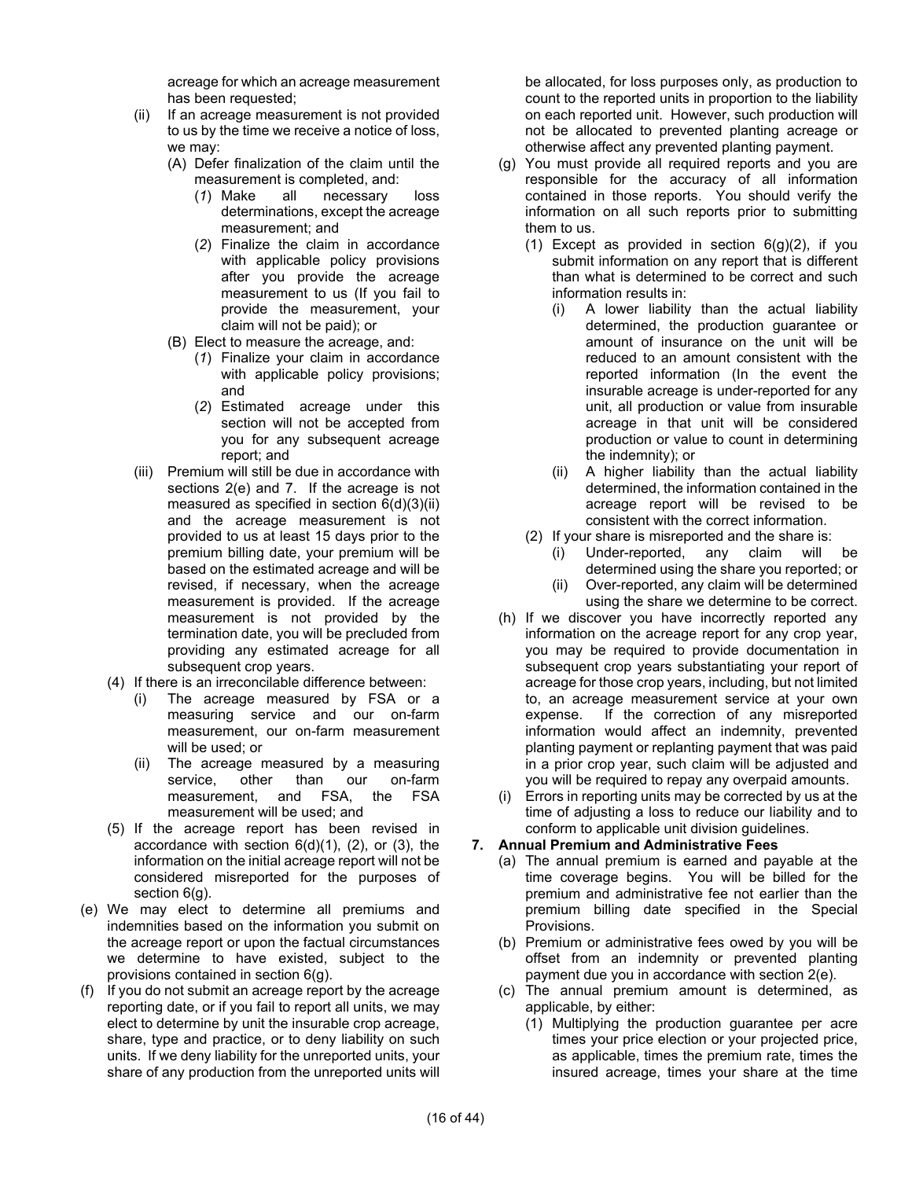acreage for which an acreage measurement has been requested;

- (ii) If an acreage measurement is not provided to us by the time we receive a notice of loss, we may:
  - (A) Defer finalization of the claim until the measurement is completed, and:
    - (*1*) Make all necessary loss determinations, except the acreage measurement; and
    - (*2*) Finalize the claim in accordance with applicable policy provisions after you provide the acreage measurement to us (If you fail to provide the measurement, your claim will not be paid); or
  - (B) Elect to measure the acreage, and:
    - (*1*) Finalize your claim in accordance with applicable policy provisions; and
    - (*2*) Estimated acreage under this section will not be accepted from you for any subsequent acreage report; and
- (iii) Premium will still be due in accordance with sections 2(e) and 7. If the acreage is not measured as specified in section 6(d)(3)(ii) and the acreage measurement is not provided to us at least 15 days prior to the premium billing date, your premium will be based on the estimated acreage and will be revised, if necessary, when the acreage measurement is provided. If the acreage measurement is not provided by the termination date, you will be precluded from providing any estimated acreage for all subsequent crop years.

(4) If there is an irreconcilable difference between:

- (i) The acreage measured by FSA or a measuring service and our on-farm measurement, our on-farm measurement will be used; or
- (ii) The acreage measured by a measuring service, other than our on-farm measurement, and FSA, the FSA measurement will be used; and

(5) If the acreage report has been revised in accordance with section 6(d)(1), (2), or (3), the information on the initial acreage report will not be considered misreported for the purposes of section 6(g).

(e) We may elect to determine all premiums and indemnities based on the information you submit on the acreage report or upon the factual circumstances we determine to have existed, subject to the provisions contained in section 6(g).

(f) If you do not submit an acreage report by the acreage reporting date, or if you fail to report all units, we may elect to determine by unit the insurable crop acreage, share, type and practice, or to deny liability on such units. If we deny liability for the unreported units, your share of any production from the unreported units will be allocated, for loss purposes only, as production to count to the reported units in proportion to the liability on each reported unit. However, such production will not be allocated to prevented planting acreage or otherwise affect any prevented planting payment.

(g) You must provide all required reports and you are responsible for the accuracy of all information contained in those reports. You should verify the information on all such reports prior to submitting them to us.

(1) Except as provided in section 6(g)(2), if you submit information on any report that is different than what is determined to be correct and such information results in:

- (i) A lower liability than the actual liability determined, the production guarantee or amount of insurance on the unit will be reduced to an amount consistent with the reported information (In the event the insurable acreage is under-reported for any unit, all production or value from insurable acreage in that unit will be considered production or value to count in determining the indemnity); or
- (ii) A higher liability than the actual liability determined, the information contained in the acreage report will be revised to be consistent with the correct information.

(2) If your share is misreported and the share is:

- (i) Under-reported, any claim will be determined using the share you reported; or
- (ii) Over-reported, any claim will be determined using the share we determine to be correct.

(h) If we discover you have incorrectly reported any information on the acreage report for any crop year, you may be required to provide documentation in subsequent crop years substantiating your report of acreage for those crop years, including, but not limited to, an acreage measurement service at your own expense. If the correction of any misreported information would affect an indemnity, prevented planting payment or replanting payment that was paid in a prior crop year, such claim will be adjusted and you will be required to repay any overpaid amounts.

(i) Errors in reporting units may be corrected by us at the time of adjusting a loss to reduce our liability and to conform to applicable unit division guidelines.

**7. Annual Premium and Administrative Fees**

(a) The annual premium is earned and payable at the time coverage begins. You will be billed for the premium and administrative fee not earlier than the premium billing date specified in the Special Provisions.

(b) Premium or administrative fees owed by you will be offset from an indemnity or prevented planting payment due you in accordance with section 2(e).

(c) The annual premium amount is determined, as applicable, by either:

(1) Multiplying the production guarantee per acre times your price election or your projected price, as applicable, times the premium rate, times the insured acreage, times your share at the time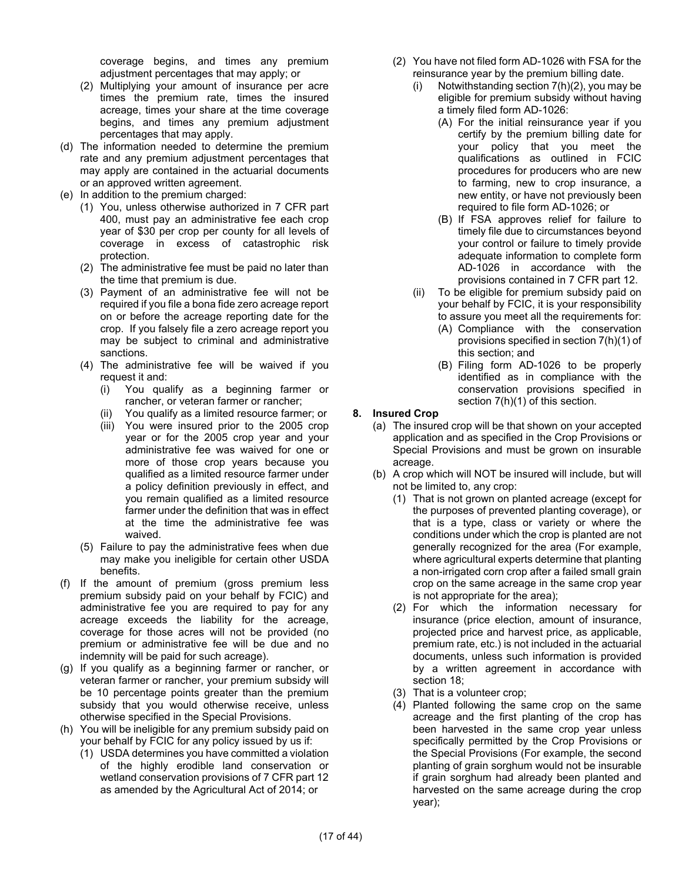coverage begins, and times any premium adjustment percentages that may apply; or

(2) Multiplying your amount of insurance per acre times the premium rate, times the insured acreage, times your share at the time coverage begins, and times any premium adjustment percentages that may apply.

(d) The information needed to determine the premium rate and any premium adjustment percentages that may apply are contained in the actuarial documents or an approved written agreement.

(e) In addition to the premium charged:

(1) You, unless otherwise authorized in 7 CFR part 400, must pay an administrative fee each crop year of $30 per crop per county for all levels of coverage in excess of catastrophic risk protection.

(2) The administrative fee must be paid no later than the time that premium is due.

(3) Payment of an administrative fee will not be required if you file a bona fide zero acreage report on or before the acreage reporting date for the crop. If you falsely file a zero acreage report you may be subject to criminal and administrative sanctions.

(4) The administrative fee will be waived if you request it and:

(i) You qualify as a beginning farmer or rancher, or veteran farmer or rancher;

(ii) You qualify as a limited resource farmer; or

(iii) You were insured prior to the 2005 crop year or for the 2005 crop year and your administrative fee was waived for one or more of those crop years because you qualified as a limited resource farmer under a policy definition previously in effect, and you remain qualified as a limited resource farmer under the definition that was in effect at the time the administrative fee was waived.

(5) Failure to pay the administrative fees when due may make you ineligible for certain other USDA benefits.

(f) If the amount of premium (gross premium less premium subsidy paid on your behalf by FCIC) and administrative fee you are required to pay for any acreage exceeds the liability for the acreage, coverage for those acres will not be provided (no premium or administrative fee will be due and no indemnity will be paid for such acreage).

(g) If you qualify as a beginning farmer or rancher, or veteran farmer or rancher, your premium subsidy will be 10 percentage points greater than the premium subsidy that you would otherwise receive, unless otherwise specified in the Special Provisions.

(h) You will be ineligible for any premium subsidy paid on your behalf by FCIC for any policy issued by us if:

(1) USDA determines you have committed a violation of the highly erodible land conservation or wetland conservation provisions of 7 CFR part 12 as amended by the Agricultural Act of 2014; or

(2) You have not filed form AD-1026 with FSA for the reinsurance year by the premium billing date.

(i) Notwithstanding section 7(h)(2), you may be eligible for premium subsidy without having a timely filed form AD-1026:

(A) For the initial reinsurance year if you certify by the premium billing date for your policy that you meet the qualifications as outlined in FCIC procedures for producers who are new to farming, new to crop insurance, a new entity, or have not previously been required to file form AD-1026; or

(B) If FSA approves relief for failure to timely file due to circumstances beyond your control or failure to timely provide adequate information to complete form AD-1026 in accordance with the provisions contained in 7 CFR part 12.

(ii) To be eligible for premium subsidy paid on your behalf by FCIC, it is your responsibility to assure you meet all the requirements for:

(A) Compliance with the conservation provisions specified in section 7(h)(1) of this section; and

(B) Filing form AD-1026 to be properly identified as in compliance with the conservation provisions specified in section 7(h)(1) of this section.

**8. Insured Crop**

(a) The insured crop will be that shown on your accepted application and as specified in the Crop Provisions or Special Provisions and must be grown on insurable acreage.

(b) A crop which will NOT be insured will include, but will not be limited to, any crop:

(1) That is not grown on planted acreage (except for the purposes of prevented planting coverage), or that is a type, class or variety or where the conditions under which the crop is planted are not generally recognized for the area (For example, where agricultural experts determine that planting a non-irrigated corn crop after a failed small grain crop on the same acreage in the same crop year is not appropriate for the area);

(2) For which the information necessary for insurance (price election, amount of insurance, projected price and harvest price, as applicable, premium rate, etc.) is not included in the actuarial documents, unless such information is provided by a written agreement in accordance with section 18;

(3) That is a volunteer crop;

(4) Planted following the same crop on the same acreage and the first planting of the crop has been harvested in the same crop year unless specifically permitted by the Crop Provisions or the Special Provisions (For example, the second planting of grain sorghum would not be insurable if grain sorghum had already been planted and harvested on the same acreage during the crop year);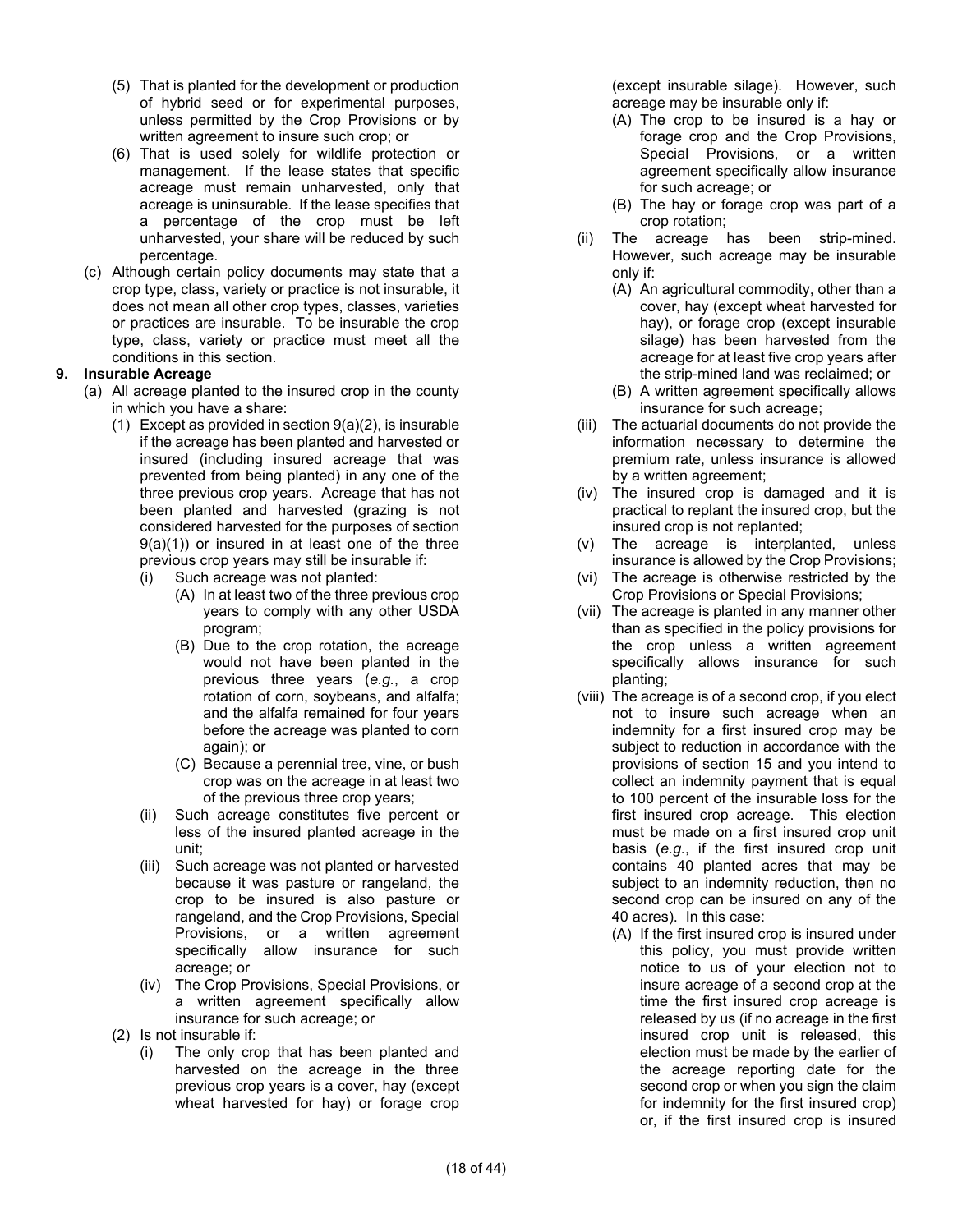(5) That is planted for the development or production of hybrid seed or for experimental purposes, unless permitted by the Crop Provisions or by written agreement to insure such crop; or

(6) That is used solely for wildlife protection or management. If the lease states that specific acreage must remain unharvested, only that acreage is uninsurable. If the lease specifies that a percentage of the crop must be left unharvested, your share will be reduced by such percentage.

(c) Although certain policy documents may state that a crop type, class, variety or practice is not insurable, it does not mean all other crop types, classes, varieties or practices are insurable. To be insurable the crop type, class, variety or practice must meet all the conditions in this section.

**9. Insurable Acreage**

(a) All acreage planted to the insured crop in the county in which you have a share:

(1) Except as provided in section 9(a)(2), is insurable if the acreage has been planted and harvested or insured (including insured acreage that was prevented from being planted) in any one of the three previous crop years. Acreage that has not been planted and harvested (grazing is not considered harvested for the purposes of section 9(a)(1)) or insured in at least one of the three previous crop years may still be insurable if:

(i) Such acreage was not planted:

(A) In at least two of the three previous crop years to comply with any other USDA program;

(B) Due to the crop rotation, the acreage would not have been planted in the previous three years (*e.g.*, a crop rotation of corn, soybeans, and alfalfa; and the alfalfa remained for four years before the acreage was planted to corn again); or

(C) Because a perennial tree, vine, or bush crop was on the acreage in at least two of the previous three crop years;

(ii) Such acreage constitutes five percent or less of the insured planted acreage in the unit;

(iii) Such acreage was not planted or harvested because it was pasture or rangeland, the crop to be insured is also pasture or rangeland, and the Crop Provisions, Special Provisions, or a written agreement specifically allow insurance for such acreage; or

(iv) The Crop Provisions, Special Provisions, or a written agreement specifically allow insurance for such acreage; or

(2) Is not insurable if:

(i) The only crop that has been planted and harvested on the acreage in the three previous crop years is a cover, hay (except wheat harvested for hay) or forage crop (except insurable silage). However, such acreage may be insurable only if:

(A) The crop to be insured is a hay or forage crop and the Crop Provisions, Special Provisions, or a written agreement specifically allow insurance for such acreage; or

(B) The hay or forage crop was part of a crop rotation;

(ii) The acreage has been strip-mined. However, such acreage may be insurable only if:

(A) An agricultural commodity, other than a cover, hay (except wheat harvested for hay), or forage crop (except insurable silage) has been harvested from the acreage for at least five crop years after the strip-mined land was reclaimed; or

(B) A written agreement specifically allows insurance for such acreage;

(iii) The actuarial documents do not provide the information necessary to determine the premium rate, unless insurance is allowed by a written agreement;

(iv) The insured crop is damaged and it is practical to replant the insured crop, but the insured crop is not replanted;

(v) The acreage is interplanted, unless insurance is allowed by the Crop Provisions;

(vi) The acreage is otherwise restricted by the Crop Provisions or Special Provisions;

(vii) The acreage is planted in any manner other than as specified in the policy provisions for the crop unless a written agreement specifically allows insurance for such planting;

(viii) The acreage is of a second crop, if you elect not to insure such acreage when an indemnity for a first insured crop may be subject to reduction in accordance with the provisions of section 15 and you intend to collect an indemnity payment that is equal to 100 percent of the insurable loss for the first insured crop acreage. This election must be made on a first insured crop unit basis (*e.g.*, if the first insured crop unit contains 40 planted acres that may be subject to an indemnity reduction, then no second crop can be insured on any of the 40 acres). In this case:

(A) If the first insured crop is insured under this policy, you must provide written notice to us of your election not to insure acreage of a second crop at the time the first insured crop acreage is released by us (if no acreage in the first insured crop unit is released, this election must be made by the earlier of the acreage reporting date for the second crop or when you sign the claim for indemnity for the first insured crop) or, if the first insured crop is insured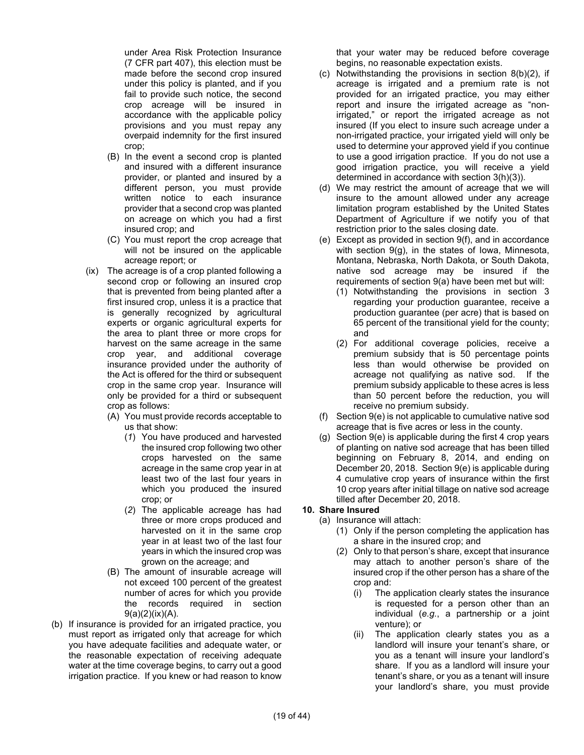under Area Risk Protection Insurance (7 CFR part 407), this election must be made before the second crop insured under this policy is planted, and if you fail to provide such notice, the second crop acreage will be insured in accordance with the applicable policy provisions and you must repay any overpaid indemnity for the first insured crop;

(B) In the event a second crop is planted and insured with a different insurance provider, or planted and insured by a different person, you must provide written notice to each insurance provider that a second crop was planted on acreage on which you had a first insured crop; and

(C) You must report the crop acreage that will not be insured on the applicable acreage report; or

(ix) The acreage is of a crop planted following a second crop or following an insured crop that is prevented from being planted after a first insured crop, unless it is a practice that is generally recognized by agricultural experts or organic agricultural experts for the area to plant three or more crops for harvest on the same acreage in the same crop year, and additional coverage insurance provided under the authority of the Act is offered for the third or subsequent crop in the same crop year. Insurance will only be provided for a third or subsequent crop as follows:

(A) You must provide records acceptable to us that show:

(*1*) You have produced and harvested the insured crop following two other crops harvested on the same acreage in the same crop year in at least two of the last four years in which you produced the insured crop; or

(*2*) The applicable acreage has had three or more crops produced and harvested on it in the same crop year in at least two of the last four years in which the insured crop was grown on the acreage; and

(B) The amount of insurable acreage will not exceed 100 percent of the greatest number of acres for which you provide the records required in section 9(a)(2)(ix)(A).

(b) If insurance is provided for an irrigated practice, you must report as irrigated only that acreage for which you have adequate facilities and adequate water, or the reasonable expectation of receiving adequate water at the time coverage begins, to carry out a good irrigation practice. If you knew or had reason to know that your water may be reduced before coverage begins, no reasonable expectation exists.

(c) Notwithstanding the provisions in section 8(b)(2), if acreage is irrigated and a premium rate is not provided for an irrigated practice, you may either report and insure the irrigated acreage as "non-irrigated," or report the irrigated acreage as not insured (If you elect to insure such acreage under a non-irrigated practice, your irrigated yield will only be used to determine your approved yield if you continue to use a good irrigation practice. If you do not use a good irrigation practice, you will receive a yield determined in accordance with section 3(h)(3)).

(d) We may restrict the amount of acreage that we will insure to the amount allowed under any acreage limitation program established by the United States Department of Agriculture if we notify you of that restriction prior to the sales closing date.

(e) Except as provided in section 9(f), and in accordance with section 9(g), in the states of Iowa, Minnesota, Montana, Nebraska, North Dakota, or South Dakota, native sod acreage may be insured if the requirements of section 9(a) have been met but will:

(1) Notwithstanding the provisions in section 3 regarding your production guarantee, receive a production guarantee (per acre) that is based on 65 percent of the transitional yield for the county; and

(2) For additional coverage policies, receive a premium subsidy that is 50 percentage points less than would otherwise be provided on acreage not qualifying as native sod. If the premium subsidy applicable to these acres is less than 50 percent before the reduction, you will receive no premium subsidy.

(f) Section 9(e) is not applicable to cumulative native sod acreage that is five acres or less in the county.

(g) Section 9(e) is applicable during the first 4 crop years of planting on native sod acreage that has been tilled beginning on February 8, 2014, and ending on December 20, 2018. Section 9(e) is applicable during 4 cumulative crop years of insurance within the first 10 crop years after initial tillage on native sod acreage tilled after December 20, 2018.

**10. Share Insured**

(a) Insurance will attach:

(1) Only if the person completing the application has a share in the insured crop; and

(2) Only to that person's share, except that insurance may attach to another person's share of the insured crop if the other person has a share of the crop and:

(i) The application clearly states the insurance is requested for a person other than an individual (*e.g.*, a partnership or a joint venture); or

(ii) The application clearly states you as a landlord will insure your tenant's share, or you as a tenant will insure your landlord's share. If you as a landlord will insure your tenant's share, or you as a tenant will insure your landlord's share, you must provide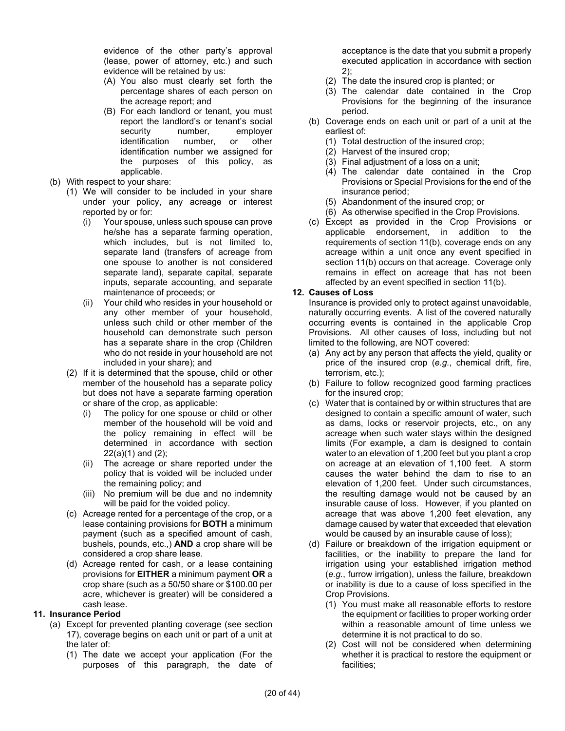evidence of the other party's approval (lease, power of attorney, etc.) and such evidence will be retained by us:

- (A) You also must clearly set forth the percentage shares of each person on the acreage report; and
- (B) For each landlord or tenant, you must report the landlord's or tenant's social security number, employer identification number, or other identification number we assigned for the purposes of this policy, as applicable.

(b) With respect to your share:

- (1) We will consider to be included in your share under your policy, any acreage or interest reported by or for:
  - (i) Your spouse, unless such spouse can prove he/she has a separate farming operation, which includes, but is not limited to, separate land (transfers of acreage from one spouse to another is not considered separate land), separate capital, separate inputs, separate accounting, and separate maintenance of proceeds; or
  - (ii) Your child who resides in your household or any other member of your household, unless such child or other member of the household can demonstrate such person has a separate share in the crop (Children who do not reside in your household are not included in your share); and
- (2) If it is determined that the spouse, child or other member of the household has a separate policy but does not have a separate farming operation or share of the crop, as applicable:
  - (i) The policy for one spouse or child or other member of the household will be void and the policy remaining in effect will be determined in accordance with section 22(a)(1) and (2);
  - (ii) The acreage or share reported under the policy that is voided will be included under the remaining policy; and
  - (iii) No premium will be due and no indemnity will be paid for the voided policy.

(c) Acreage rented for a percentage of the crop, or a lease containing provisions for **BOTH** a minimum payment (such as a specified amount of cash, bushels, pounds, etc.,) **AND** a crop share will be considered a crop share lease.

(d) Acreage rented for cash, or a lease containing provisions for **EITHER** a minimum payment **OR** a crop share (such as a 50/50 share or $100.00 per acre, whichever is greater) will be considered a cash lease.

**11. Insurance Period**

(a) Except for prevented planting coverage (see section 17), coverage begins on each unit or part of a unit at the later of:

- (1) The date we accept your application (For the purposes of this paragraph, the date of acceptance is the date that you submit a properly executed application in accordance with section 2);
- (2) The date the insured crop is planted; or
- (3) The calendar date contained in the Crop Provisions for the beginning of the insurance period.

(b) Coverage ends on each unit or part of a unit at the earliest of:

- (1) Total destruction of the insured crop;
- (2) Harvest of the insured crop;
- (3) Final adjustment of a loss on a unit;
- (4) The calendar date contained in the Crop Provisions or Special Provisions for the end of the insurance period;
- (5) Abandonment of the insured crop; or
- (6) As otherwise specified in the Crop Provisions.

(c) Except as provided in the Crop Provisions or applicable endorsement, in addition to the requirements of section 11(b), coverage ends on any acreage within a unit once any event specified in section 11(b) occurs on that acreage. Coverage only remains in effect on acreage that has not been affected by an event specified in section 11(b).

**12. Causes of Loss**

Insurance is provided only to protect against unavoidable, naturally occurring events. A list of the covered naturally occurring events is contained in the applicable Crop Provisions. All other causes of loss, including but not limited to the following, are NOT covered:

(a) Any act by any person that affects the yield, quality or price of the insured crop (*e.g.*, chemical drift, fire, terrorism, etc.);

(b) Failure to follow recognized good farming practices for the insured crop;

(c) Water that is contained by or within structures that are designed to contain a specific amount of water, such as dams, locks or reservoir projects, etc., on any acreage when such water stays within the designed limits (For example, a dam is designed to contain water to an elevation of 1,200 feet but you plant a crop on acreage at an elevation of 1,100 feet. A storm causes the water behind the dam to rise to an elevation of 1,200 feet. Under such circumstances, the resulting damage would not be caused by an insurable cause of loss. However, if you planted on acreage that was above 1,200 feet elevation, any damage caused by water that exceeded that elevation would be caused by an insurable cause of loss);

(d) Failure or breakdown of the irrigation equipment or facilities, or the inability to prepare the land for irrigation using your established irrigation method (*e.g.*, furrow irrigation), unless the failure, breakdown or inability is due to a cause of loss specified in the Crop Provisions.

- (1) You must make all reasonable efforts to restore the equipment or facilities to proper working order within a reasonable amount of time unless we determine it is not practical to do so.
- (2) Cost will not be considered when determining whether it is practical to restore the equipment or facilities;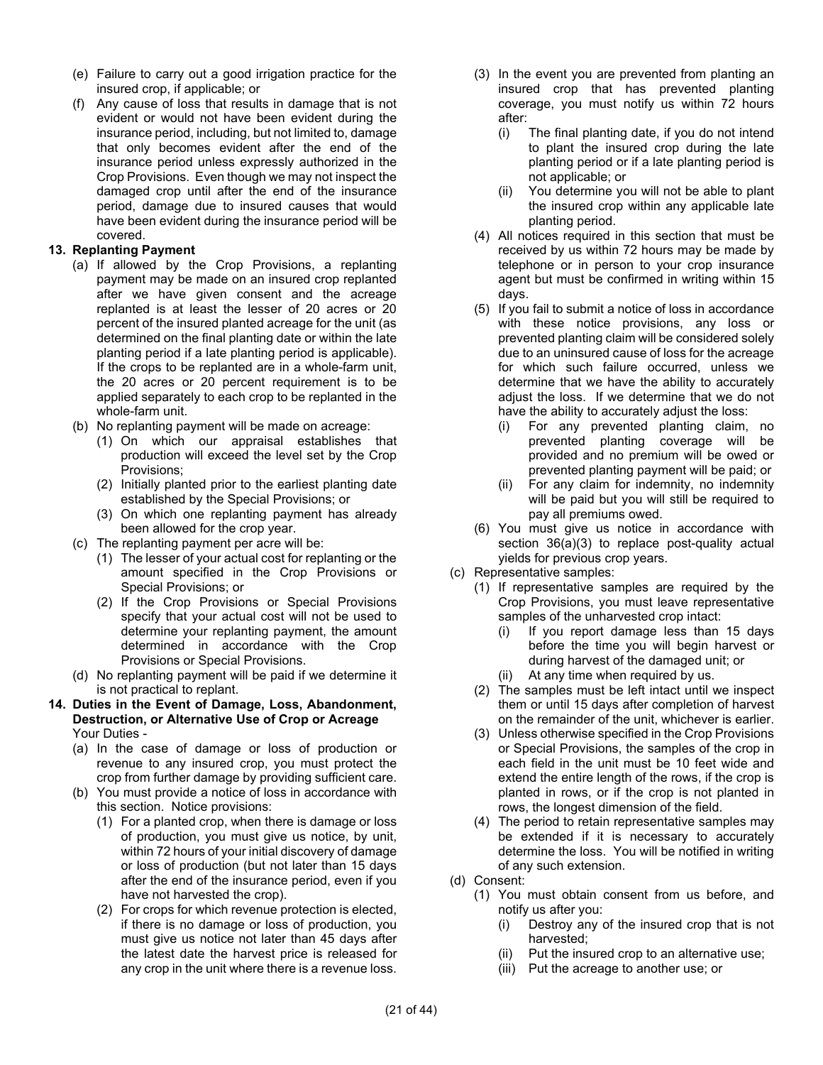(e) Failure to carry out a good irrigation practice for the insured crop, if applicable; or

(f) Any cause of loss that results in damage that is not evident or would not have been evident during the insurance period, including, but not limited to, damage that only becomes evident after the end of the insurance period unless expressly authorized in the Crop Provisions. Even though we may not inspect the damaged crop until after the end of the insurance period, damage due to insured causes that would have been evident during the insurance period will be covered.

**13. Replanting Payment**

(a) If allowed by the Crop Provisions, a replanting payment may be made on an insured crop replanted after we have given consent and the acreage replanted is at least the lesser of 20 acres or 20 percent of the insured planted acreage for the unit (as determined on the final planting date or within the late planting period if a late planting period is applicable). If the crops to be replanted are in a whole-farm unit, the 20 acres or 20 percent requirement is to be applied separately to each crop to be replanted in the whole-farm unit.

(b) No replanting payment will be made on acreage:

(1) On which our appraisal establishes that production will exceed the level set by the Crop Provisions;

(2) Initially planted prior to the earliest planting date established by the Special Provisions; or

(3) On which one replanting payment has already been allowed for the crop year.

(c) The replanting payment per acre will be:

(1) The lesser of your actual cost for replanting or the amount specified in the Crop Provisions or Special Provisions; or

(2) If the Crop Provisions or Special Provisions specify that your actual cost will not be used to determine your replanting payment, the amount determined in accordance with the Crop Provisions or Special Provisions.

(d) No replanting payment will be paid if we determine it is not practical to replant.

**14. Duties in the Event of Damage, Loss, Abandonment, Destruction, or Alternative Use of Crop or Acreage**

Your Duties -

(a) In the case of damage or loss of production or revenue to any insured crop, you must protect the crop from further damage by providing sufficient care.

(b) You must provide a notice of loss in accordance with this section. Notice provisions:

(1) For a planted crop, when there is damage or loss of production, you must give us notice, by unit, within 72 hours of your initial discovery of damage or loss of production (but not later than 15 days after the end of the insurance period, even if you have not harvested the crop).

(2) For crops for which revenue protection is elected, if there is no damage or loss of production, you must give us notice not later than 45 days after the latest date the harvest price is released for any crop in the unit where there is a revenue loss.

(3) In the event you are prevented from planting an insured crop that has prevented planting coverage, you must notify us within 72 hours after:

(i) The final planting date, if you do not intend to plant the insured crop during the late planting period or if a late planting period is not applicable; or

(ii) You determine you will not be able to plant the insured crop within any applicable late planting period.

(4) All notices required in this section that must be received by us within 72 hours may be made by telephone or in person to your crop insurance agent but must be confirmed in writing within 15 days.

(5) If you fail to submit a notice of loss in accordance with these notice provisions, any loss or prevented planting claim will be considered solely due to an uninsured cause of loss for the acreage for which such failure occurred, unless we determine that we have the ability to accurately adjust the loss. If we determine that we do not have the ability to accurately adjust the loss:

(i) For any prevented planting claim, no prevented planting coverage will be provided and no premium will be owed or prevented planting payment will be paid; or

(ii) For any claim for indemnity, no indemnity will be paid but you will still be required to pay all premiums owed.

(6) You must give us notice in accordance with section 36(a)(3) to replace post-quality actual yields for previous crop years.

(c) Representative samples:

(1) If representative samples are required by the Crop Provisions, you must leave representative samples of the unharvested crop intact:

(i) If you report damage less than 15 days before the time you will begin harvest or during harvest of the damaged unit; or

(ii) At any time when required by us.

(2) The samples must be left intact until we inspect them or until 15 days after completion of harvest on the remainder of the unit, whichever is earlier.

(3) Unless otherwise specified in the Crop Provisions or Special Provisions, the samples of the crop in each field in the unit must be 10 feet wide and extend the entire length of the rows, if the crop is planted in rows, or if the crop is not planted in rows, the longest dimension of the field.

(4) The period to retain representative samples may be extended if it is necessary to accurately determine the loss. You will be notified in writing of any such extension.

(d) Consent:

(1) You must obtain consent from us before, and notify us after you:

(i) Destroy any of the insured crop that is not harvested;

(ii) Put the insured crop to an alternative use;

(iii) Put the acreage to another use; or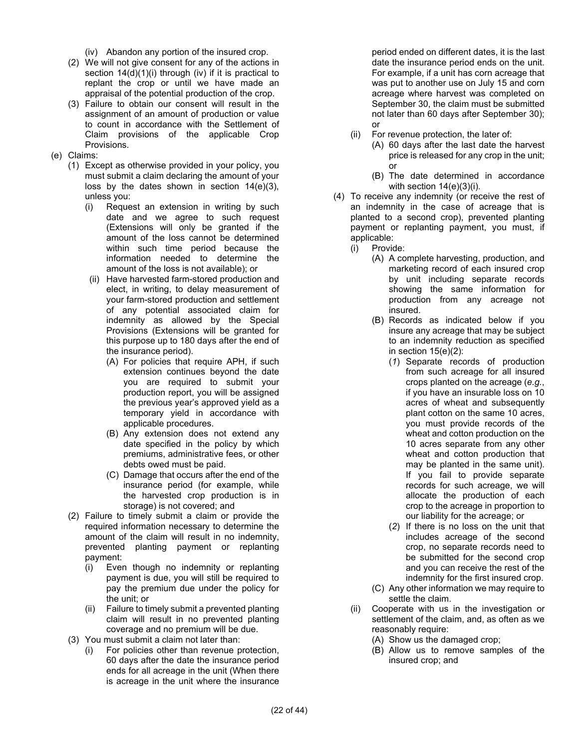(iv) Abandon any portion of the insured crop.

(2) We will not give consent for any of the actions in section 14(d)(1)(i) through (iv) if it is practical to replant the crop or until we have made an appraisal of the potential production of the crop.

(3) Failure to obtain our consent will result in the assignment of an amount of production or value to count in accordance with the Settlement of Claim provisions of the applicable Crop Provisions.

(e) Claims:

(1) Except as otherwise provided in your policy, you must submit a claim declaring the amount of your loss by the dates shown in section 14(e)(3), unless you:

(i) Request an extension in writing by such date and we agree to such request (Extensions will only be granted if the amount of the loss cannot be determined within such time period because the information needed to determine the amount of the loss is not available); or

(ii) Have harvested farm-stored production and elect, in writing, to delay measurement of your farm-stored production and settlement of any potential associated claim for indemnity as allowed by the Special Provisions (Extensions will be granted for this purpose up to 180 days after the end of the insurance period).

(A) For policies that require APH, if such extension continues beyond the date you are required to submit your production report, you will be assigned the previous year's approved yield as a temporary yield in accordance with applicable procedures.

(B) Any extension does not extend any date specified in the policy by which premiums, administrative fees, or other debts owed must be paid.

(C) Damage that occurs after the end of the insurance period (for example, while the harvested crop production is in storage) is not covered; and

(2) Failure to timely submit a claim or provide the required information necessary to determine the amount of the claim will result in no indemnity, prevented planting payment or replanting payment:

(i) Even though no indemnity or replanting payment is due, you will still be required to pay the premium due under the policy for the unit; or

(ii) Failure to timely submit a prevented planting claim will result in no prevented planting coverage and no premium will be due.

(3) You must submit a claim not later than:

(i) For policies other than revenue protection, 60 days after the date the insurance period ends for all acreage in the unit (When there is acreage in the unit where the insurance period ended on different dates, it is the last date the insurance period ends on the unit. For example, if a unit has corn acreage that was put to another use on July 15 and corn acreage where harvest was completed on September 30, the claim must be submitted not later than 60 days after September 30); or

(ii) For revenue protection, the later of:

(A) 60 days after the last date the harvest price is released for any crop in the unit; or

(B) The date determined in accordance with section 14(e)(3)(i).

(4) To receive any indemnity (or receive the rest of an indemnity in the case of acreage that is planted to a second crop), prevented planting payment or replanting payment, you must, if applicable:

(i) Provide:

(A) A complete harvesting, production, and marketing record of each insured crop by unit including separate records showing the same information for production from any acreage not insured.

(B) Records as indicated below if you insure any acreage that may be subject to an indemnity reduction as specified in section 15(e)(2):

(*1*) Separate records of production from such acreage for all insured crops planted on the acreage (*e.g.*, if you have an insurable loss on 10 acres of wheat and subsequently plant cotton on the same 10 acres, you must provide records of the wheat and cotton production on the 10 acres separate from any other wheat and cotton production that may be planted in the same unit). If you fail to provide separate records for such acreage, we will allocate the production of each crop to the acreage in proportion to our liability for the acreage; or

(*2*) If there is no loss on the unit that includes acreage of the second crop, no separate records need to be submitted for the second crop and you can receive the rest of the indemnity for the first insured crop.

(C) Any other information we may require to settle the claim.

(ii) Cooperate with us in the investigation or settlement of the claim, and, as often as we reasonably require:

(A) Show us the damaged crop;

(B) Allow us to remove samples of the insured crop; and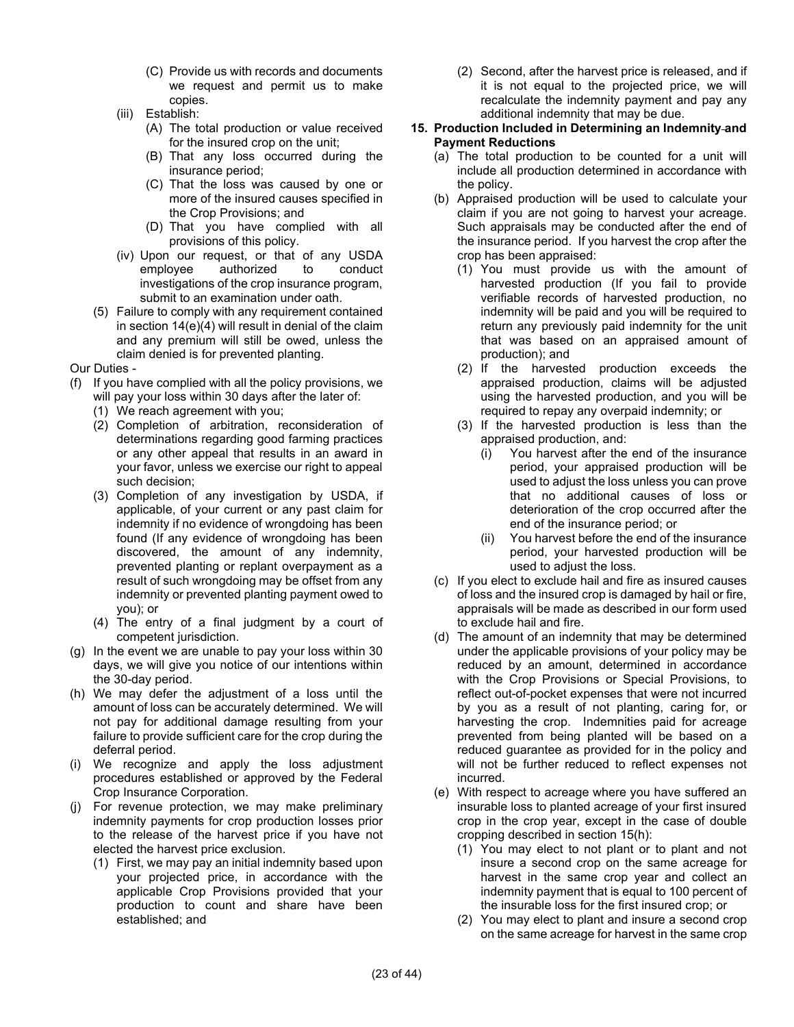(C) Provide us with records and documents we request and permit us to make copies.

(iii) Establish:

(A) The total production or value received for the insured crop on the unit;

(B) That any loss occurred during the insurance period;

(C) That the loss was caused by one or more of the insured causes specified in the Crop Provisions; and

(D) That you have complied with all provisions of this policy.

(iv) Upon our request, or that of any USDA employee authorized to conduct investigations of the crop insurance program, submit to an examination under oath.

(5) Failure to comply with any requirement contained in section 14(e)(4) will result in denial of the claim and any premium will still be owed, unless the claim denied is for prevented planting.

Our Duties -

(f) If you have complied with all the policy provisions, we will pay your loss within 30 days after the later of:

(1) We reach agreement with you;

(2) Completion of arbitration, reconsideration of determinations regarding good farming practices or any other appeal that results in an award in your favor, unless we exercise our right to appeal such decision;

(3) Completion of any investigation by USDA, if applicable, of your current or any past claim for indemnity if no evidence of wrongdoing has been found (If any evidence of wrongdoing has been discovered, the amount of any indemnity, prevented planting or replant overpayment as a result of such wrongdoing may be offset from any indemnity or prevented planting payment owed to you); or

(4) The entry of a final judgment by a court of competent jurisdiction.

(g) In the event we are unable to pay your loss within 30 days, we will give you notice of our intentions within the 30-day period.

(h) We may defer the adjustment of a loss until the amount of loss can be accurately determined. We will not pay for additional damage resulting from your failure to provide sufficient care for the crop during the deferral period.

(i) We recognize and apply the loss adjustment procedures established or approved by the Federal Crop Insurance Corporation.

(j) For revenue protection, we may make preliminary indemnity payments for crop production losses prior to the release of the harvest price if you have not elected the harvest price exclusion.

(1) First, we may pay an initial indemnity based upon your projected price, in accordance with the applicable Crop Provisions provided that your production to count and share have been established; and

(2) Second, after the harvest price is released, and if it is not equal to the projected price, we will recalculate the indemnity payment and pay any additional indemnity that may be due.

**15. Production Included in Determining an Indemnity and Payment Reductions**

(a) The total production to be counted for a unit will include all production determined in accordance with the policy.

(b) Appraised production will be used to calculate your claim if you are not going to harvest your acreage. Such appraisals may be conducted after the end of the insurance period. If you harvest the crop after the crop has been appraised:

(1) You must provide us with the amount of harvested production (If you fail to provide verifiable records of harvested production, no indemnity will be paid and you will be required to return any previously paid indemnity for the unit that was based on an appraised amount of production); and

(2) If the harvested production exceeds the appraised production, claims will be adjusted using the harvested production, and you will be required to repay any overpaid indemnity; or

(3) If the harvested production is less than the appraised production, and:

(i) You harvest after the end of the insurance period, your appraised production will be used to adjust the loss unless you can prove that no additional causes of loss or deterioration of the crop occurred after the end of the insurance period; or

(ii) You harvest before the end of the insurance period, your harvested production will be used to adjust the loss.

(c) If you elect to exclude hail and fire as insured causes of loss and the insured crop is damaged by hail or fire, appraisals will be made as described in our form used to exclude hail and fire.

(d) The amount of an indemnity that may be determined under the applicable provisions of your policy may be reduced by an amount, determined in accordance with the Crop Provisions or Special Provisions, to reflect out-of-pocket expenses that were not incurred by you as a result of not planting, caring for, or harvesting the crop. Indemnities paid for acreage prevented from being planted will be based on a reduced guarantee as provided for in the policy and will not be further reduced to reflect expenses not incurred.

(e) With respect to acreage where you have suffered an insurable loss to planted acreage of your first insured crop in the crop year, except in the case of double cropping described in section 15(h):

(1) You may elect to not plant or to plant and not insure a second crop on the same acreage for harvest in the same crop year and collect an indemnity payment that is equal to 100 percent of the insurable loss for the first insured crop; or

(2) You may elect to plant and insure a second crop on the same acreage for harvest in the same crop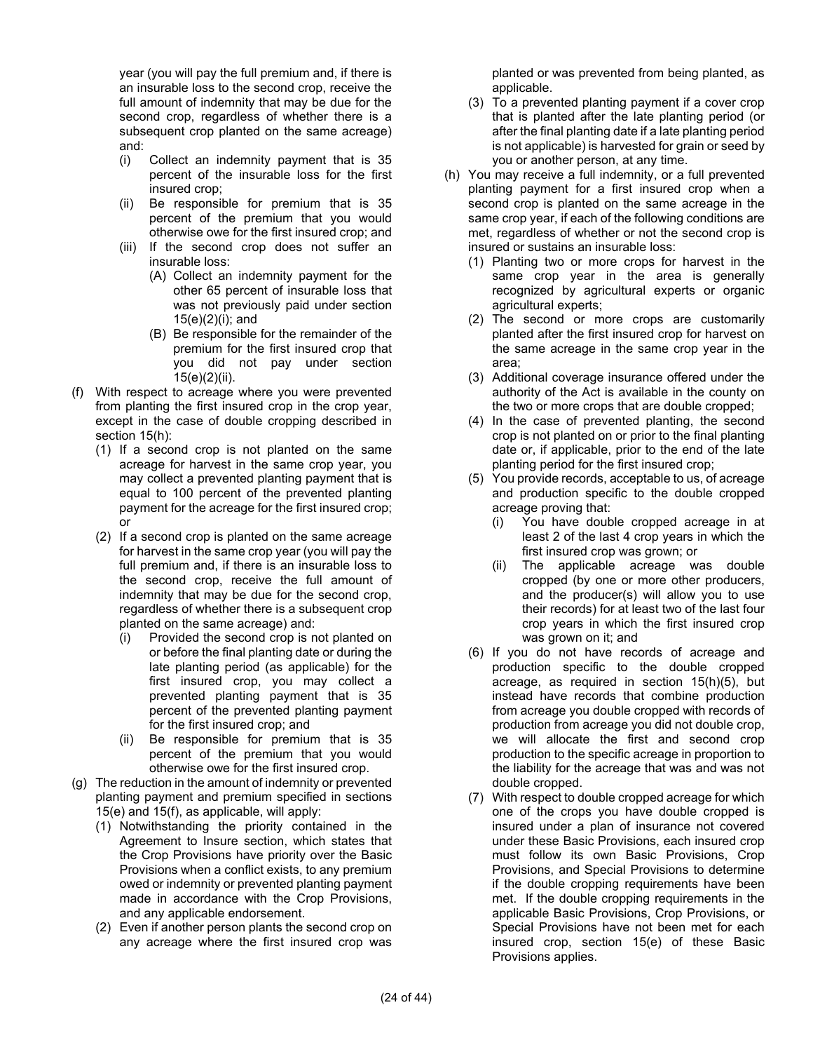year (you will pay the full premium and, if there is an insurable loss to the second crop, receive the full amount of indemnity that may be due for the second crop, regardless of whether there is a subsequent crop planted on the same acreage) and:

   - (i) Collect an indemnity payment that is 35 percent of the insurable loss for the first insured crop;
   - (ii) Be responsible for premium that is 35 percent of the premium that you would otherwise owe for the first insured crop; and
   - (iii) If the second crop does not suffer an insurable loss:
     - (A) Collect an indemnity payment for the other 65 percent of insurable loss that was not previously paid under section 15(e)(2)(i); and
     - (B) Be responsible for the remainder of the premium for the first insured crop that you did not pay under section 15(e)(2)(ii).

(f) With respect to acreage where you were prevented from planting the first insured crop in the crop year, except in the case of double cropping described in section 15(h):

- (1) If a second crop is not planted on the same acreage for harvest in the same crop year, you may collect a prevented planting payment that is equal to 100 percent of the prevented planting payment for the acreage for the first insured crop; or
- (2) If a second crop is planted on the same acreage for harvest in the same crop year (you will pay the full premium and, if there is an insurable loss to the second crop, receive the full amount of indemnity that may be due for the second crop, regardless of whether there is a subsequent crop planted on the same acreage) and:
  - (i) Provided the second crop is not planted on or before the final planting date or during the late planting period (as applicable) for the first insured crop, you may collect a prevented planting payment that is 35 percent of the prevented planting payment for the first insured crop; and
  - (ii) Be responsible for premium that is 35 percent of the premium that you would otherwise owe for the first insured crop.

(g) The reduction in the amount of indemnity or prevented planting payment and premium specified in sections 15(e) and 15(f), as applicable, will apply:

- (1) Notwithstanding the priority contained in the Agreement to Insure section, which states that the Crop Provisions have priority over the Basic Provisions when a conflict exists, to any premium owed or indemnity or prevented planting payment made in accordance with the Crop Provisions, and any applicable endorsement.
- (2) Even if another person plants the second crop on any acreage where the first insured crop was planted or was prevented from being planted, as applicable.
- (3) To a prevented planting payment if a cover crop that is planted after the late planting period (or after the final planting date if a late planting period is not applicable) is harvested for grain or seed by you or another person, at any time.

(h) You may receive a full indemnity, or a full prevented planting payment for a first insured crop when a second crop is planted on the same acreage in the same crop year, if each of the following conditions are met, regardless of whether or not the second crop is insured or sustains an insurable loss:

- (1) Planting two or more crops for harvest in the same crop year in the area is generally recognized by agricultural experts or organic agricultural experts;
- (2) The second or more crops are customarily planted after the first insured crop for harvest on the same acreage in the same crop year in the area;
- (3) Additional coverage insurance offered under the authority of the Act is available in the county on the two or more crops that are double cropped;
- (4) In the case of prevented planting, the second crop is not planted on or prior to the final planting date or, if applicable, prior to the end of the late planting period for the first insured crop;
- (5) You provide records, acceptable to us, of acreage and production specific to the double cropped acreage proving that:
  - (i) You have double cropped acreage in at least 2 of the last 4 crop years in which the first insured crop was grown; or
  - (ii) The applicable acreage was double cropped (by one or more other producers, and the producer(s) will allow you to use their records) for at least two of the last four crop years in which the first insured crop was grown on it; and
- (6) If you do not have records of acreage and production specific to the double cropped acreage, as required in section 15(h)(5), but instead have records that combine production from acreage you double cropped with records of production from acreage you did not double crop, we will allocate the first and second crop production to the specific acreage in proportion to the liability for the acreage that was and was not double cropped.
- (7) With respect to double cropped acreage for which one of the crops you have double cropped is insured under a plan of insurance not covered under these Basic Provisions, each insured crop must follow its own Basic Provisions, Crop Provisions, and Special Provisions to determine if the double cropping requirements have been met. If the double cropping requirements in the applicable Basic Provisions, Crop Provisions, or Special Provisions have not been met for each insured crop, section 15(e) of these Basic Provisions applies.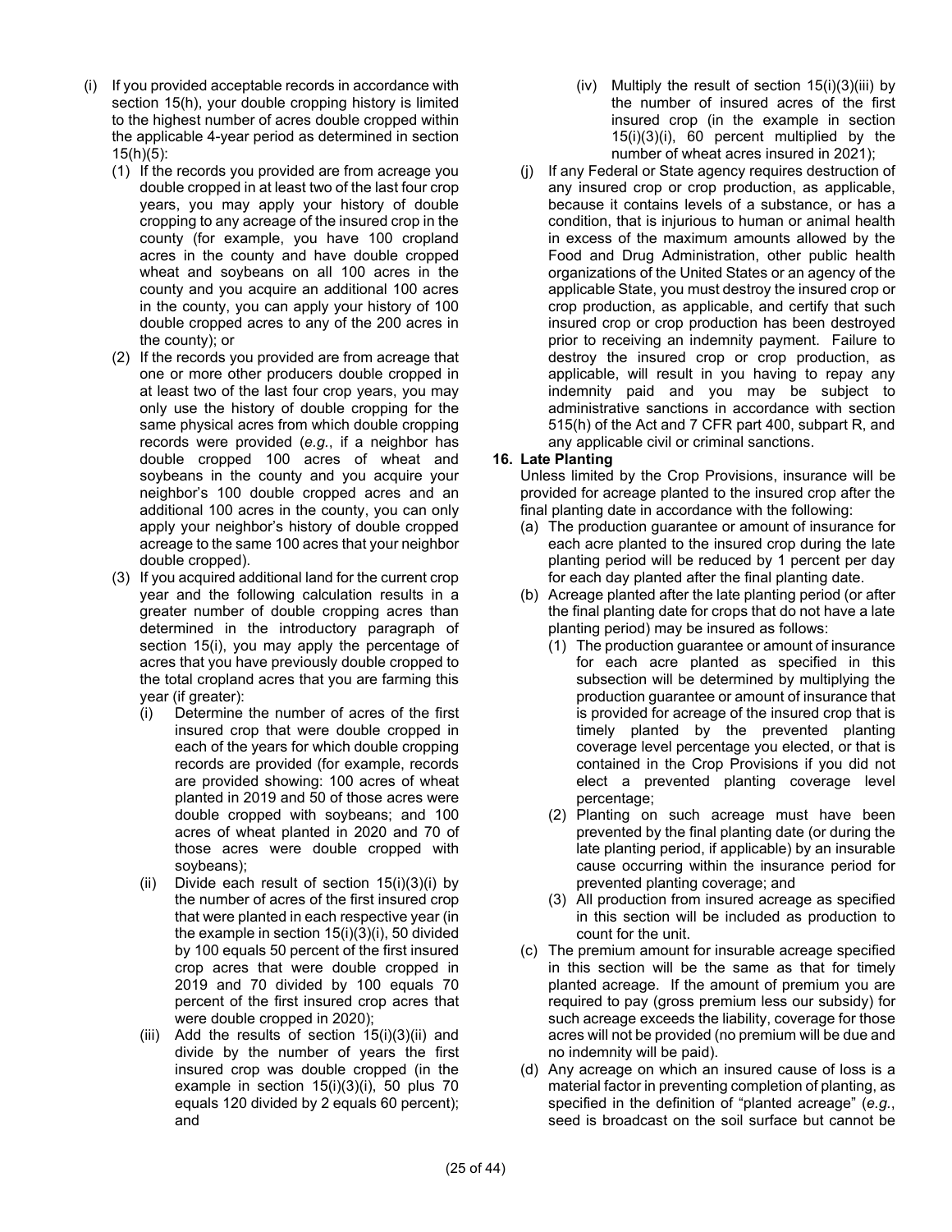(i) If you provided acceptable records in accordance with section 15(h), your double cropping history is limited to the highest number of acres double cropped within the applicable 4-year period as determined in section 15(h)(5):

   (1) If the records you provided are from acreage you double cropped in at least two of the last four crop years, you may apply your history of double cropping to any acreage of the insured crop in the county (for example, you have 100 cropland acres in the county and have double cropped wheat and soybeans on all 100 acres in the county and you acquire an additional 100 acres in the county, you can apply your history of 100 double cropped acres to any of the 200 acres in the county); or

   (2) If the records you provided are from acreage that one or more other producers double cropped in at least two of the last four crop years, you may only use the history of double cropping for the same physical acres from which double cropping records were provided (*e.g.*, if a neighbor has double cropped 100 acres of wheat and soybeans in the county and you acquire your neighbor's 100 double cropped acres and an additional 100 acres in the county, you can only apply your neighbor's history of double cropped acreage to the same 100 acres that your neighbor double cropped).

   (3) If you acquired additional land for the current crop year and the following calculation results in a greater number of double cropping acres than determined in the introductory paragraph of section 15(i), you may apply the percentage of acres that you have previously double cropped to the total cropland acres that you are farming this year (if greater):

      (i) Determine the number of acres of the first insured crop that were double cropped in each of the years for which double cropping records are provided (for example, records are provided showing: 100 acres of wheat planted in 2019 and 50 of those acres were double cropped with soybeans; and 100 acres of wheat planted in 2020 and 70 of those acres were double cropped with soybeans);

      (ii) Divide each result of section 15(i)(3)(i) by the number of acres of the first insured crop that were planted in each respective year (in the example in section 15(i)(3)(i), 50 divided by 100 equals 50 percent of the first insured crop acres that were double cropped in 2019 and 70 divided by 100 equals 70 percent of the first insured crop acres that were double cropped in 2020);

      (iii) Add the results of section 15(i)(3)(ii) and divide by the number of years the first insured crop was double cropped (in the example in section 15(i)(3)(i), 50 plus 70 equals 120 divided by 2 equals 60 percent); and

      (iv) Multiply the result of section 15(i)(3)(iii) by the number of insured acres of the first insured crop (in the example in section 15(i)(3)(i), 60 percent multiplied by the number of wheat acres insured in 2021);

(j) If any Federal or State agency requires destruction of any insured crop or crop production, as applicable, because it contains levels of a substance, or has a condition, that is injurious to human or animal health in excess of the maximum amounts allowed by the Food and Drug Administration, other public health organizations of the United States or an agency of the applicable State, you must destroy the insured crop or crop production, as applicable, and certify that such insured crop or crop production has been destroyed prior to receiving an indemnity payment. Failure to destroy the insured crop or crop production, as applicable, will result in you having to repay any indemnity paid and you may be subject to administrative sanctions in accordance with section 515(h) of the Act and 7 CFR part 400, subpart R, and any applicable civil or criminal sanctions.

**16. Late Planting**

Unless limited by the Crop Provisions, insurance will be provided for acreage planted to the insured crop after the final planting date in accordance with the following:

(a) The production guarantee or amount of insurance for each acre planted to the insured crop during the late planting period will be reduced by 1 percent per day for each day planted after the final planting date.

(b) Acreage planted after the late planting period (or after the final planting date for crops that do not have a late planting period) may be insured as follows:

   (1) The production guarantee or amount of insurance for each acre planted as specified in this subsection will be determined by multiplying the production guarantee or amount of insurance that is provided for acreage of the insured crop that is timely planted by the prevented planting coverage level percentage you elected, or that is contained in the Crop Provisions if you did not elect a prevented planting coverage level percentage;

   (2) Planting on such acreage must have been prevented by the final planting date (or during the late planting period, if applicable) by an insurable cause occurring within the insurance period for prevented planting coverage; and

   (3) All production from insured acreage as specified in this section will be included as production to count for the unit.

(c) The premium amount for insurable acreage specified in this section will be the same as that for timely planted acreage. If the amount of premium you are required to pay (gross premium less our subsidy) for such acreage exceeds the liability, coverage for those acres will not be provided (no premium will be due and no indemnity will be paid).

(d) Any acreage on which an insured cause of loss is a material factor in preventing completion of planting, as specified in the definition of "planted acreage" (*e.g.*, seed is broadcast on the soil surface but cannot be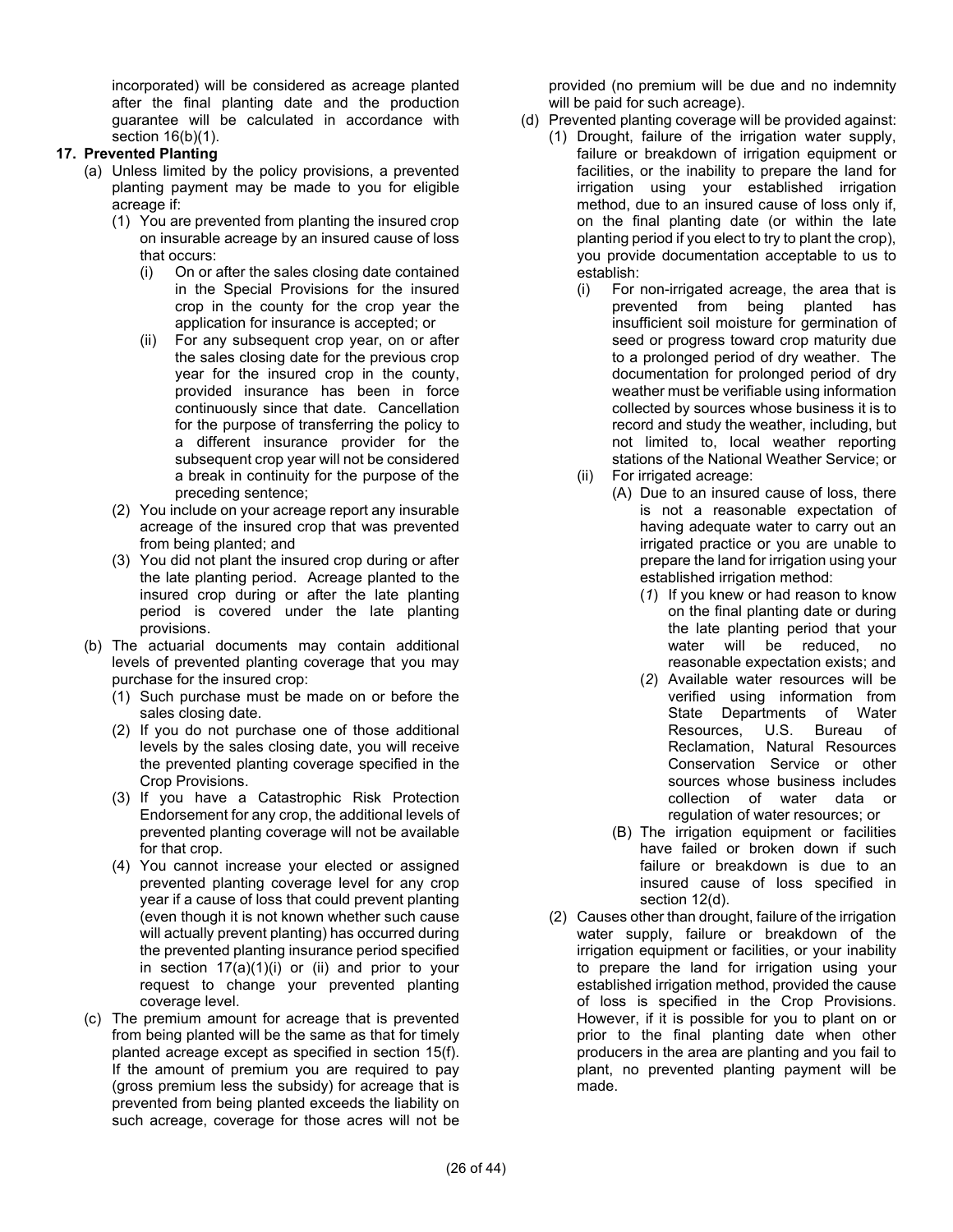incorporated) will be considered as acreage planted after the final planting date and the production guarantee will be calculated in accordance with section 16(b)(1).

**17. Prevented Planting**

(a) Unless limited by the policy provisions, a prevented planting payment may be made to you for eligible acreage if:

(1) You are prevented from planting the insured crop on insurable acreage by an insured cause of loss that occurs:

(i) On or after the sales closing date contained in the Special Provisions for the insured crop in the county for the crop year the application for insurance is accepted; or

(ii) For any subsequent crop year, on or after the sales closing date for the previous crop year for the insured crop in the county, provided insurance has been in force continuously since that date. Cancellation for the purpose of transferring the policy to a different insurance provider for the subsequent crop year will not be considered a break in continuity for the purpose of the preceding sentence;

(2) You include on your acreage report any insurable acreage of the insured crop that was prevented from being planted; and

(3) You did not plant the insured crop during or after the late planting period. Acreage planted to the insured crop during or after the late planting period is covered under the late planting provisions.

(b) The actuarial documents may contain additional levels of prevented planting coverage that you may purchase for the insured crop:

(1) Such purchase must be made on or before the sales closing date.

(2) If you do not purchase one of those additional levels by the sales closing date, you will receive the prevented planting coverage specified in the Crop Provisions.

(3) If you have a Catastrophic Risk Protection Endorsement for any crop, the additional levels of prevented planting coverage will not be available for that crop.

(4) You cannot increase your elected or assigned prevented planting coverage level for any crop year if a cause of loss that could prevent planting (even though it is not known whether such cause will actually prevent planting) has occurred during the prevented planting insurance period specified in section 17(a)(1)(i) or (ii) and prior to your request to change your prevented planting coverage level.

(c) The premium amount for acreage that is prevented from being planted will be the same as that for timely planted acreage except as specified in section 15(f). If the amount of premium you are required to pay (gross premium less the subsidy) for acreage that is prevented from being planted exceeds the liability on such acreage, coverage for those acres will not be provided (no premium will be due and no indemnity will be paid for such acreage).

(d) Prevented planting coverage will be provided against:

(1) Drought, failure of the irrigation water supply, failure or breakdown of irrigation equipment or facilities, or the inability to prepare the land for irrigation using your established irrigation method, due to an insured cause of loss only if, on the final planting date (or within the late planting period if you elect to try to plant the crop), you provide documentation acceptable to us to establish:

(i) For non-irrigated acreage, the area that is prevented from being planted has insufficient soil moisture for germination of seed or progress toward crop maturity due to a prolonged period of dry weather. The documentation for prolonged period of dry weather must be verifiable using information collected by sources whose business it is to record and study the weather, including, but not limited to, local weather reporting stations of the National Weather Service; or

(ii) For irrigated acreage:

(A) Due to an insured cause of loss, there is not a reasonable expectation of having adequate water to carry out an irrigated practice or you are unable to prepare the land for irrigation using your established irrigation method:

(*1*) If you knew or had reason to know on the final planting date or during the late planting period that your water will be reduced, no reasonable expectation exists; and

(*2*) Available water resources will be verified using information from State Departments of Water Resources, U.S. Bureau of Reclamation, Natural Resources Conservation Service or other sources whose business includes collection of water data or regulation of water resources; or

(B) The irrigation equipment or facilities have failed or broken down if such failure or breakdown is due to an insured cause of loss specified in section 12(d).

(2) Causes other than drought, failure of the irrigation water supply, failure or breakdown of the irrigation equipment or facilities, or your inability to prepare the land for irrigation using your established irrigation method, provided the cause of loss is specified in the Crop Provisions. However, if it is possible for you to plant on or prior to the final planting date when other producers in the area are planting and you fail to plant, no prevented planting payment will be made.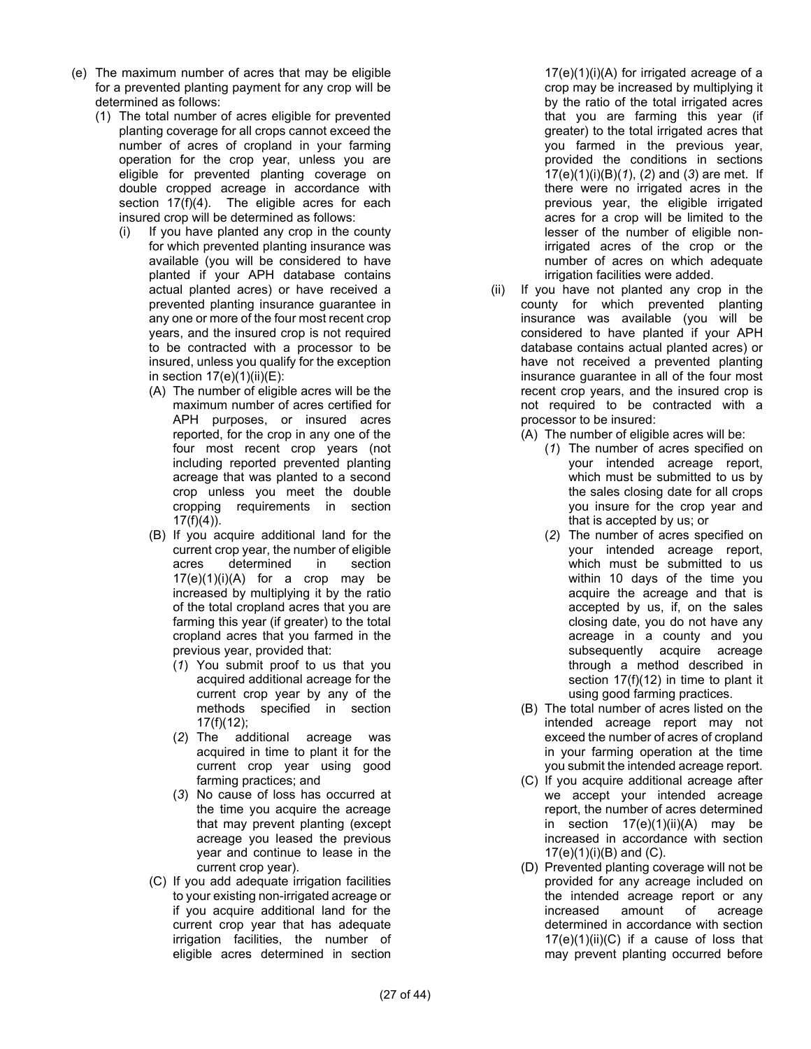(e) The maximum number of acres that may be eligible for a prevented planting payment for any crop will be determined as follows:

(1) The total number of acres eligible for prevented planting coverage for all crops cannot exceed the number of acres of cropland in your farming operation for the crop year, unless you are eligible for prevented planting coverage on double cropped acreage in accordance with section 17(f)(4). The eligible acres for each insured crop will be determined as follows:

(i) If you have planted any crop in the county for which prevented planting insurance was available (you will be considered to have planted if your APH database contains actual planted acres) or have received a prevented planting insurance guarantee in any one or more of the four most recent crop years, and the insured crop is not required to be contracted with a processor to be insured, unless you qualify for the exception in section 17(e)(1)(ii)(E):

(A) The number of eligible acres will be the maximum number of acres certified for APH purposes, or insured acres reported, for the crop in any one of the four most recent crop years (not including reported prevented planting acreage that was planted to a second crop unless you meet the double cropping requirements in section 17(f)(4)).

(B) If you acquire additional land for the current crop year, the number of eligible acres determined in section 17(e)(1)(i)(A) for a crop may be increased by multiplying it by the ratio of the total cropland acres that you are farming this year (if greater) to the total cropland acres that you farmed in the previous year, provided that:

(*1*) You submit proof to us that you acquired additional acreage for the current crop year by any of the methods specified in section 17(f)(12);

(*2*) The additional acreage was acquired in time to plant it for the current crop year using good farming practices; and

(*3*) No cause of loss has occurred at the time you acquire the acreage that may prevent planting (except acreage you leased the previous year and continue to lease in the current crop year).

(C) If you add adequate irrigation facilities to your existing non-irrigated acreage or if you acquire additional land for the current crop year that has adequate irrigation facilities, the number of eligible acres determined in section 17(e)(1)(i)(A) for irrigated acreage of a crop may be increased by multiplying it by the ratio of the total irrigated acres that you are farming this year (if greater) to the total irrigated acres that you farmed in the previous year, provided the conditions in sections 17(e)(1)(i)(B)(*1*), (*2*) and (*3*) are met. If there were no irrigated acres in the previous year, the eligible irrigated acres for a crop will be limited to the lesser of the number of eligible non-irrigated acres of the crop or the number of acres on which adequate irrigation facilities were added.

(ii) If you have not planted any crop in the county for which prevented planting insurance was available (you will be considered to have planted if your APH database contains actual planted acres) or have not received a prevented planting insurance guarantee in all of the four most recent crop years, and the insured crop is not required to be contracted with a processor to be insured:

(A) The number of eligible acres will be:

(*1*) The number of acres specified on your intended acreage report, which must be submitted to us by the sales closing date for all crops you insure for the crop year and that is accepted by us; or

(*2*) The number of acres specified on your intended acreage report, which must be submitted to us within 10 days of the time you acquire the acreage and that is accepted by us, if, on the sales closing date, you do not have any acreage in a county and you subsequently acquire acreage through a method described in section 17(f)(12) in time to plant it using good farming practices.

(B) The total number of acres listed on the intended acreage report may not exceed the number of acres of cropland in your farming operation at the time you submit the intended acreage report.

(C) If you acquire additional acreage after we accept your intended acreage report, the number of acres determined in section 17(e)(1)(ii)(A) may be increased in accordance with section 17(e)(1)(i)(B) and (C).

(D) Prevented planting coverage will not be provided for any acreage included on the intended acreage report or any increased amount of acreage determined in accordance with section 17(e)(1)(ii)(C) if a cause of loss that may prevent planting occurred before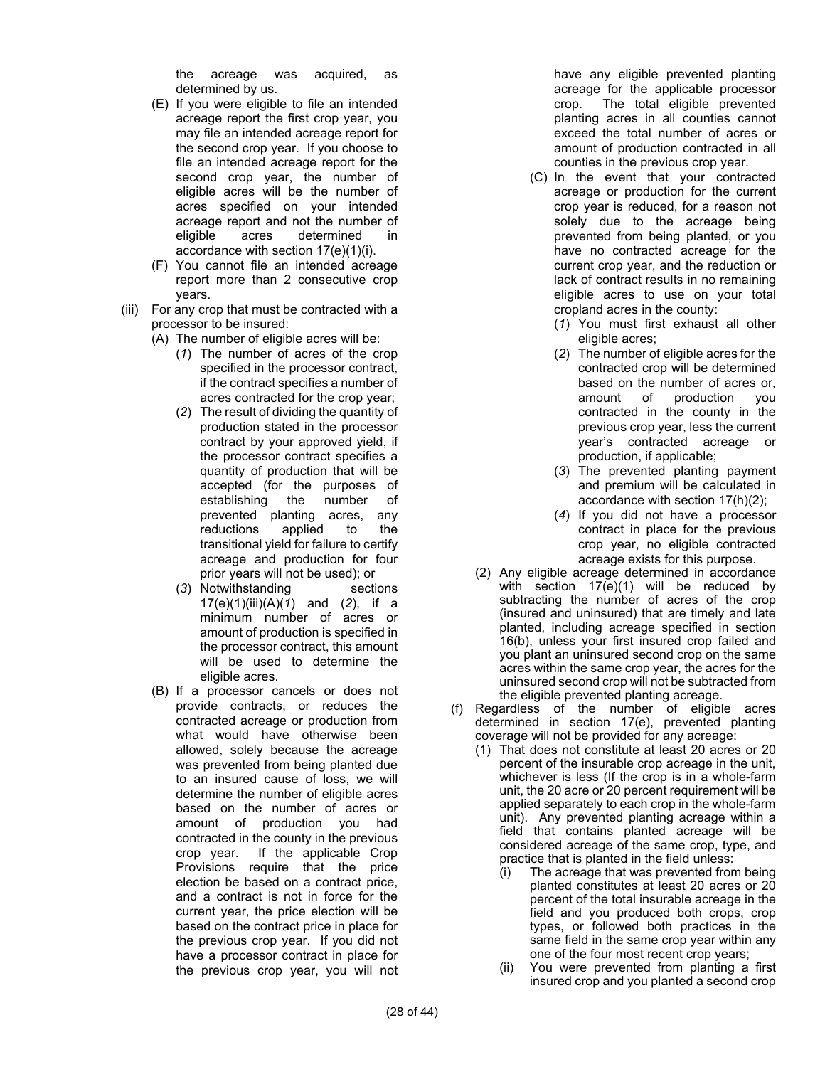the acreage was acquired, as determined by us.

(E) If you were eligible to file an intended acreage report the first crop year, you may file an intended acreage report for the second crop year. If you choose to file an intended acreage report for the second crop year, the number of eligible acres will be the number of acres specified on your intended acreage report and not the number of eligible acres determined in accordance with section 17(e)(1)(i).

(F) You cannot file an intended acreage report more than 2 consecutive crop years.

(iii) For any crop that must be contracted with a processor to be insured:

(A) The number of eligible acres will be:

(*1*) The number of acres of the crop specified in the processor contract, if the contract specifies a number of acres contracted for the crop year;

(*2*) The result of dividing the quantity of production stated in the processor contract by your approved yield, if the processor contract specifies a quantity of production that will be accepted (for the purposes of establishing the number of prevented planting acres, any reductions applied to the transitional yield for failure to certify acreage and production for four prior years will not be used); or

(*3*) Notwithstanding sections 17(e)(1)(iii)(A)(*1*) and (*2*), if a minimum number of acres or amount of production is specified in the processor contract, this amount will be used to determine the eligible acres.

(B) If a processor cancels or does not provide contracts, or reduces the contracted acreage or production from what would have otherwise been allowed, solely because the acreage was prevented from being planted due to an insured cause of loss, we will determine the number of eligible acres based on the number of acres or amount of production you had contracted in the county in the previous crop year. If the applicable Crop Provisions require that the price election be based on a contract price, and a contract is not in force for the current year, the price election will be based on the contract price in place for the previous crop year. If you did not have a processor contract in place for the previous crop year, you will not have any eligible prevented planting acreage for the applicable processor crop. The total eligible prevented planting acres in all counties cannot exceed the total number of acres or amount of production contracted in all counties in the previous crop year.

(C) In the event that your contracted acreage or production for the current crop year is reduced, for a reason not solely due to the acreage being prevented from being planted, or you have no contracted acreage for the current crop year, and the reduction or lack of contract results in no remaining eligible acres to use on your total cropland acres in the county:

(*1*) You must first exhaust all other eligible acres;

(*2*) The number of eligible acres for the contracted crop will be determined based on the number of acres or, amount of production you contracted in the county in the previous crop year, less the current year's contracted acreage or production, if applicable;

(*3*) The prevented planting payment and premium will be calculated in accordance with section 17(h)(2);

(*4*) If you did not have a processor contract in place for the previous crop year, no eligible contracted acreage exists for this purpose.

(2) Any eligible acreage determined in accordance with section 17(e)(1) will be reduced by subtracting the number of acres of the crop (insured and uninsured) that are timely and late planted, including acreage specified in section 16(b), unless your first insured crop failed and you plant an uninsured second crop on the same acres within the same crop year, the acres for the uninsured second crop will not be subtracted from the eligible prevented planting acreage.

(f) Regardless of the number of eligible acres determined in section 17(e), prevented planting coverage will not be provided for any acreage:

(1) That does not constitute at least 20 acres or 20 percent of the insurable crop acreage in the unit, whichever is less (If the crop is in a whole-farm unit, the 20 acre or 20 percent requirement will be applied separately to each crop in the whole-farm unit). Any prevented planting acreage within a field that contains planted acreage will be considered acreage of the same crop, type, and practice that is planted in the field unless:

(i) The acreage that was prevented from being planted constitutes at least 20 acres or 20 percent of the total insurable acreage in the field and you produced both crops, crop types, or followed both practices in the same field in the same crop year within any one of the four most recent crop years;

(ii) You were prevented from planting a first insured crop and you planted a second crop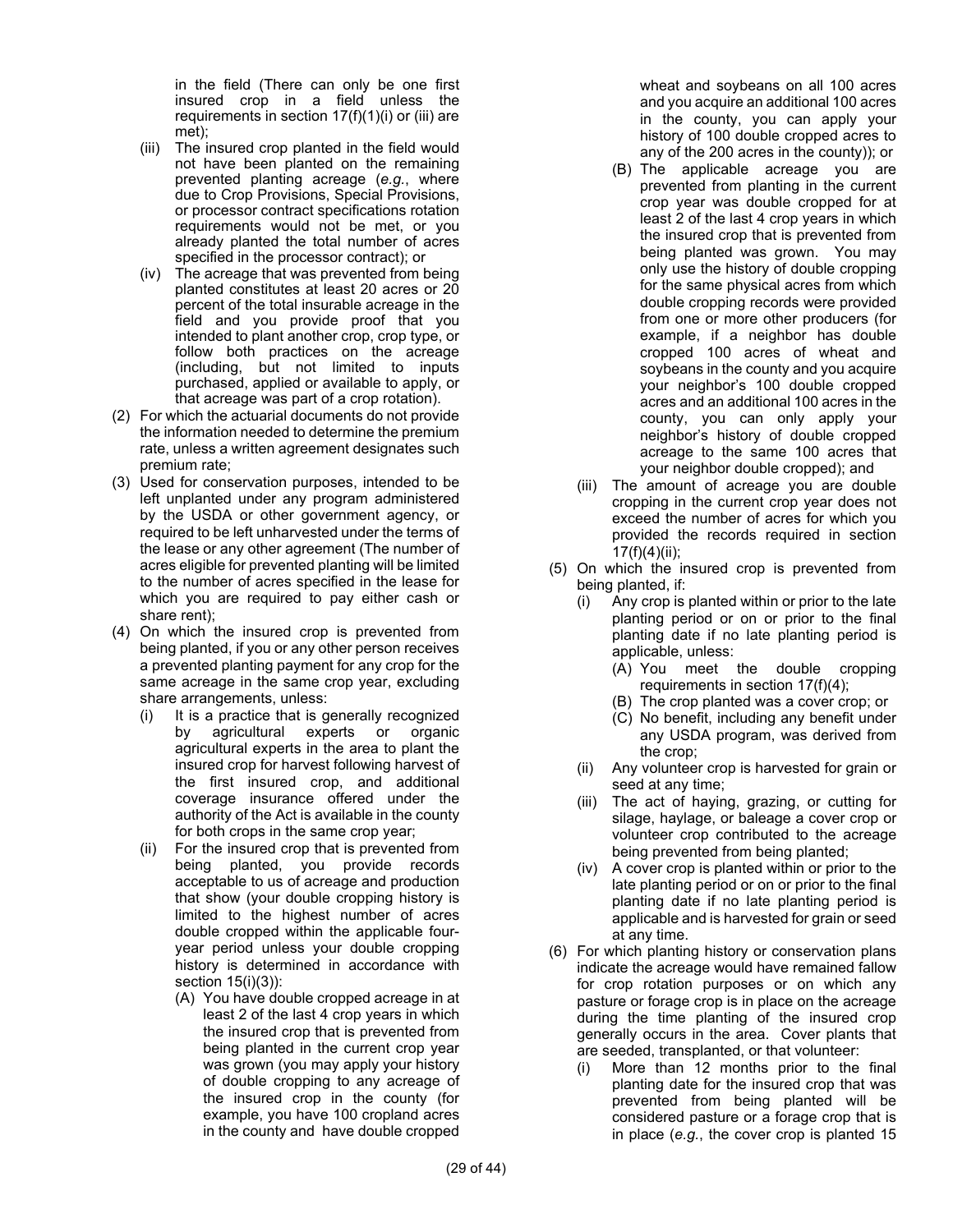in the field (There can only be one first insured crop in a field unless the requirements in section 17(f)(1)(i) or (iii) are met);

- (iii) The insured crop planted in the field would not have been planted on the remaining prevented planting acreage (*e.g.*, where due to Crop Provisions, Special Provisions, or processor contract specifications rotation requirements would not be met, or you already planted the total number of acres specified in the processor contract); or
- (iv) The acreage that was prevented from being planted constitutes at least 20 acres or 20 percent of the total insurable acreage in the field and you provide proof that you intended to plant another crop, crop type, or follow both practices on the acreage (including, but not limited to inputs purchased, applied or available to apply, or that acreage was part of a crop rotation).

(2) For which the actuarial documents do not provide the information needed to determine the premium rate, unless a written agreement designates such premium rate;

(3) Used for conservation purposes, intended to be left unplanted under any program administered by the USDA or other government agency, or required to be left unharvested under the terms of the lease or any other agreement (The number of acres eligible for prevented planting will be limited to the number of acres specified in the lease for which you are required to pay either cash or share rent);

(4) On which the insured crop is prevented from being planted, if you or any other person receives a prevented planting payment for any crop for the same acreage in the same crop year, excluding share arrangements, unless:

- (i) It is a practice that is generally recognized by agricultural experts or organic agricultural experts in the area to plant the insured crop for harvest following harvest of the first insured crop, and additional coverage insurance offered under the authority of the Act is available in the county for both crops in the same crop year;
- (ii) For the insured crop that is prevented from being planted, you provide records acceptable to us of acreage and production that show (your double cropping history is limited to the highest number of acres double cropped within the applicable four-year period unless your double cropping history is determined in accordance with section 15(i)(3)):
  - (A) You have double cropped acreage in at least 2 of the last 4 crop years in which the insured crop that is prevented from being planted in the current crop year was grown (you may apply your history of double cropping to any acreage of the insured crop in the county (for example, you have 100 cropland acres in the county and have double cropped wheat and soybeans on all 100 acres and you acquire an additional 100 acres in the county, you can apply your history of 100 double cropped acres to any of the 200 acres in the county)); or
  - (B) The applicable acreage you are prevented from planting in the current crop year was double cropped for at least 2 of the last 4 crop years in which the insured crop that is prevented from being planted was grown. You may only use the history of double cropping for the same physical acres from which double cropping records were provided from one or more other producers (for example, if a neighbor has double cropped 100 acres of wheat and soybeans in the county and you acquire your neighbor's 100 double cropped acres and an additional 100 acres in the county, you can only apply your neighbor's history of double cropped acreage to the same 100 acres that your neighbor double cropped); and
- (iii) The amount of acreage you are double cropping in the current crop year does not exceed the number of acres for which you provided the records required in section 17(f)(4)(ii);

(5) On which the insured crop is prevented from being planted, if:

- (i) Any crop is planted within or prior to the late planting period or on or prior to the final planting date if no late planting period is applicable, unless:
  - (A) You meet the double cropping requirements in section 17(f)(4);
  - (B) The crop planted was a cover crop; or
  - (C) No benefit, including any benefit under any USDA program, was derived from the crop;
- (ii) Any volunteer crop is harvested for grain or seed at any time;
- (iii) The act of haying, grazing, or cutting for silage, haylage, or baleage a cover crop or volunteer crop contributed to the acreage being prevented from being planted;
- (iv) A cover crop is planted within or prior to the late planting period or on or prior to the final planting date if no late planting period is applicable and is harvested for grain or seed at any time.

(6) For which planting history or conservation plans indicate the acreage would have remained fallow for crop rotation purposes or on which any pasture or forage crop is in place on the acreage during the time planting of the insured crop generally occurs in the area. Cover plants that are seeded, transplanted, or that volunteer:

- (i) More than 12 months prior to the final planting date for the insured crop that was prevented from being planted will be considered pasture or a forage crop that is in place (*e.g.*, the cover crop is planted 15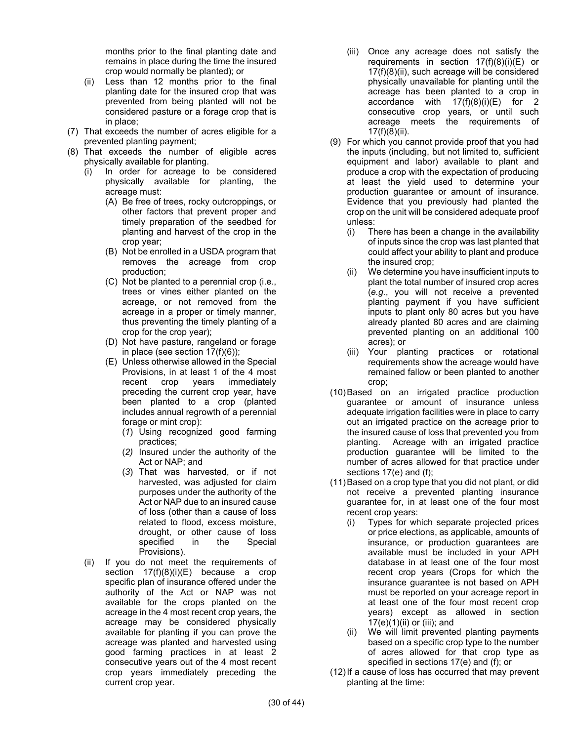months prior to the final planting date and remains in place during the time the insured crop would normally be planted); or

(ii) Less than 12 months prior to the final planting date for the insured crop that was prevented from being planted will not be considered pasture or a forage crop that is in place;

(7) That exceeds the number of acres eligible for a prevented planting payment;

(8) That exceeds the number of eligible acres physically available for planting.

(i) In order for acreage to be considered physically available for planting, the acreage must:

(A) Be free of trees, rocky outcroppings, or other factors that prevent proper and timely preparation of the seedbed for planting and harvest of the crop in the crop year;

(B) Not be enrolled in a USDA program that removes the acreage from crop production;

(C) Not be planted to a perennial crop (i.e., trees or vines either planted on the acreage, or not removed from the acreage in a proper or timely manner, thus preventing the timely planting of a crop for the crop year);

(D) Not have pasture, rangeland or forage in place (see section 17(f)(6));

(E) Unless otherwise allowed in the Special Provisions, in at least 1 of the 4 most recent crop years immediately preceding the current crop year, have been planted to a crop (planted includes annual regrowth of a perennial forage or mint crop):

(*1*) Using recognized good farming practices;

(*2*) Insured under the authority of the Act or NAP; and

(*3*) That was harvested, or if not harvested, was adjusted for claim purposes under the authority of the Act or NAP due to an insured cause of loss (other than a cause of loss related to flood, excess moisture, drought, or other cause of loss specified in the Special Provisions).

(ii) If you do not meet the requirements of section 17(f)(8)(i)(E) because a crop specific plan of insurance offered under the authority of the Act or NAP was not available for the crops planted on the acreage in the 4 most recent crop years, the acreage may be considered physically available for planting if you can prove the acreage was planted and harvested using good farming practices in at least 2 consecutive years out of the 4 most recent crop years immediately preceding the current crop year.

(iii) Once any acreage does not satisfy the requirements in section 17(f)(8)(i)(E) or 17(f)(8)(ii), such acreage will be considered physically unavailable for planting until the acreage has been planted to a crop in accordance with 17(f)(8)(i)(E) for 2 consecutive crop years, or until such acreage meets the requirements of 17(f)(8)(ii).

(9) For which you cannot provide proof that you had the inputs (including, but not limited to, sufficient equipment and labor) available to plant and produce a crop with the expectation of producing at least the yield used to determine your production guarantee or amount of insurance. Evidence that you previously had planted the crop on the unit will be considered adequate proof unless:

(i) There has been a change in the availability of inputs since the crop was last planted that could affect your ability to plant and produce the insured crop;

(ii) We determine you have insufficient inputs to plant the total number of insured crop acres (*e.g.*, you will not receive a prevented planting payment if you have sufficient inputs to plant only 80 acres but you have already planted 80 acres and are claiming prevented planting on an additional 100 acres); or

(iii) Your planting practices or rotational requirements show the acreage would have remained fallow or been planted to another crop;

(10) Based on an irrigated practice production guarantee or amount of insurance unless adequate irrigation facilities were in place to carry out an irrigated practice on the acreage prior to the insured cause of loss that prevented you from planting. Acreage with an irrigated practice production guarantee will be limited to the number of acres allowed for that practice under sections 17(e) and (f);

(11) Based on a crop type that you did not plant, or did not receive a prevented planting insurance guarantee for, in at least one of the four most recent crop years:

(i) Types for which separate projected prices or price elections, as applicable, amounts of insurance, or production guarantees are available must be included in your APH database in at least one of the four most recent crop years (Crops for which the insurance guarantee is not based on APH must be reported on your acreage report in at least one of the four most recent crop years) except as allowed in section 17(e)(1)(ii) or (iii); and

(ii) We will limit prevented planting payments based on a specific crop type to the number of acres allowed for that crop type as specified in sections 17(e) and (f); or

(12) If a cause of loss has occurred that may prevent planting at the time: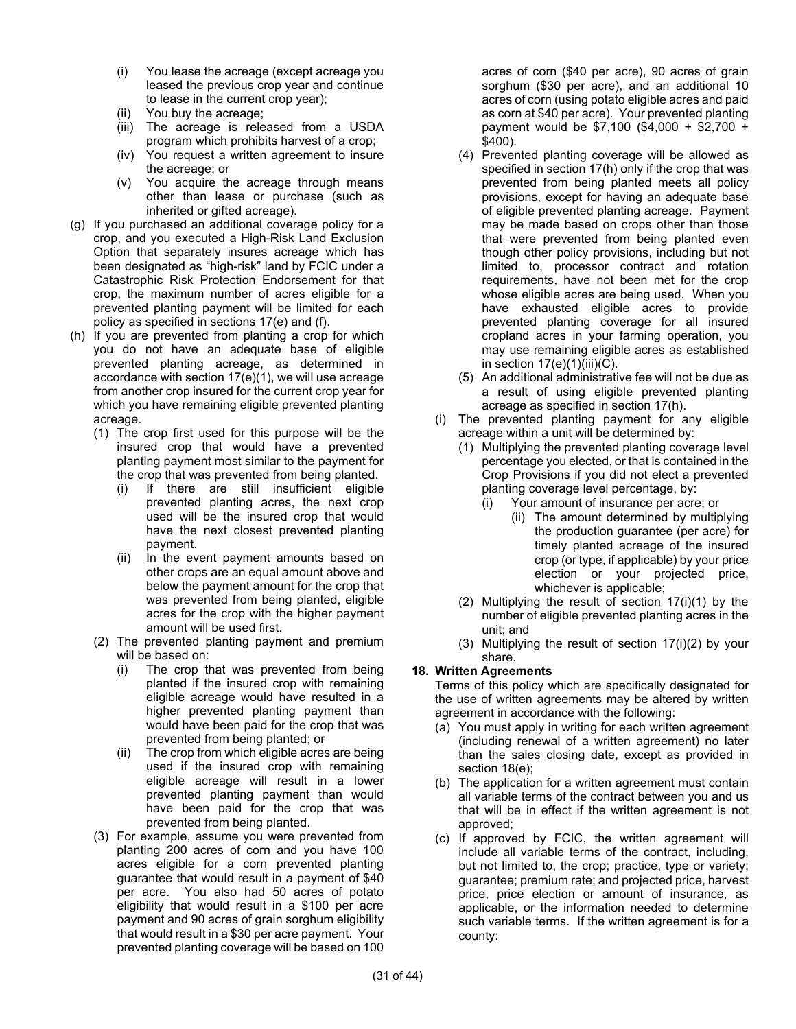(i) You lease the acreage (except acreage you leased the previous crop year and continue to lease in the current crop year);
(ii) You buy the acreage;
(iii) The acreage is released from a USDA program which prohibits harvest of a crop;
(iv) You request a written agreement to insure the acreage; or
(v) You acquire the acreage through means other than lease or purchase (such as inherited or gifted acreage).

(g) If you purchased an additional coverage policy for a crop, and you executed a High-Risk Land Exclusion Option that separately insures acreage which has been designated as "high-risk" land by FCIC under a Catastrophic Risk Protection Endorsement for that crop, the maximum number of acres eligible for a prevented planting payment will be limited for each policy as specified in sections 17(e) and (f).

(h) If you are prevented from planting a crop for which you do not have an adequate base of eligible prevented planting acreage, as determined in accordance with section 17(e)(1), we will use acreage from another crop insured for the current crop year for which you have remaining eligible prevented planting acreage.

(1) The crop first used for this purpose will be the insured crop that would have a prevented planting payment most similar to the payment for the crop that was prevented from being planted.
(i) If there are still insufficient eligible prevented planting acres, the next crop used will be the insured crop that would have the next closest prevented planting payment.
(ii) In the event payment amounts based on other crops are an equal amount above and below the payment amount for the crop that was prevented from being planted, eligible acres for the crop with the higher payment amount will be used first.

(2) The prevented planting payment and premium will be based on:
(i) The crop that was prevented from being planted if the insured crop with remaining eligible acreage would have resulted in a higher prevented planting payment than would have been paid for the crop that was prevented from being planted; or
(ii) The crop from which eligible acres are being used if the insured crop with remaining eligible acreage will result in a lower prevented planting payment than would have been paid for the crop that was prevented from being planted.

(3) For example, assume you were prevented from planting 200 acres of corn and you have 100 acres eligible for a corn prevented planting guarantee that would result in a payment of $40 per acre. You also had 50 acres of potato eligibility that would result in a $100 per acre payment and 90 acres of grain sorghum eligibility that would result in a $30 per acre payment. Your prevented planting coverage will be based on 100 acres of corn ($40 per acre), 90 acres of grain sorghum ($30 per acre), and an additional 10 acres of corn (using potato eligible acres and paid as corn at $40 per acre). Your prevented planting payment would be $7,100 ($4,000 + $2,700 + $400).

(4) Prevented planting coverage will be allowed as specified in section 17(h) only if the crop that was prevented from being planted meets all policy provisions, except for having an adequate base of eligible prevented planting acreage. Payment may be made based on crops other than those that were prevented from being planted even though other policy provisions, including but not limited to, processor contract and rotation requirements, have not been met for the crop whose eligible acres are being used. When you have exhausted eligible acres to provide prevented planting coverage for all insured cropland acres in your farming operation, you may use remaining eligible acres as established in section 17(e)(1)(iii)(C).

(5) An additional administrative fee will not be due as a result of using eligible prevented planting acreage as specified in section 17(h).

(i) The prevented planting payment for any eligible acreage within a unit will be determined by:

(1) Multiplying the prevented planting coverage level percentage you elected, or that is contained in the Crop Provisions if you did not elect a prevented planting coverage level percentage, by:
(i) Your amount of insurance per acre; or
(ii) The amount determined by multiplying the production guarantee (per acre) for timely planted acreage of the insured crop (or type, if applicable) by your price election or your projected price, whichever is applicable;

(2) Multiplying the result of section 17(i)(1) by the number of eligible prevented planting acres in the unit; and

(3) Multiplying the result of section 17(i)(2) by your share.

## 18. Written Agreements

Terms of this policy which are specifically designated for the use of written agreements may be altered by written agreement in accordance with the following:

(a) You must apply in writing for each written agreement (including renewal of a written agreement) no later than the sales closing date, except as provided in section 18(e);

(b) The application for a written agreement must contain all variable terms of the contract between you and us that will be in effect if the written agreement is not approved;

(c) If approved by FCIC, the written agreement will include all variable terms of the contract, including, but not limited to, the crop; practice, type or variety; guarantee; premium rate; and projected price, harvest price, price election or amount of insurance, as applicable, or the information needed to determine such variable terms. If the written agreement is for a county: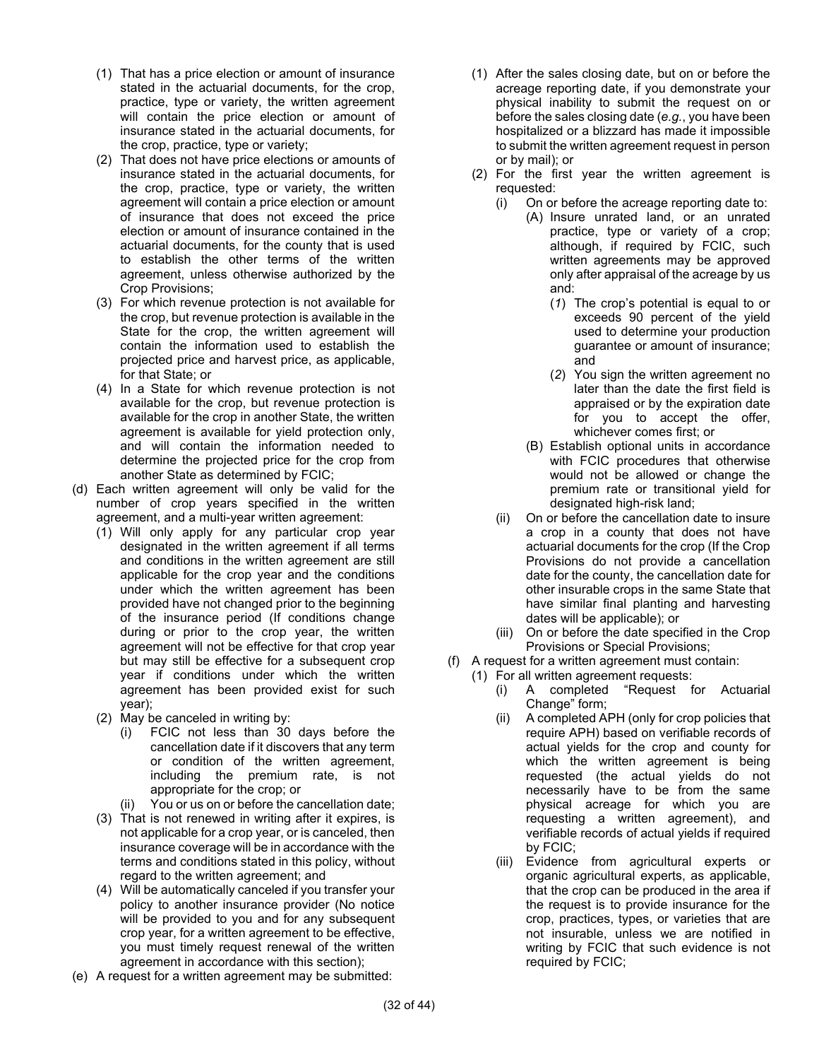- (1) That has a price election or amount of insurance stated in the actuarial documents, for the crop, practice, type or variety, the written agreement will contain the price election or amount of insurance stated in the actuarial documents, for the crop, practice, type or variety;
- (2) That does not have price elections or amounts of insurance stated in the actuarial documents, for the crop, practice, type or variety, the written agreement will contain a price election or amount of insurance that does not exceed the price election or amount of insurance contained in the actuarial documents, for the county that is used to establish the other terms of the written agreement, unless otherwise authorized by the Crop Provisions;
- (3) For which revenue protection is not available for the crop, but revenue protection is available in the State for the crop, the written agreement will contain the information used to establish the projected price and harvest price, as applicable, for that State; or
- (4) In a State for which revenue protection is not available for the crop, but revenue protection is available for the crop in another State, the written agreement is available for yield protection only, and will contain the information needed to determine the projected price for the crop from another State as determined by FCIC;

(d) Each written agreement will only be valid for the number of crop years specified in the written agreement, and a multi-year written agreement:

- (1) Will only apply for any particular crop year designated in the written agreement if all terms and conditions in the written agreement are still applicable for the crop year and the conditions under which the written agreement has been provided have not changed prior to the beginning of the insurance period (If conditions change during or prior to the crop year, the written agreement will not be effective for that crop year but may still be effective for a subsequent crop year if conditions under which the written agreement has been provided exist for such year);
- (2) May be canceled in writing by:
  - (i) FCIC not less than 30 days before the cancellation date if it discovers that any term or condition of the written agreement, including the premium rate, is not appropriate for the crop; or
  - (ii) You or us on or before the cancellation date;
- (3) That is not renewed in writing after it expires, is not applicable for a crop year, or is canceled, then insurance coverage will be in accordance with the terms and conditions stated in this policy, without regard to the written agreement; and
- (4) Will be automatically canceled if you transfer your policy to another insurance provider (No notice will be provided to you and for any subsequent crop year, for a written agreement to be effective, you must timely request renewal of the written agreement in accordance with this section);

(e) A request for a written agreement may be submitted:

- (1) After the sales closing date, but on or before the acreage reporting date, if you demonstrate your physical inability to submit the request on or before the sales closing date (*e.g.*, you have been hospitalized or a blizzard has made it impossible to submit the written agreement request in person or by mail); or
- (2) For the first year the written agreement is requested:
  - (i) On or before the acreage reporting date to:
    - (A) Insure unrated land, or an unrated practice, type or variety of a crop; although, if required by FCIC, such written agreements may be approved only after appraisal of the acreage by us and:
      - (*1*) The crop's potential is equal to or exceeds 90 percent of the yield used to determine your production guarantee or amount of insurance; and
      - (*2*) You sign the written agreement no later than the date the first field is appraised or by the expiration date for you to accept the offer, whichever comes first; or
    - (B) Establish optional units in accordance with FCIC procedures that otherwise would not be allowed or change the premium rate or transitional yield for designated high-risk land;
  - (ii) On or before the cancellation date to insure a crop in a county that does not have actuarial documents for the crop (If the Crop Provisions do not provide a cancellation date for the county, the cancellation date for other insurable crops in the same State that have similar final planting and harvesting dates will be applicable); or
  - (iii) On or before the date specified in the Crop Provisions or Special Provisions;

(f) A request for a written agreement must contain:

- (1) For all written agreement requests:
  - (i) A completed "Request for Actuarial Change" form;
  - (ii) A completed APH (only for crop policies that require APH) based on verifiable records of actual yields for the crop and county for which the written agreement is being requested (the actual yields do not necessarily have to be from the same physical acreage for which you are requesting a written agreement), and verifiable records of actual yields if required by FCIC;
  - (iii) Evidence from agricultural experts or organic agricultural experts, as applicable, that the crop can be produced in the area if the request is to provide insurance for the crop, practices, types, or varieties that are not insurable, unless we are notified in writing by FCIC that such evidence is not required by FCIC;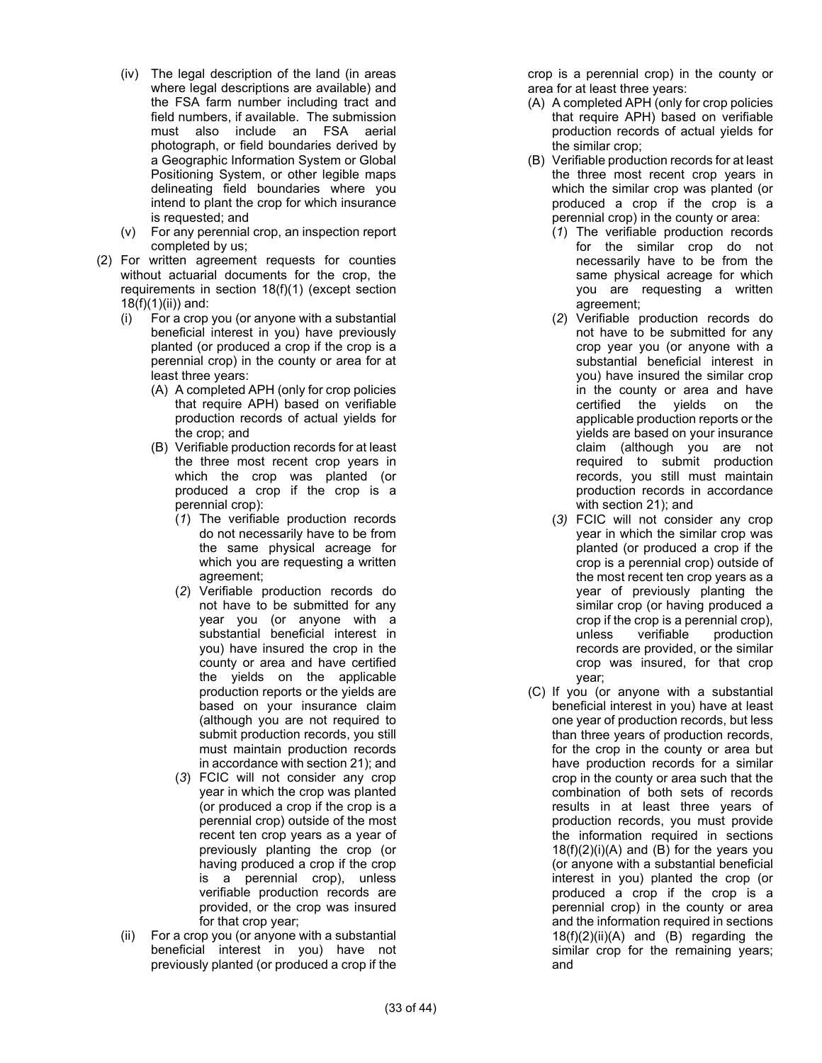(iv) The legal description of the land (in areas where legal descriptions are available) and the FSA farm number including tract and field numbers, if available. The submission must also include an FSA aerial photograph, or field boundaries derived by a Geographic Information System or Global Positioning System, or other legible maps delineating field boundaries where you intend to plant the crop for which insurance is requested; and

(v) For any perennial crop, an inspection report completed by us;

(2) For written agreement requests for counties without actuarial documents for the crop, the requirements in section 18(f)(1) (except section 18(f)(1)(ii)) and:

(i) For a crop you (or anyone with a substantial beneficial interest in you) have previously planted (or produced a crop if the crop is a perennial crop) in the county or area for at least three years:

(A) A completed APH (only for crop policies that require APH) based on verifiable production records of actual yields for the crop; and

(B) Verifiable production records for at least the three most recent crop years in which the crop was planted (or produced a crop if the crop is a perennial crop):

(*1*) The verifiable production records do not necessarily have to be from the same physical acreage for which you are requesting a written agreement;

(*2*) Verifiable production records do not have to be submitted for any year you (or anyone with a substantial beneficial interest in you) have insured the crop in the county or area and have certified the yields on the applicable production reports or the yields are based on your insurance claim (although you are not required to submit production records, you still must maintain production records in accordance with section 21); and

(*3*) FCIC will not consider any crop year in which the crop was planted (or produced a crop if the crop is a perennial crop) outside of the most recent ten crop years as a year of previously planting the crop (or having produced a crop if the crop is a perennial crop), unless verifiable production records are provided, or the crop was insured for that crop year;

(ii) For a crop you (or anyone with a substantial beneficial interest in you) have not previously planted (or produced a crop if the crop is a perennial crop) in the county or area for at least three years:

(A) A completed APH (only for crop policies that require APH) based on verifiable production records of actual yields for the similar crop;

(B) Verifiable production records for at least the three most recent crop years in which the similar crop was planted (or produced a crop if the crop is a perennial crop) in the county or area:

(*1*) The verifiable production records for the similar crop do not necessarily have to be from the same physical acreage for which you are requesting a written agreement;

(*2*) Verifiable production records do not have to be submitted for any crop year you (or anyone with a substantial beneficial interest in you) have insured the similar crop in the county or area and have certified the yields on the applicable production reports or the yields are based on your insurance claim (although you are not required to submit production records, you still must maintain production records in accordance with section 21); and

(*3*) FCIC will not consider any crop year in which the similar crop was planted (or produced a crop if the crop is a perennial crop) outside of the most recent ten crop years as a year of previously planting the similar crop (or having produced a crop if the crop is a perennial crop), unless verifiable production records are provided, or the similar crop was insured, for that crop year;

(C) If you (or anyone with a substantial beneficial interest in you) have at least one year of production records, but less than three years of production records, for the crop in the county or area but have production records for a similar crop in the county or area such that the combination of both sets of records results in at least three years of production records, you must provide the information required in sections 18(f)(2)(i)(A) and (B) for the years you (or anyone with a substantial beneficial interest in you) planted the crop (or produced a crop if the crop is a perennial crop) in the county or area and the information required in sections 18(f)(2)(ii)(A) and (B) regarding the similar crop for the remaining years; and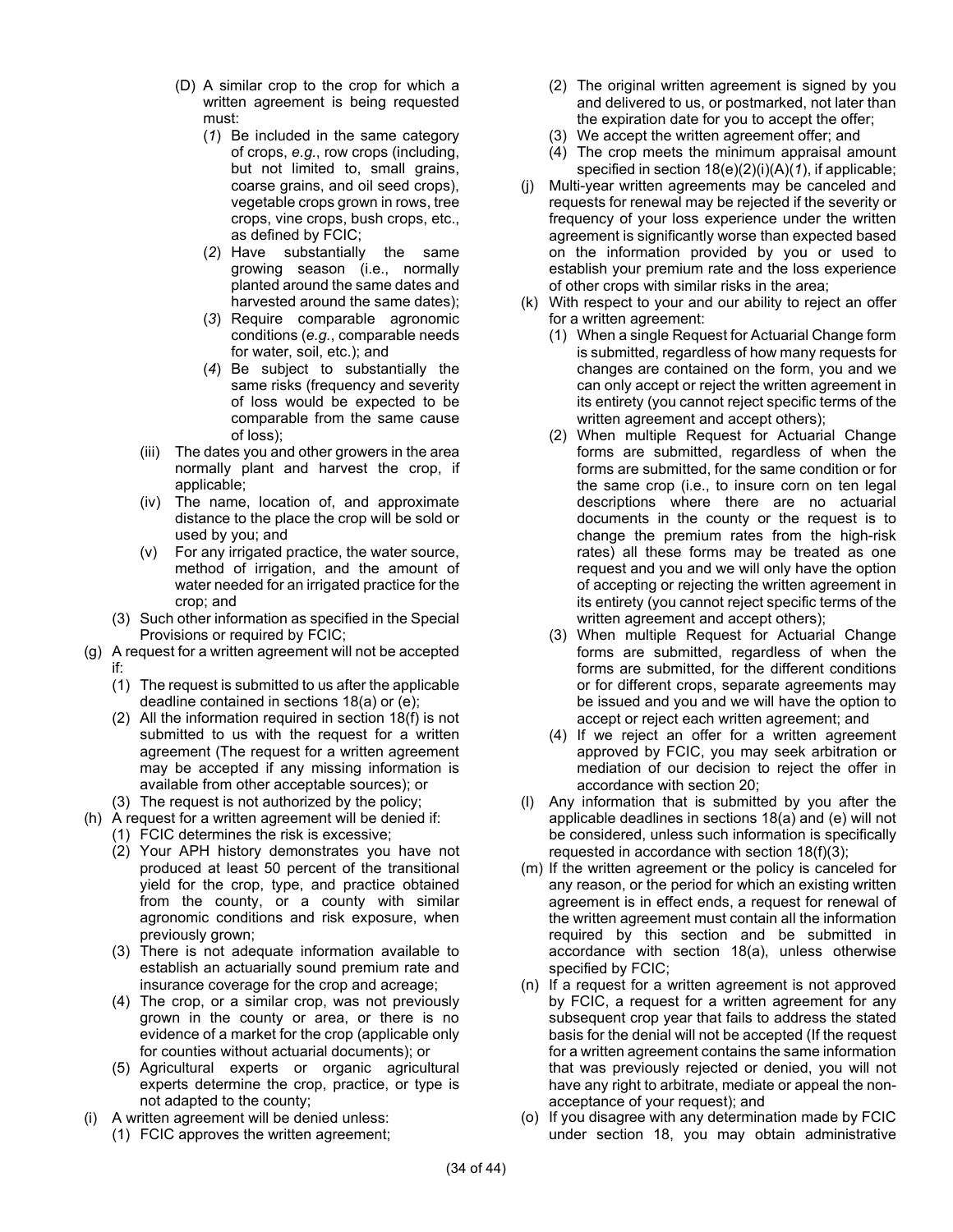(D) A similar crop to the crop for which a written agreement is being requested must:

(*1*) Be included in the same category of crops, *e.g.*, row crops (including, but not limited to, small grains, coarse grains, and oil seed crops), vegetable crops grown in rows, tree crops, vine crops, bush crops, etc., as defined by FCIC;

(*2*) Have substantially the same growing season (i.e., normally planted around the same dates and harvested around the same dates);

(*3*) Require comparable agronomic conditions (*e.g.*, comparable needs for water, soil, etc.); and

(*4*) Be subject to substantially the same risks (frequency and severity of loss would be expected to be comparable from the same cause of loss);

(iii) The dates you and other growers in the area normally plant and harvest the crop, if applicable;

(iv) The name, location of, and approximate distance to the place the crop will be sold or used by you; and

(v) For any irrigated practice, the water source, method of irrigation, and the amount of water needed for an irrigated practice for the crop; and

(3) Such other information as specified in the Special Provisions or required by FCIC;

(g) A request for a written agreement will not be accepted if:

(1) The request is submitted to us after the applicable deadline contained in sections 18(a) or (e);

(2) All the information required in section 18(f) is not submitted to us with the request for a written agreement (The request for a written agreement may be accepted if any missing information is available from other acceptable sources); or

(3) The request is not authorized by the policy;

(h) A request for a written agreement will be denied if:

(1) FCIC determines the risk is excessive;

(2) Your APH history demonstrates you have not produced at least 50 percent of the transitional yield for the crop, type, and practice obtained from the county, or a county with similar agronomic conditions and risk exposure, when previously grown;

(3) There is not adequate information available to establish an actuarially sound premium rate and insurance coverage for the crop and acreage;

(4) The crop, or a similar crop, was not previously grown in the county or area, or there is no evidence of a market for the crop (applicable only for counties without actuarial documents); or

(5) Agricultural experts or organic agricultural experts determine the crop, practice, or type is not adapted to the county;

(i) A written agreement will be denied unless:

(1) FCIC approves the written agreement;

(2) The original written agreement is signed by you and delivered to us, or postmarked, not later than the expiration date for you to accept the offer;

(3) We accept the written agreement offer; and

(4) The crop meets the minimum appraisal amount specified in section 18(e)(2)(i)(A)(*1*), if applicable;

(j) Multi-year written agreements may be canceled and requests for renewal may be rejected if the severity or frequency of your loss experience under the written agreement is significantly worse than expected based on the information provided by you or used to establish your premium rate and the loss experience of other crops with similar risks in the area;

(k) With respect to your and our ability to reject an offer for a written agreement:

(1) When a single Request for Actuarial Change form is submitted, regardless of how many requests for changes are contained on the form, you and we can only accept or reject the written agreement in its entirety (you cannot reject specific terms of the written agreement and accept others);

(2) When multiple Request for Actuarial Change forms are submitted, regardless of when the forms are submitted, for the same condition or for the same crop (i.e., to insure corn on ten legal descriptions where there are no actuarial documents in the county or the request is to change the premium rates from the high-risk rates) all these forms may be treated as one request and you and we will only have the option of accepting or rejecting the written agreement in its entirety (you cannot reject specific terms of the written agreement and accept others);

(3) When multiple Request for Actuarial Change forms are submitted, regardless of when the forms are submitted, for the different conditions or for different crops, separate agreements may be issued and you and we will have the option to accept or reject each written agreement; and

(4) If we reject an offer for a written agreement approved by FCIC, you may seek arbitration or mediation of our decision to reject the offer in accordance with section 20;

(l) Any information that is submitted by you after the applicable deadlines in sections 18(a) and (e) will not be considered, unless such information is specifically requested in accordance with section 18(f)(3);

(m) If the written agreement or the policy is canceled for any reason, or the period for which an existing written agreement is in effect ends, a request for renewal of the written agreement must contain all the information required by this section and be submitted in accordance with section 18(a), unless otherwise specified by FCIC;

(n) If a request for a written agreement is not approved by FCIC, a request for a written agreement for any subsequent crop year that fails to address the stated basis for the denial will not be accepted (If the request for a written agreement contains the same information that was previously rejected or denied, you will not have any right to arbitrate, mediate or appeal the non-acceptance of your request); and

(o) If you disagree with any determination made by FCIC under section 18, you may obtain administrative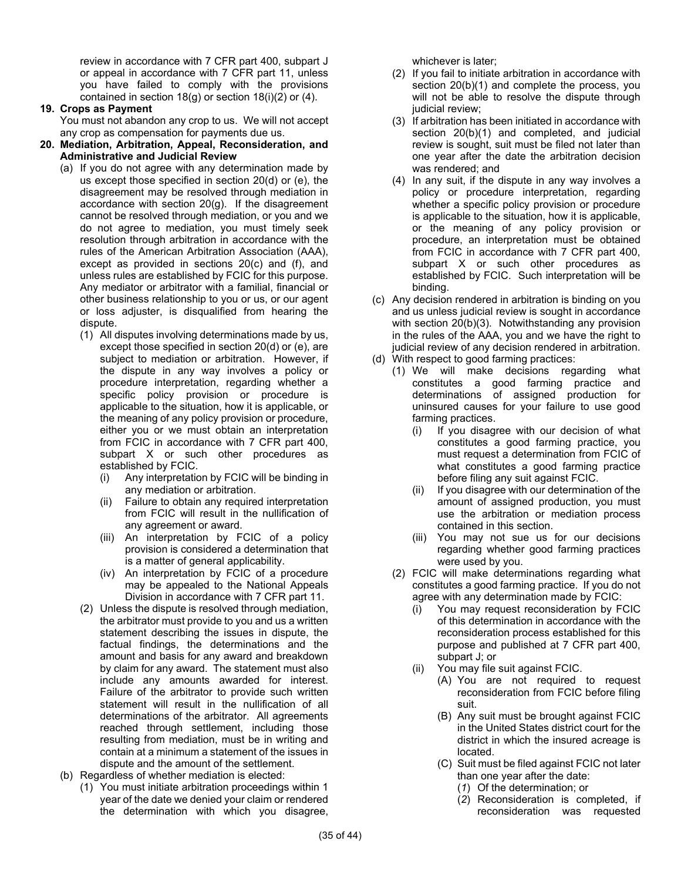review in accordance with 7 CFR part 400, subpart J or appeal in accordance with 7 CFR part 11, unless you have failed to comply with the provisions contained in section 18(g) or section 18(i)(2) or (4).

**19. Crops as Payment**

You must not abandon any crop to us. We will not accept any crop as compensation for payments due us.

**20. Mediation, Arbitration, Appeal, Reconsideration, and Administrative and Judicial Review**

(a) If you do not agree with any determination made by us except those specified in section 20(d) or (e), the disagreement may be resolved through mediation in accordance with section 20(g). If the disagreement cannot be resolved through mediation, or you and we do not agree to mediation, you must timely seek resolution through arbitration in accordance with the rules of the American Arbitration Association (AAA), except as provided in sections 20(c) and (f), and unless rules are established by FCIC for this purpose. Any mediator or arbitrator with a familial, financial or other business relationship to you or us, or our agent or loss adjuster, is disqualified from hearing the dispute.

(1) All disputes involving determinations made by us, except those specified in section 20(d) or (e), are subject to mediation or arbitration. However, if the dispute in any way involves a policy or procedure interpretation, regarding whether a specific policy provision or procedure is applicable to the situation, how it is applicable, or the meaning of any policy provision or procedure, either you or we must obtain an interpretation from FCIC in accordance with 7 CFR part 400, subpart X or such other procedures as established by FCIC.

(i) Any interpretation by FCIC will be binding in any mediation or arbitration.

(ii) Failure to obtain any required interpretation from FCIC will result in the nullification of any agreement or award.

(iii) An interpretation by FCIC of a policy provision is considered a determination that is a matter of general applicability.

(iv) An interpretation by FCIC of a procedure may be appealed to the National Appeals Division in accordance with 7 CFR part 11.

(2) Unless the dispute is resolved through mediation, the arbitrator must provide to you and us a written statement describing the issues in dispute, the factual findings, the determinations and the amount and basis for any award and breakdown by claim for any award. The statement must also include any amounts awarded for interest. Failure of the arbitrator to provide such written statement will result in the nullification of all determinations of the arbitrator. All agreements reached through settlement, including those resulting from mediation, must be in writing and contain at a minimum a statement of the issues in dispute and the amount of the settlement.

(b) Regardless of whether mediation is elected:

(1) You must initiate arbitration proceedings within 1 year of the date we denied your claim or rendered the determination with which you disagree, whichever is later;

(2) If you fail to initiate arbitration in accordance with section 20(b)(1) and complete the process, you will not be able to resolve the dispute through judicial review;

(3) If arbitration has been initiated in accordance with section 20(b)(1) and completed, and judicial review is sought, suit must be filed not later than one year after the date the arbitration decision was rendered; and

(4) In any suit, if the dispute in any way involves a policy or procedure interpretation, regarding whether a specific policy provision or procedure is applicable to the situation, how it is applicable, or the meaning of any policy provision or procedure, an interpretation must be obtained from FCIC in accordance with 7 CFR part 400, subpart X or such other procedures as established by FCIC. Such interpretation will be binding.

(c) Any decision rendered in arbitration is binding on you and us unless judicial review is sought in accordance with section 20(b)(3). Notwithstanding any provision in the rules of the AAA, you and we have the right to judicial review of any decision rendered in arbitration.

(d) With respect to good farming practices:

(1) We will make decisions regarding what constitutes a good farming practice and determinations of assigned production for uninsured causes for your failure to use good farming practices.

(i) If you disagree with our decision of what constitutes a good farming practice, you must request a determination from FCIC of what constitutes a good farming practice before filing any suit against FCIC.

(ii) If you disagree with our determination of the amount of assigned production, you must use the arbitration or mediation process contained in this section.

(iii) You may not sue us for our decisions regarding whether good farming practices were used by you.

(2) FCIC will make determinations regarding what constitutes a good farming practice. If you do not agree with any determination made by FCIC:

(i) You may request reconsideration by FCIC of this determination in accordance with the reconsideration process established for this purpose and published at 7 CFR part 400, subpart J; or

(ii) You may file suit against FCIC.

(A) You are not required to request reconsideration from FCIC before filing suit.

(B) Any suit must be brought against FCIC in the United States district court for the district in which the insured acreage is located.

(C) Suit must be filed against FCIC not later than one year after the date:

(*1*) Of the determination; or

(*2*) Reconsideration is completed, if reconsideration was requested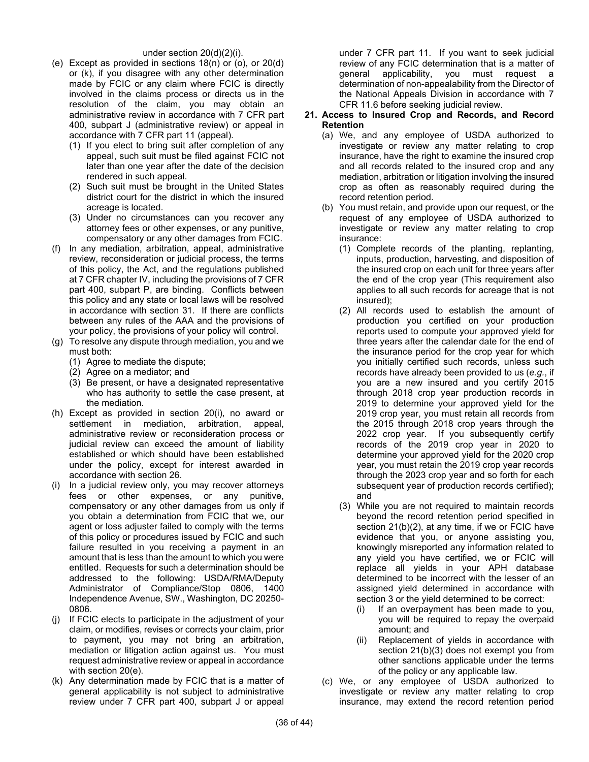under section 20(d)(2)(i).

(e) Except as provided in sections 18(n) or (o), or 20(d) or (k), if you disagree with any other determination made by FCIC or any claim where FCIC is directly involved in the claims process or directs us in the resolution of the claim, you may obtain an administrative review in accordance with 7 CFR part 400, subpart J (administrative review) or appeal in accordance with 7 CFR part 11 (appeal).
   - (1) If you elect to bring suit after completion of any appeal, such suit must be filed against FCIC not later than one year after the date of the decision rendered in such appeal.
   - (2) Such suit must be brought in the United States district court for the district in which the insured acreage is located.
   - (3) Under no circumstances can you recover any attorney fees or other expenses, or any punitive, compensatory or any other damages from FCIC.

(f) In any mediation, arbitration, appeal, administrative review, reconsideration or judicial process, the terms of this policy, the Act, and the regulations published at 7 CFR chapter IV, including the provisions of 7 CFR part 400, subpart P, are binding. Conflicts between this policy and any state or local laws will be resolved in accordance with section 31. If there are conflicts between any rules of the AAA and the provisions of your policy, the provisions of your policy will control.

(g) To resolve any dispute through mediation, you and we must both:
   - (1) Agree to mediate the dispute;
   - (2) Agree on a mediator; and
   - (3) Be present, or have a designated representative who has authority to settle the case present, at the mediation.

(h) Except as provided in section 20(i), no award or settlement in mediation, arbitration, appeal, administrative review or reconsideration process or judicial review can exceed the amount of liability established or which should have been established under the policy, except for interest awarded in accordance with section 26.

(i) In a judicial review only, you may recover attorneys fees or other expenses, or any punitive, compensatory or any other damages from us only if you obtain a determination from FCIC that we, our agent or loss adjuster failed to comply with the terms of this policy or procedures issued by FCIC and such failure resulted in you receiving a payment in an amount that is less than the amount to which you were entitled. Requests for such a determination should be addressed to the following: USDA/RMA/Deputy Administrator of Compliance/Stop 0806, 1400 Independence Avenue, SW., Washington, DC 20250-0806.

(j) If FCIC elects to participate in the adjustment of your claim, or modifies, revises or corrects your claim, prior to payment, you may not bring an arbitration, mediation or litigation action against us. You must request administrative review or appeal in accordance with section 20(e).

(k) Any determination made by FCIC that is a matter of general applicability is not subject to administrative review under 7 CFR part 400, subpart J or appeal under 7 CFR part 11. If you want to seek judicial review of any FCIC determination that is a matter of general applicability, you must request a determination of non-appealability from the Director of the National Appeals Division in accordance with 7 CFR 11.6 before seeking judicial review.

**21. Access to Insured Crop and Records, and Record Retention**

(a) We, and any employee of USDA authorized to investigate or review any matter relating to crop insurance, have the right to examine the insured crop and all records related to the insured crop and any mediation, arbitration or litigation involving the insured crop as often as reasonably required during the record retention period.

(b) You must retain, and provide upon our request, or the request of any employee of USDA authorized to investigate or review any matter relating to crop insurance:
   - (1) Complete records of the planting, replanting, inputs, production, harvesting, and disposition of the insured crop on each unit for three years after the end of the crop year (This requirement also applies to all such records for acreage that is not insured);
   - (2) All records used to establish the amount of production you certified on your production reports used to compute your approved yield for three years after the calendar date for the end of the insurance period for the crop year for which you initially certified such records, unless such records have already been provided to us (*e.g.*, if you are a new insured and you certify 2015 through 2018 crop year production records in 2019 to determine your approved yield for the 2019 crop year, you must retain all records from the 2015 through 2018 crop years through the 2022 crop year. If you subsequently certify records of the 2019 crop year in 2020 to determine your approved yield for the 2020 crop year, you must retain the 2019 crop year records through the 2023 crop year and so forth for each subsequent year of production records certified); and
   - (3) While you are not required to maintain records beyond the record retention period specified in section 21(b)(2), at any time, if we or FCIC have evidence that you, or anyone assisting you, knowingly misreported any information related to any yield you have certified, we or FCIC will replace all yields in your APH database determined to be incorrect with the lesser of an assigned yield determined in accordance with section 3 or the yield determined to be correct:
     - (i) If an overpayment has been made to you, you will be required to repay the overpaid amount; and
     - (ii) Replacement of yields in accordance with section 21(b)(3) does not exempt you from other sanctions applicable under the terms of the policy or any applicable law.

(c) We, or any employee of USDA authorized to investigate or review any matter relating to crop insurance, may extend the record retention period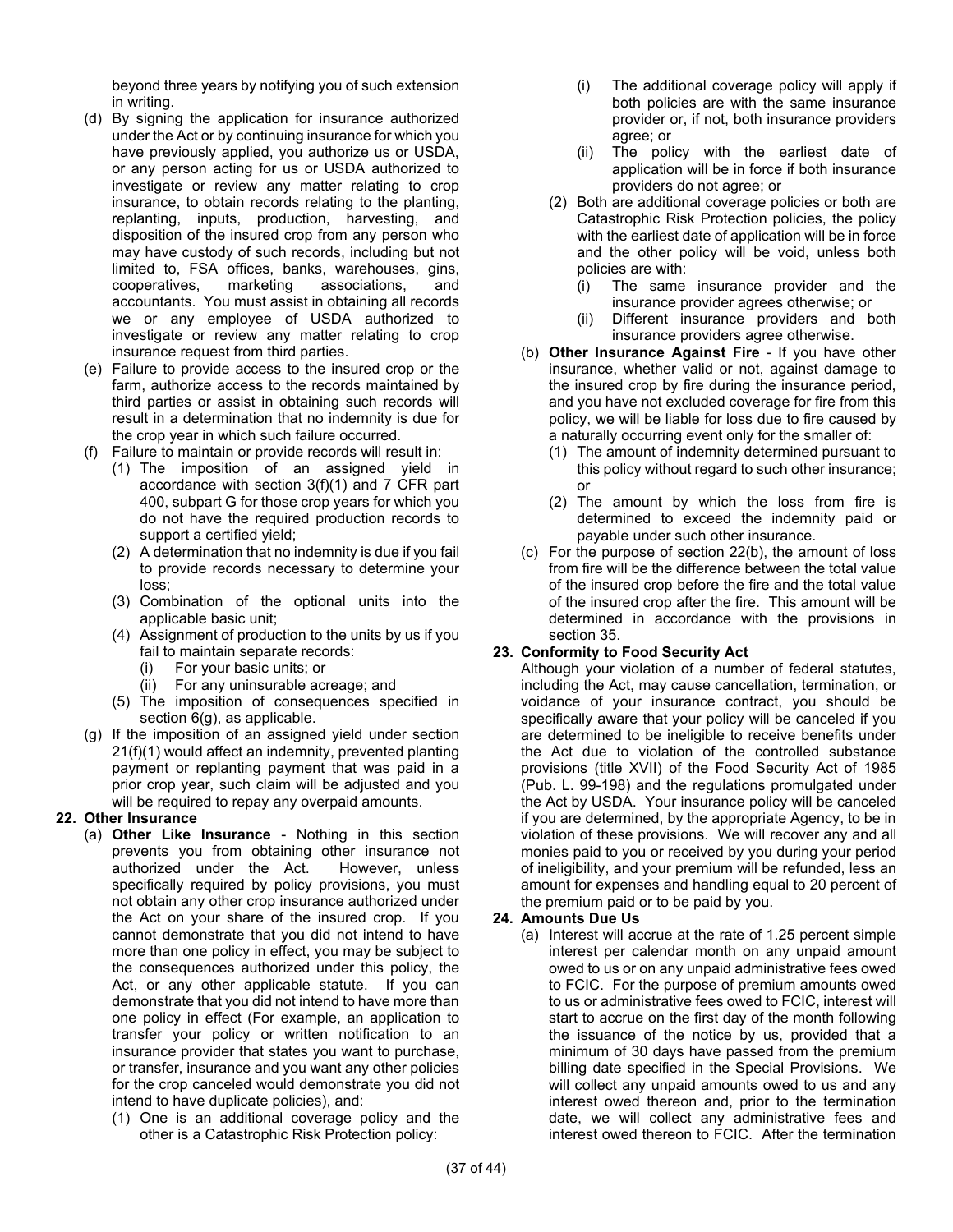beyond three years by notifying you of such extension in writing.

(d) By signing the application for insurance authorized under the Act or by continuing insurance for which you have previously applied, you authorize us or USDA, or any person acting for us or USDA authorized to investigate or review any matter relating to crop insurance, to obtain records relating to the planting, replanting, inputs, production, harvesting, and disposition of the insured crop from any person who may have custody of such records, including but not limited to, FSA offices, banks, warehouses, gins, cooperatives, marketing associations, and accountants. You must assist in obtaining all records we or any employee of USDA authorized to investigate or review any matter relating to crop insurance request from third parties.

(e) Failure to provide access to the insured crop or the farm, authorize access to the records maintained by third parties or assist in obtaining such records will result in a determination that no indemnity is due for the crop year in which such failure occurred.

(f) Failure to maintain or provide records will result in:
  - (1) The imposition of an assigned yield in accordance with section 3(f)(1) and 7 CFR part 400, subpart G for those crop years for which you do not have the required production records to support a certified yield;
  - (2) A determination that no indemnity is due if you fail to provide records necessary to determine your loss;
  - (3) Combination of the optional units into the applicable basic unit;
  - (4) Assignment of production to the units by us if you fail to maintain separate records:
    - (i) For your basic units; or
    - (ii) For any uninsurable acreage; and
  - (5) The imposition of consequences specified in section 6(g), as applicable.

(g) If the imposition of an assigned yield under section 21(f)(1) would affect an indemnity, prevented planting payment or replanting payment that was paid in a prior crop year, such claim will be adjusted and you will be required to repay any overpaid amounts.

**22. Other Insurance**

(a) **Other Like Insurance** - Nothing in this section prevents you from obtaining other insurance not authorized under the Act. However, unless specifically required by policy provisions, you must not obtain any other crop insurance authorized under the Act on your share of the insured crop. If you cannot demonstrate that you did not intend to have more than one policy in effect, you may be subject to the consequences authorized under this policy, the Act, or any other applicable statute. If you can demonstrate that you did not intend to have more than one policy in effect (For example, an application to transfer your policy or written notification to an insurance provider that states you want to purchase, or transfer, insurance and you want any other policies for the crop canceled would demonstrate you did not intend to have duplicate policies), and:
  - (1) One is an additional coverage policy and the other is a Catastrophic Risk Protection policy:
    - (i) The additional coverage policy will apply if both policies are with the same insurance provider or, if not, both insurance providers agree; or
    - (ii) The policy with the earliest date of application will be in force if both insurance providers do not agree; or
  - (2) Both are additional coverage policies or both are Catastrophic Risk Protection policies, the policy with the earliest date of application will be in force and the other policy will be void, unless both policies are with:
    - (i) The same insurance provider and the insurance provider agrees otherwise; or
    - (ii) Different insurance providers and both insurance providers agree otherwise.

(b) **Other Insurance Against Fire** - If you have other insurance, whether valid or not, against damage to the insured crop by fire during the insurance period, and you have not excluded coverage for fire from this policy, we will be liable for loss due to fire caused by a naturally occurring event only for the smaller of:
  - (1) The amount of indemnity determined pursuant to this policy without regard to such other insurance; or
  - (2) The amount by which the loss from fire is determined to exceed the indemnity paid or payable under such other insurance.

(c) For the purpose of section 22(b), the amount of loss from fire will be the difference between the total value of the insured crop before the fire and the total value of the insured crop after the fire. This amount will be determined in accordance with the provisions in section 35.

**23. Conformity to Food Security Act**

Although your violation of a number of federal statutes, including the Act, may cause cancellation, termination, or voidance of your insurance contract, you should be specifically aware that your policy will be canceled if you are determined to be ineligible to receive benefits under the Act due to violation of the controlled substance provisions (title XVII) of the Food Security Act of 1985 (Pub. L. 99-198) and the regulations promulgated under the Act by USDA. Your insurance policy will be canceled if you are determined, by the appropriate Agency, to be in violation of these provisions. We will recover any and all monies paid to you or received by you during your period of ineligibility, and your premium will be refunded, less an amount for expenses and handling equal to 20 percent of the premium paid or to be paid by you.

**24. Amounts Due Us**

(a) Interest will accrue at the rate of 1.25 percent simple interest per calendar month on any unpaid amount owed to us or on any unpaid administrative fees owed to FCIC. For the purpose of premium amounts owed to us or administrative fees owed to FCIC, interest will start to accrue on the first day of the month following the issuance of the notice by us, provided that a minimum of 30 days have passed from the premium billing date specified in the Special Provisions. We will collect any unpaid amounts owed to us and any interest owed thereon and, prior to the termination date, we will collect any administrative fees and interest owed thereon to FCIC. After the termination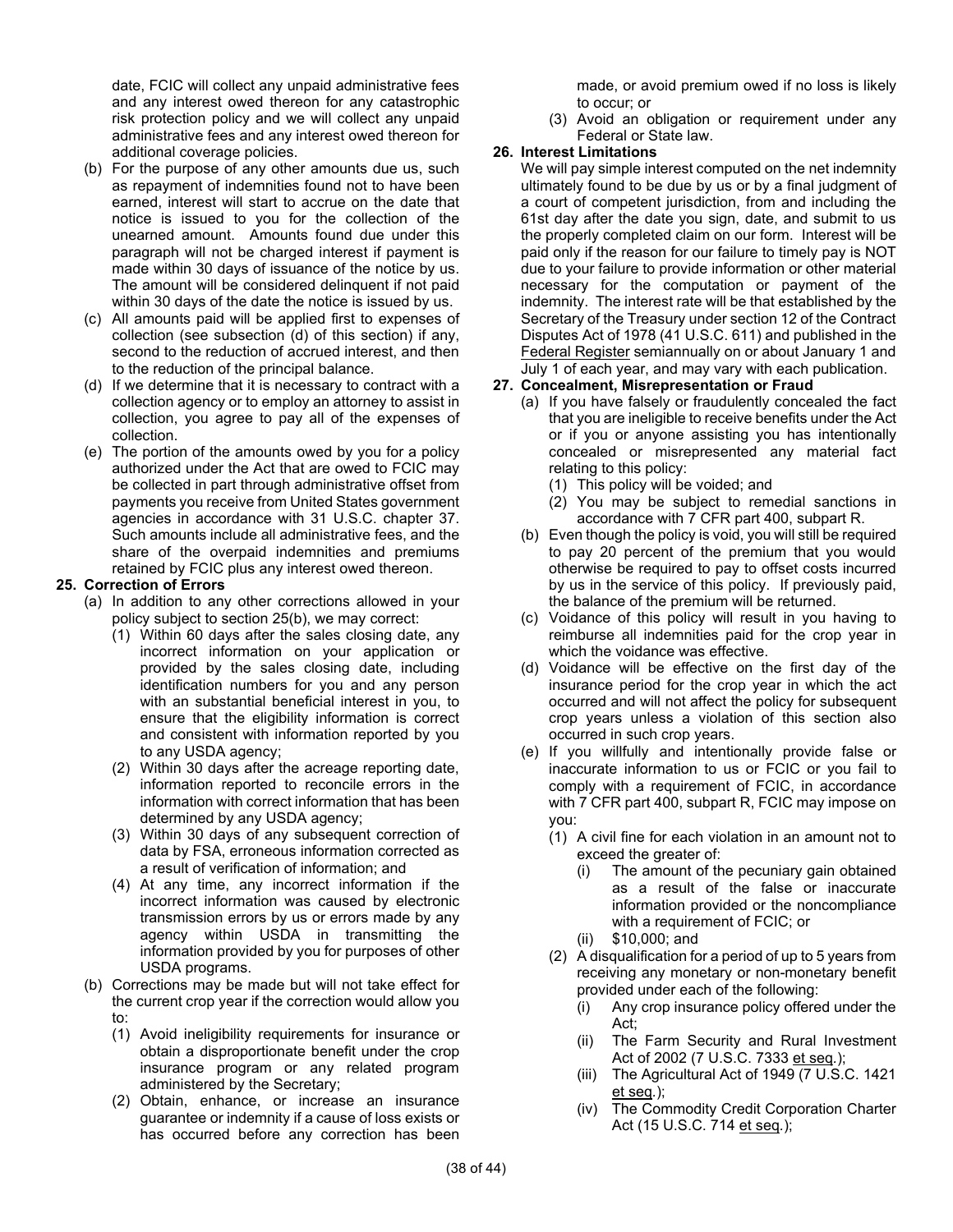date, FCIC will collect any unpaid administrative fees and any interest owed thereon for any catastrophic risk protection policy and we will collect any unpaid administrative fees and any interest owed thereon for additional coverage policies.

(b) For the purpose of any other amounts due us, such as repayment of indemnities found not to have been earned, interest will start to accrue on the date that notice is issued to you for the collection of the unearned amount. Amounts found due under this paragraph will not be charged interest if payment is made within 30 days of issuance of the notice by us. The amount will be considered delinquent if not paid within 30 days of the date the notice is issued by us.

(c) All amounts paid will be applied first to expenses of collection (see subsection (d) of this section) if any, second to the reduction of accrued interest, and then to the reduction of the principal balance.

(d) If we determine that it is necessary to contract with a collection agency or to employ an attorney to assist in collection, you agree to pay all of the expenses of collection.

(e) The portion of the amounts owed by you for a policy authorized under the Act that are owed to FCIC may be collected in part through administrative offset from payments you receive from United States government agencies in accordance with 31 U.S.C. chapter 37. Such amounts include all administrative fees, and the share of the overpaid indemnities and premiums retained by FCIC plus any interest owed thereon.

**25. Correction of Errors**

(a) In addition to any other corrections allowed in your policy subject to section 25(b), we may correct:

(1) Within 60 days after the sales closing date, any incorrect information on your application or provided by the sales closing date, including identification numbers for you and any person with an substantial beneficial interest in you, to ensure that the eligibility information is correct and consistent with information reported by you to any USDA agency;

(2) Within 30 days after the acreage reporting date, information reported to reconcile errors in the information with correct information that has been determined by any USDA agency;

(3) Within 30 days of any subsequent correction of data by FSA, erroneous information corrected as a result of verification of information; and

(4) At any time, any incorrect information if the incorrect information was caused by electronic transmission errors by us or errors made by any agency within USDA in transmitting the information provided by you for purposes of other USDA programs.

(b) Corrections may be made but will not take effect for the current crop year if the correction would allow you to:

(1) Avoid ineligibility requirements for insurance or obtain a disproportionate benefit under the crop insurance program or any related program administered by the Secretary;

(2) Obtain, enhance, or increase an insurance guarantee or indemnity if a cause of loss exists or has occurred before any correction has been made, or avoid premium owed if no loss is likely to occur; or

(3) Avoid an obligation or requirement under any Federal or State law.

**26. Interest Limitations**

We will pay simple interest computed on the net indemnity ultimately found to be due by us or by a final judgment of a court of competent jurisdiction, from and including the 61st day after the date you sign, date, and submit to us the properly completed claim on our form. Interest will be paid only if the reason for our failure to timely pay is NOT due to your failure to provide information or other material necessary for the computation or payment of the indemnity. The interest rate will be that established by the Secretary of the Treasury under section 12 of the Contract Disputes Act of 1978 (41 U.S.C. 611) and published in the Federal Register semiannually on or about January 1 and July 1 of each year, and may vary with each publication.

**27. Concealment, Misrepresentation or Fraud**

(a) If you have falsely or fraudulently concealed the fact that you are ineligible to receive benefits under the Act or if you or anyone assisting you has intentionally concealed or misrepresented any material fact relating to this policy:

(1) This policy will be voided; and

(2) You may be subject to remedial sanctions in accordance with 7 CFR part 400, subpart R.

(b) Even though the policy is void, you will still be required to pay 20 percent of the premium that you would otherwise be required to pay to offset costs incurred by us in the service of this policy. If previously paid, the balance of the premium will be returned.

(c) Voidance of this policy will result in you having to reimburse all indemnities paid for the crop year in which the voidance was effective.

(d) Voidance will be effective on the first day of the insurance period for the crop year in which the act occurred and will not affect the policy for subsequent crop years unless a violation of this section also occurred in such crop years.

(e) If you willfully and intentionally provide false or inaccurate information to us or FCIC or you fail to comply with a requirement of FCIC, in accordance with 7 CFR part 400, subpart R, FCIC may impose on you:

(1) A civil fine for each violation in an amount not to exceed the greater of:

(i) The amount of the pecuniary gain obtained as a result of the false or inaccurate information provided or the noncompliance with a requirement of FCIC; or

(ii) $10,000; and

(2) A disqualification for a period of up to 5 years from receiving any monetary or non-monetary benefit provided under each of the following:

(i) Any crop insurance policy offered under the Act;

(ii) The Farm Security and Rural Investment Act of 2002 (7 U.S.C. 7333 et seq.);

(iii) The Agricultural Act of 1949 (7 U.S.C. 1421 et seq.);

(iv) The Commodity Credit Corporation Charter Act (15 U.S.C. 714 et seq.);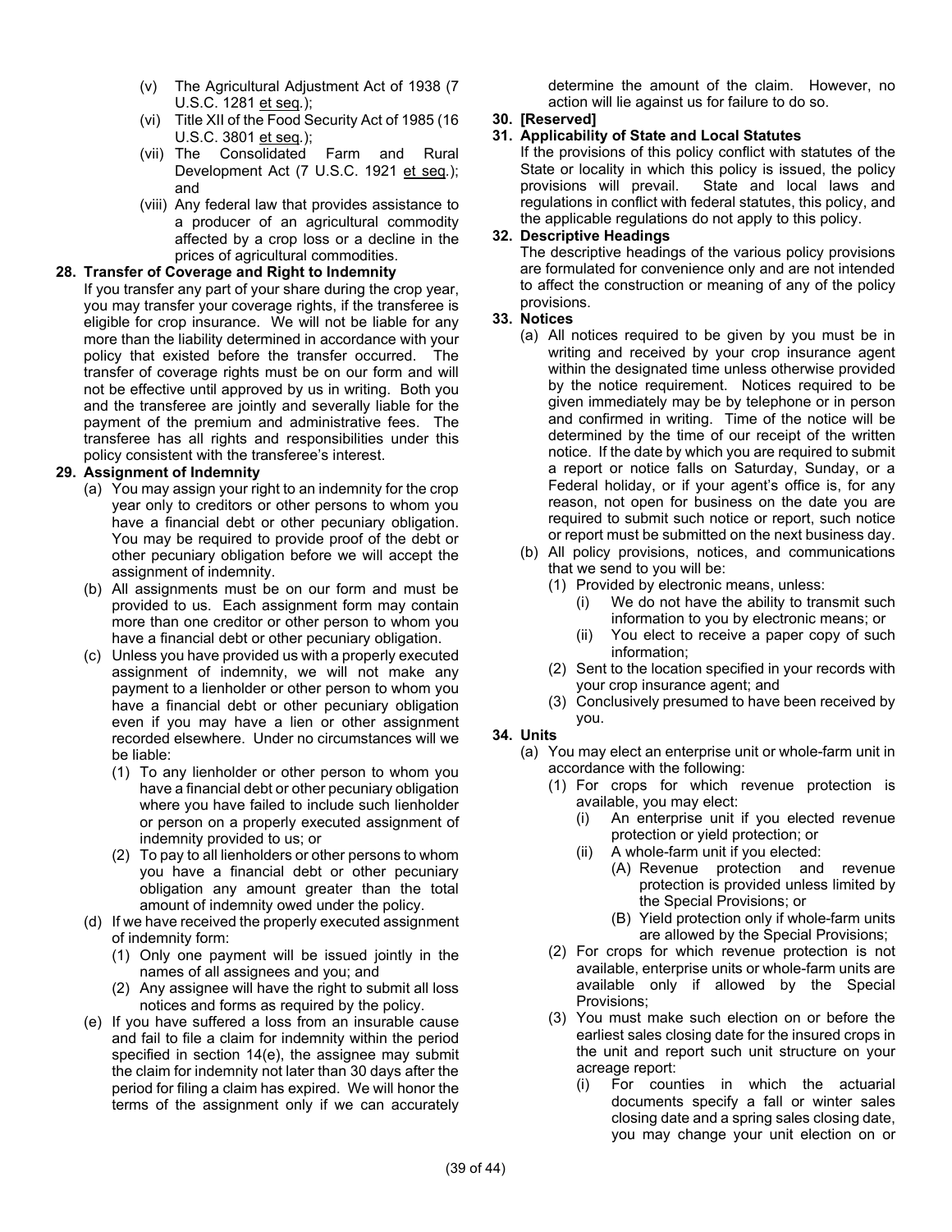(v) The Agricultural Adjustment Act of 1938 (7 U.S.C. 1281 et seq.);

(vi) Title XII of the Food Security Act of 1985 (16 U.S.C. 3801 et seq.);

(vii) The Consolidated Farm and Rural Development Act (7 U.S.C. 1921 et seq.); and

(viii) Any federal law that provides assistance to a producer of an agricultural commodity affected by a crop loss or a decline in the prices of agricultural commodities.

**28. Transfer of Coverage and Right to Indemnity**

If you transfer any part of your share during the crop year, you may transfer your coverage rights, if the transferee is eligible for crop insurance. We will not be liable for any more than the liability determined in accordance with your policy that existed before the transfer occurred. The transfer of coverage rights must be on our form and will not be effective until approved by us in writing. Both you and the transferee are jointly and severally liable for the payment of the premium and administrative fees. The transferee has all rights and responsibilities under this policy consistent with the transferee's interest.

**29. Assignment of Indemnity**

(a) You may assign your right to an indemnity for the crop year only to creditors or other persons to whom you have a financial debt or other pecuniary obligation. You may be required to provide proof of the debt or other pecuniary obligation before we will accept the assignment of indemnity.

(b) All assignments must be on our form and must be provided to us. Each assignment form may contain more than one creditor or other person to whom you have a financial debt or other pecuniary obligation.

(c) Unless you have provided us with a properly executed assignment of indemnity, we will not make any payment to a lienholder or other person to whom you have a financial debt or other pecuniary obligation even if you may have a lien or other assignment recorded elsewhere. Under no circumstances will we be liable:

(1) To any lienholder or other person to whom you have a financial debt or other pecuniary obligation where you have failed to include such lienholder or person on a properly executed assignment of indemnity provided to us; or

(2) To pay to all lienholders or other persons to whom you have a financial debt or other pecuniary obligation any amount greater than the total amount of indemnity owed under the policy.

(d) If we have received the properly executed assignment of indemnity form:

(1) Only one payment will be issued jointly in the names of all assignees and you; and

(2) Any assignee will have the right to submit all loss notices and forms as required by the policy.

(e) If you have suffered a loss from an insurable cause and fail to file a claim for indemnity within the period specified in section 14(e), the assignee may submit the claim for indemnity not later than 30 days after the period for filing a claim has expired. We will honor the terms of the assignment only if we can accurately determine the amount of the claim. However, no action will lie against us for failure to do so.

**30. [Reserved]**

**31. Applicability of State and Local Statutes**

If the provisions of this policy conflict with statutes of the State or locality in which this policy is issued, the policy provisions will prevail. State and local laws and regulations in conflict with federal statutes, this policy, and the applicable regulations do not apply to this policy.

**32. Descriptive Headings**

The descriptive headings of the various policy provisions are formulated for convenience only and are not intended to affect the construction or meaning of any of the policy provisions.

**33. Notices**

(a) All notices required to be given by you must be in writing and received by your crop insurance agent within the designated time unless otherwise provided by the notice requirement. Notices required to be given immediately may be by telephone or in person and confirmed in writing. Time of the notice will be determined by the time of our receipt of the written notice. If the date by which you are required to submit a report or notice falls on Saturday, Sunday, or a Federal holiday, or if your agent's office is, for any reason, not open for business on the date you are required to submit such notice or report, such notice or report must be submitted on the next business day.

(b) All policy provisions, notices, and communications that we send to you will be:

(1) Provided by electronic means, unless:

(i) We do not have the ability to transmit such information to you by electronic means; or

(ii) You elect to receive a paper copy of such information;

(2) Sent to the location specified in your records with your crop insurance agent; and

(3) Conclusively presumed to have been received by you.

**34. Units**

(a) You may elect an enterprise unit or whole-farm unit in accordance with the following:

(1) For crops for which revenue protection is available, you may elect:

(i) An enterprise unit if you elected revenue protection or yield protection; or

(ii) A whole-farm unit if you elected:

(A) Revenue protection and revenue protection is provided unless limited by the Special Provisions; or

(B) Yield protection only if whole-farm units are allowed by the Special Provisions;

(2) For crops for which revenue protection is not available, enterprise units or whole-farm units are available only if allowed by the Special Provisions;

(3) You must make such election on or before the earliest sales closing date for the insured crops in the unit and report such unit structure on your acreage report:

(i) For counties in which the actuarial documents specify a fall or winter sales closing date and a spring sales closing date, you may change your unit election on or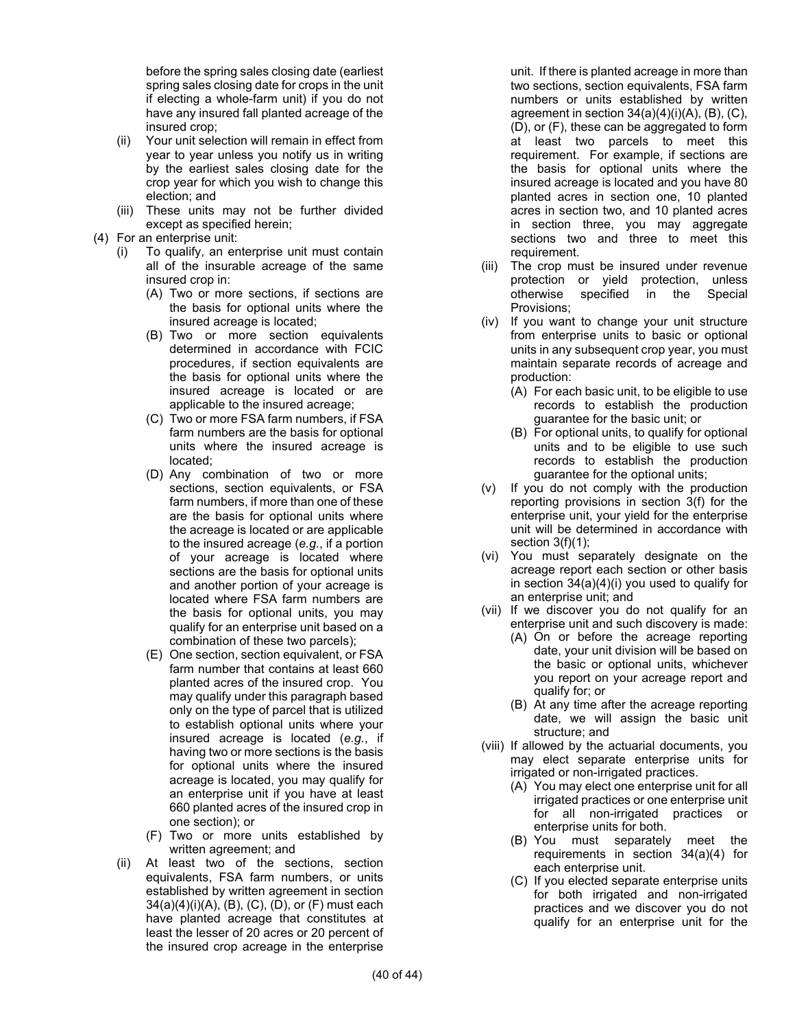before the spring sales closing date (earliest spring sales closing date for crops in the unit if electing a whole-farm unit) if you do not have any insured fall planted acreage of the insured crop;

(ii) Your unit selection will remain in effect from year to year unless you notify us in writing by the earliest sales closing date for the crop year for which you wish to change this election; and

(iii) These units may not be further divided except as specified herein;

(4) For an enterprise unit:

(i) To qualify, an enterprise unit must contain all of the insurable acreage of the same insured crop in:

(A) Two or more sections, if sections are the basis for optional units where the insured acreage is located;

(B) Two or more section equivalents determined in accordance with FCIC procedures, if section equivalents are the basis for optional units where the insured acreage is located or are applicable to the insured acreage;

(C) Two or more FSA farm numbers, if FSA farm numbers are the basis for optional units where the insured acreage is located;

(D) Any combination of two or more sections, section equivalents, or FSA farm numbers, if more than one of these are the basis for optional units where the acreage is located or are applicable to the insured acreage (*e.g.*, if a portion of your acreage is located where sections are the basis for optional units and another portion of your acreage is located where FSA farm numbers are the basis for optional units, you may qualify for an enterprise unit based on a combination of these two parcels);

(E) One section, section equivalent, or FSA farm number that contains at least 660 planted acres of the insured crop. You may qualify under this paragraph based only on the type of parcel that is utilized to establish optional units where your insured acreage is located (*e.g.*, if having two or more sections is the basis for optional units where the insured acreage is located, you may qualify for an enterprise unit if you have at least 660 planted acres of the insured crop in one section); or

(F) Two or more units established by written agreement; and

(ii) At least two of the sections, section equivalents, FSA farm numbers, or units established by written agreement in section 34(a)(4)(i)(A), (B), (C), (D), or (F) must each have planted acreage that constitutes at least the lesser of 20 acres or 20 percent of the insured crop acreage in the enterprise unit. If there is planted acreage in more than two sections, section equivalents, FSA farm numbers or units established by written agreement in section 34(a)(4)(i)(A), (B), (C), (D), or (F), these can be aggregated to form at least two parcels to meet this requirement. For example, if sections are the basis for optional units where the insured acreage is located and you have 80 planted acres in section one, 10 planted acres in section two, and 10 planted acres in section three, you may aggregate sections two and three to meet this requirement.

(iii) The crop must be insured under revenue protection or yield protection, unless otherwise specified in the Special Provisions;

(iv) If you want to change your unit structure from enterprise units to basic or optional units in any subsequent crop year, you must maintain separate records of acreage and production:

(A) For each basic unit, to be eligible to use records to establish the production guarantee for the basic unit; or

(B) For optional units, to qualify for optional units and to be eligible to use such records to establish the production guarantee for the optional units;

(v) If you do not comply with the production reporting provisions in section 3(f) for the enterprise unit, your yield for the enterprise unit will be determined in accordance with section 3(f)(1);

(vi) You must separately designate on the acreage report each section or other basis in section 34(a)(4)(i) you used to qualify for an enterprise unit; and

(vii) If we discover you do not qualify for an enterprise unit and such discovery is made:

(A) On or before the acreage reporting date, your unit division will be based on the basic or optional units, whichever you report on your acreage report and qualify for; or

(B) At any time after the acreage reporting date, we will assign the basic unit structure; and

(viii) If allowed by the actuarial documents, you may elect separate enterprise units for irrigated or non-irrigated practices.

(A) You may elect one enterprise unit for all irrigated practices or one enterprise unit for all non-irrigated practices or enterprise units for both.

(B) You must separately meet the requirements in section 34(a)(4) for each enterprise unit.

(C) If you elected separate enterprise units for both irrigated and non-irrigated practices and we discover you do not qualify for an enterprise unit for the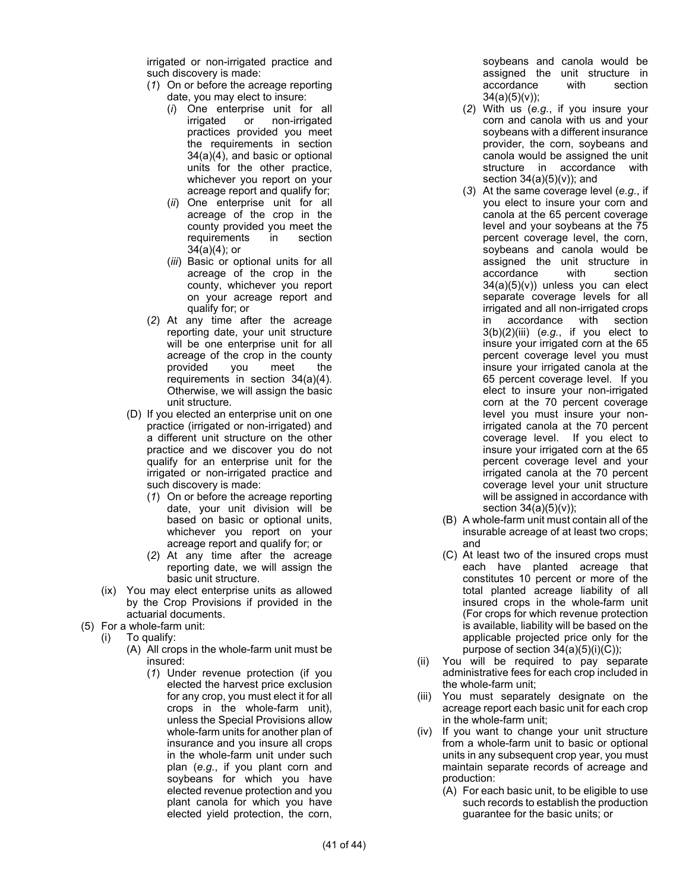irrigated or non-irrigated practice and such discovery is made:

- (*1*) On or before the acreage reporting date, you may elect to insure:
  - (*i*) One enterprise unit for all irrigated or non-irrigated practices provided you meet the requirements in section 34(a)(4), and basic or optional units for the other practice, whichever you report on your acreage report and qualify for;
  - (*ii*) One enterprise unit for all acreage of the crop in the county provided you meet the requirements in section 34(a)(4); or
  - (*iii*) Basic or optional units for all acreage of the crop in the county, whichever you report on your acreage report and qualify for; or
- (*2*) At any time after the acreage reporting date, your unit structure will be one enterprise unit for all acreage of the crop in the county provided you meet the requirements in section 34(a)(4). Otherwise, we will assign the basic unit structure.

(D) If you elected an enterprise unit on one practice (irrigated or non-irrigated) and a different unit structure on the other practice and we discover you do not qualify for an enterprise unit for the irrigated or non-irrigated practice and such discovery is made:

- (*1*) On or before the acreage reporting date, your unit division will be based on basic or optional units, whichever you report on your acreage report and qualify for; or
- (*2*) At any time after the acreage reporting date, we will assign the basic unit structure.

(ix) You may elect enterprise units as allowed by the Crop Provisions if provided in the actuarial documents.

(5) For a whole-farm unit:

(i) To qualify:

(A) All crops in the whole-farm unit must be insured:

- (*1*) Under revenue protection (if you elected the harvest price exclusion for any crop, you must elect it for all crops in the whole-farm unit), unless the Special Provisions allow whole-farm units for another plan of insurance and you insure all crops in the whole-farm unit under such plan (*e.g.*, if you plant corn and soybeans for which you have elected revenue protection and you plant canola for which you have elected yield protection, the corn, soybeans and canola would be assigned the unit structure in accordance with section 34(a)(5)(v));
- (*2*) With us (*e.g.*, if you insure your corn and canola with us and your soybeans with a different insurance provider, the corn, soybeans and canola would be assigned the unit structure in accordance with section 34(a)(5)(v)); and
- (*3*) At the same coverage level (*e.g.*, if you elect to insure your corn and canola at the 65 percent coverage level and your soybeans at the 75 percent coverage level, the corn, soybeans and canola would be assigned the unit structure in accordance with section 34(a)(5)(v)) unless you can elect separate coverage levels for all irrigated and all non-irrigated crops in accordance with section 3(b)(2)(iii) (*e.g.*, if you elect to insure your irrigated corn at the 65 percent coverage level you must insure your irrigated canola at the 65 percent coverage level. If you elect to insure your non-irrigated corn at the 70 percent coverage level you must insure your non-irrigated canola at the 70 percent coverage level. If you elect to insure your irrigated corn at the 65 percent coverage level and your irrigated canola at the 70 percent coverage level your unit structure will be assigned in accordance with section 34(a)(5)(v));

(B) A whole-farm unit must contain all of the insurable acreage of at least two crops; and

(C) At least two of the insured crops must each have planted acreage that constitutes 10 percent or more of the total planted acreage liability of all insured crops in the whole-farm unit (For crops for which revenue protection is available, liability will be based on the applicable projected price only for the purpose of section 34(a)(5)(i)(C));

(ii) You will be required to pay separate administrative fees for each crop included in the whole-farm unit;

(iii) You must separately designate on the acreage report each basic unit for each crop in the whole-farm unit;

(iv) If you want to change your unit structure from a whole-farm unit to basic or optional units in any subsequent crop year, you must maintain separate records of acreage and production:

(A) For each basic unit, to be eligible to use such records to establish the production guarantee for the basic units; or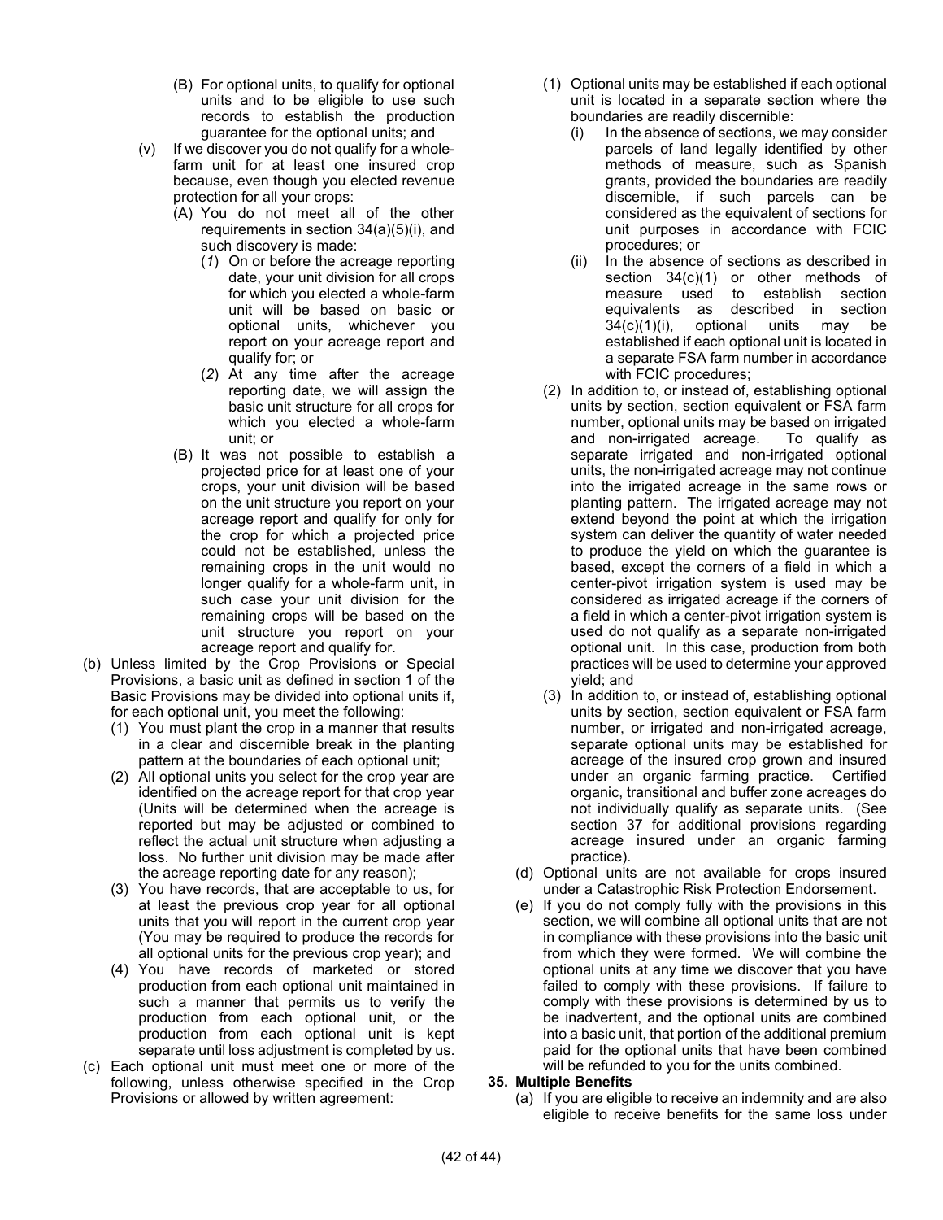(B) For optional units, to qualify for optional units and to be eligible to use such records to establish the production guarantee for the optional units; and

(v) If we discover you do not qualify for a whole-farm unit for at least one insured crop because, even though you elected revenue protection for all your crops:

(A) You do not meet all of the other requirements in section 34(a)(5)(i), and such discovery is made:

(*1*) On or before the acreage reporting date, your unit division for all crops for which you elected a whole-farm unit will be based on basic or optional units, whichever you report on your acreage report and qualify for; or

(*2*) At any time after the acreage reporting date, we will assign the basic unit structure for all crops for which you elected a whole-farm unit; or

(B) It was not possible to establish a projected price for at least one of your crops, your unit division will be based on the unit structure you report on your acreage report and qualify for only for the crop for which a projected price could not be established, unless the remaining crops in the unit would no longer qualify for a whole-farm unit, in such case your unit division for the remaining crops will be based on the unit structure you report on your acreage report and qualify for.

(b) Unless limited by the Crop Provisions or Special Provisions, a basic unit as defined in section 1 of the Basic Provisions may be divided into optional units if, for each optional unit, you meet the following:

(1) You must plant the crop in a manner that results in a clear and discernible break in the planting pattern at the boundaries of each optional unit;

(2) All optional units you select for the crop year are identified on the acreage report for that crop year (Units will be determined when the acreage is reported but may be adjusted or combined to reflect the actual unit structure when adjusting a loss. No further unit division may be made after the acreage reporting date for any reason);

(3) You have records, that are acceptable to us, for at least the previous crop year for all optional units that you will report in the current crop year (You may be required to produce the records for all optional units for the previous crop year); and

(4) You have records of marketed or stored production from each optional unit maintained in such a manner that permits us to verify the production from each optional unit, or the production from each optional unit is kept separate until loss adjustment is completed by us.

(c) Each optional unit must meet one or more of the following, unless otherwise specified in the Crop Provisions or allowed by written agreement:

(1) Optional units may be established if each optional unit is located in a separate section where the boundaries are readily discernible:

(i) In the absence of sections, we may consider parcels of land legally identified by other methods of measure, such as Spanish grants, provided the boundaries are readily discernible, if such parcels can be considered as the equivalent of sections for unit purposes in accordance with FCIC procedures; or

(ii) In the absence of sections as described in section 34(c)(1) or other methods of measure used to establish section equivalents as described in section 34(c)(1)(i), optional units may be established if each optional unit is located in a separate FSA farm number in accordance with FCIC procedures;

(2) In addition to, or instead of, establishing optional units by section, section equivalent or FSA farm number, optional units may be based on irrigated and non-irrigated acreage. To qualify as separate irrigated and non-irrigated optional units, the non-irrigated acreage may not continue into the irrigated acreage in the same rows or planting pattern. The irrigated acreage may not extend beyond the point at which the irrigation system can deliver the quantity of water needed to produce the yield on which the guarantee is based, except the corners of a field in which a center-pivot irrigation system is used may be considered as irrigated acreage if the corners of a field in which a center-pivot irrigation system is used do not qualify as a separate non-irrigated optional unit. In this case, production from both practices will be used to determine your approved yield; and

(3) In addition to, or instead of, establishing optional units by section, section equivalent or FSA farm number, or irrigated and non-irrigated acreage, separate optional units may be established for acreage of the insured crop grown and insured under an organic farming practice. Certified organic, transitional and buffer zone acreages do not individually qualify as separate units. (See section 37 for additional provisions regarding acreage insured under an organic farming practice).

(d) Optional units are not available for crops insured under a Catastrophic Risk Protection Endorsement.

(e) If you do not comply fully with the provisions in this section, we will combine all optional units that are not in compliance with these provisions into the basic unit from which they were formed. We will combine the optional units at any time we discover that you have failed to comply with these provisions. If failure to comply with these provisions is determined by us to be inadvertent, and the optional units are combined into a basic unit, that portion of the additional premium paid for the optional units that have been combined will be refunded to you for the units combined.

**35. Multiple Benefits**

(a) If you are eligible to receive an indemnity and are also eligible to receive benefits for the same loss under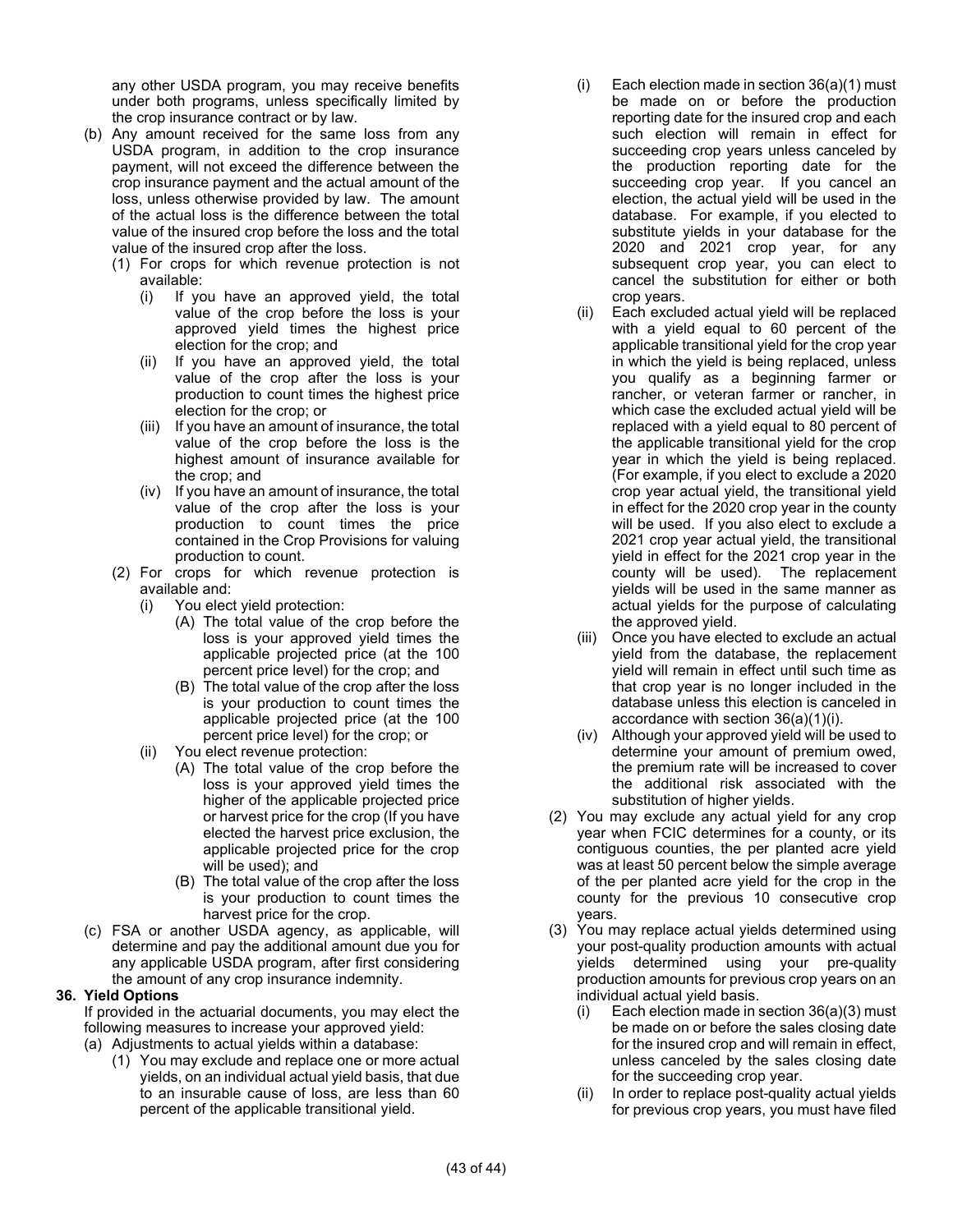any other USDA program, you may receive benefits under both programs, unless specifically limited by the crop insurance contract or by law.

(b) Any amount received for the same loss from any USDA program, in addition to the crop insurance payment, will not exceed the difference between the crop insurance payment and the actual amount of the loss, unless otherwise provided by law. The amount of the actual loss is the difference between the total value of the insured crop before the loss and the total value of the insured crop after the loss.

  (1) For crops for which revenue protection is not available:

    (i) If you have an approved yield, the total value of the crop before the loss is your approved yield times the highest price election for the crop; and

    (ii) If you have an approved yield, the total value of the crop after the loss is your production to count times the highest price election for the crop; or

    (iii) If you have an amount of insurance, the total value of the crop before the loss is the highest amount of insurance available for the crop; and

    (iv) If you have an amount of insurance, the total value of the crop after the loss is your production to count times the price contained in the Crop Provisions for valuing production to count.

  (2) For crops for which revenue protection is available and:

    (i) You elect yield protection:

      (A) The total value of the crop before the loss is your approved yield times the applicable projected price (at the 100 percent price level) for the crop; and

      (B) The total value of the crop after the loss is your production to count times the applicable projected price (at the 100 percent price level) for the crop; or

    (ii) You elect revenue protection:

      (A) The total value of the crop before the loss is your approved yield times the higher of the applicable projected price or harvest price for the crop (If you have elected the harvest price exclusion, the applicable projected price for the crop will be used); and

      (B) The total value of the crop after the loss is your production to count times the harvest price for the crop.

(c) FSA or another USDA agency, as applicable, will determine and pay the additional amount due you for any applicable USDA program, after first considering the amount of any crop insurance indemnity.

**36. Yield Options**

If provided in the actuarial documents, you may elect the following measures to increase your approved yield:

(a) Adjustments to actual yields within a database:

  (1) You may exclude and replace one or more actual yields, on an individual actual yield basis, that due to an insurable cause of loss, are less than 60 percent of the applicable transitional yield.

    (i) Each election made in section 36(a)(1) must be made on or before the production reporting date for the insured crop and each such election will remain in effect for succeeding crop years unless canceled by the production reporting date for the succeeding crop year. If you cancel an election, the actual yield will be used in the database. For example, if you elected to substitute yields in your database for the 2020 and 2021 crop year, for any subsequent crop year, you can elect to cancel the substitution for either or both crop years.

    (ii) Each excluded actual yield will be replaced with a yield equal to 60 percent of the applicable transitional yield for the crop year in which the yield is being replaced, unless you qualify as a beginning farmer or rancher, or veteran farmer or rancher, in which case the excluded actual yield will be replaced with a yield equal to 80 percent of the applicable transitional yield for the crop year in which the yield is being replaced. (For example, if you elect to exclude a 2020 crop year actual yield, the transitional yield in effect for the 2020 crop year in the county will be used. If you also elect to exclude a 2021 crop year actual yield, the transitional yield in effect for the 2021 crop year in the county will be used). The replacement yields will be used in the same manner as actual yields for the purpose of calculating the approved yield.

    (iii) Once you have elected to exclude an actual yield from the database, the replacement yield will remain in effect until such time as that crop year is no longer included in the database unless this election is canceled in accordance with section 36(a)(1)(i).

    (iv) Although your approved yield will be used to determine your amount of premium owed, the premium rate will be increased to cover the additional risk associated with the substitution of higher yields.

  (2) You may exclude any actual yield for any crop year when FCIC determines for a county, or its contiguous counties, the per planted acre yield was at least 50 percent below the simple average of the per planted acre yield for the crop in the county for the previous 10 consecutive crop years.

  (3) You may replace actual yields determined using your post-quality production amounts with actual yields determined using your pre-quality production amounts for previous crop years on an individual actual yield basis.

    (i) Each election made in section 36(a)(3) must be made on or before the sales closing date for the insured crop and will remain in effect, unless canceled by the sales closing date for the succeeding crop year.

    (ii) In order to replace post-quality actual yields for previous crop years, you must have filed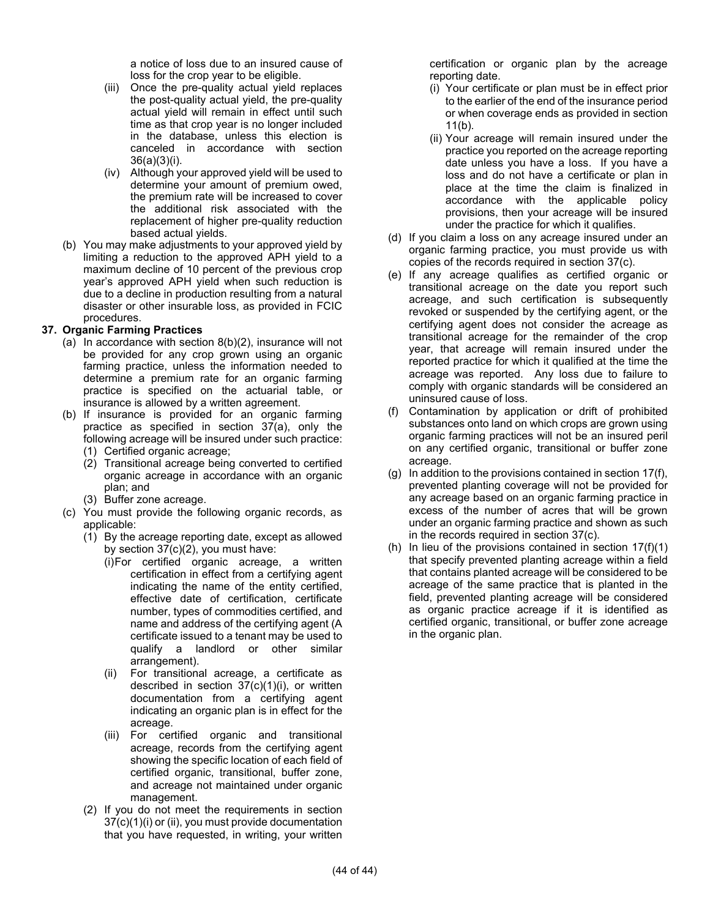a notice of loss due to an insured cause of loss for the crop year to be eligible.

(iii) Once the pre-quality actual yield replaces the post-quality actual yield, the pre-quality actual yield will remain in effect until such time as that crop year is no longer included in the database, unless this election is canceled in accordance with section 36(a)(3)(i).

(iv) Although your approved yield will be used to determine your amount of premium owed, the premium rate will be increased to cover the additional risk associated with the replacement of higher pre-quality reduction based actual yields.

(b) You may make adjustments to your approved yield by limiting a reduction to the approved APH yield to a maximum decline of 10 percent of the previous crop year's approved APH yield when such reduction is due to a decline in production resulting from a natural disaster or other insurable loss, as provided in FCIC procedures.

**37. Organic Farming Practices**

(a) In accordance with section 8(b)(2), insurance will not be provided for any crop grown using an organic farming practice, unless the information needed to determine a premium rate for an organic farming practice is specified on the actuarial table, or insurance is allowed by a written agreement.

(b) If insurance is provided for an organic farming practice as specified in section 37(a), only the following acreage will be insured under such practice:

(1) Certified organic acreage;

(2) Transitional acreage being converted to certified organic acreage in accordance with an organic plan; and

(3) Buffer zone acreage.

(c) You must provide the following organic records, as applicable:

(1) By the acreage reporting date, except as allowed by section 37(c)(2), you must have:

(i) For certified organic acreage, a written certification in effect from a certifying agent indicating the name of the entity certified, effective date of certification, certificate number, types of commodities certified, and name and address of the certifying agent (A certificate issued to a tenant may be used to qualify a landlord or other similar arrangement).

(ii) For transitional acreage, a certificate as described in section 37(c)(1)(i), or written documentation from a certifying agent indicating an organic plan is in effect for the acreage.

(iii) For certified organic and transitional acreage, records from the certifying agent showing the specific location of each field of certified organic, transitional, buffer zone, and acreage not maintained under organic management.

(2) If you do not meet the requirements in section 37(c)(1)(i) or (ii), you must provide documentation that you have requested, in writing, your written certification or organic plan by the acreage reporting date.

(i) Your certificate or plan must be in effect prior to the earlier of the end of the insurance period or when coverage ends as provided in section 11(b).

(ii) Your acreage will remain insured under the practice you reported on the acreage reporting date unless you have a loss. If you have a loss and do not have a certificate or plan in place at the time the claim is finalized in accordance with the applicable policy provisions, then your acreage will be insured under the practice for which it qualifies.

(d) If you claim a loss on any acreage insured under an organic farming practice, you must provide us with copies of the records required in section 37(c).

(e) If any acreage qualifies as certified organic or transitional acreage on the date you report such acreage, and such certification is subsequently revoked or suspended by the certifying agent, or the certifying agent does not consider the acreage as transitional acreage for the remainder of the crop year, that acreage will remain insured under the reported practice for which it qualified at the time the acreage was reported. Any loss due to failure to comply with organic standards will be considered an uninsured cause of loss.

(f) Contamination by application or drift of prohibited substances onto land on which crops are grown using organic farming practices will not be an insured peril on any certified organic, transitional or buffer zone acreage.

(g) In addition to the provisions contained in section 17(f), prevented planting coverage will not be provided for any acreage based on an organic farming practice in excess of the number of acres that will be grown under an organic farming practice and shown as such in the records required in section 37(c).

(h) In lieu of the provisions contained in section 17(f)(1) that specify prevented planting acreage within a field that contains planted acreage will be considered to be acreage of the same practice that is planted in the field, prevented planting acreage will be considered as organic practice acreage if it is identified as certified organic, transitional, or buffer zone acreage in the organic plan.